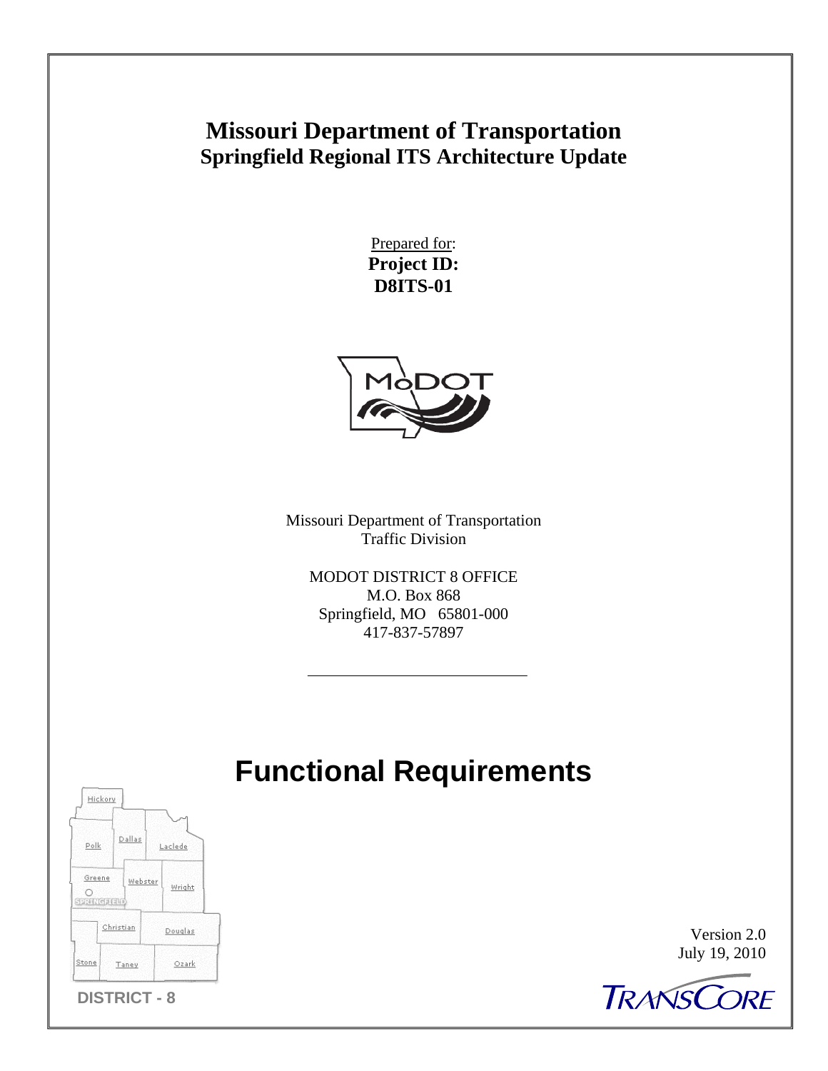# Missouri Department of Transportation

## Springfield Regional ITS Architecture Update

Prepared for:

**Project ID:**

**D8ITS-01**

Missouri Department of Transportation
Traffic Division

MODOT DISTRICT 8 OFFICE
M.O. Box 868
Springfield, MO 65801-000
417-837-57897

# Functional Requirements

Hickory
Polk
Dallas
Laclede
Greene
SPRINGFIELD
Webster
Wright
Christian
Douglas
Stone
Taney
Ozark

DISTRICT - 8

Version 2.0
July 19, 2010

TRANSCORE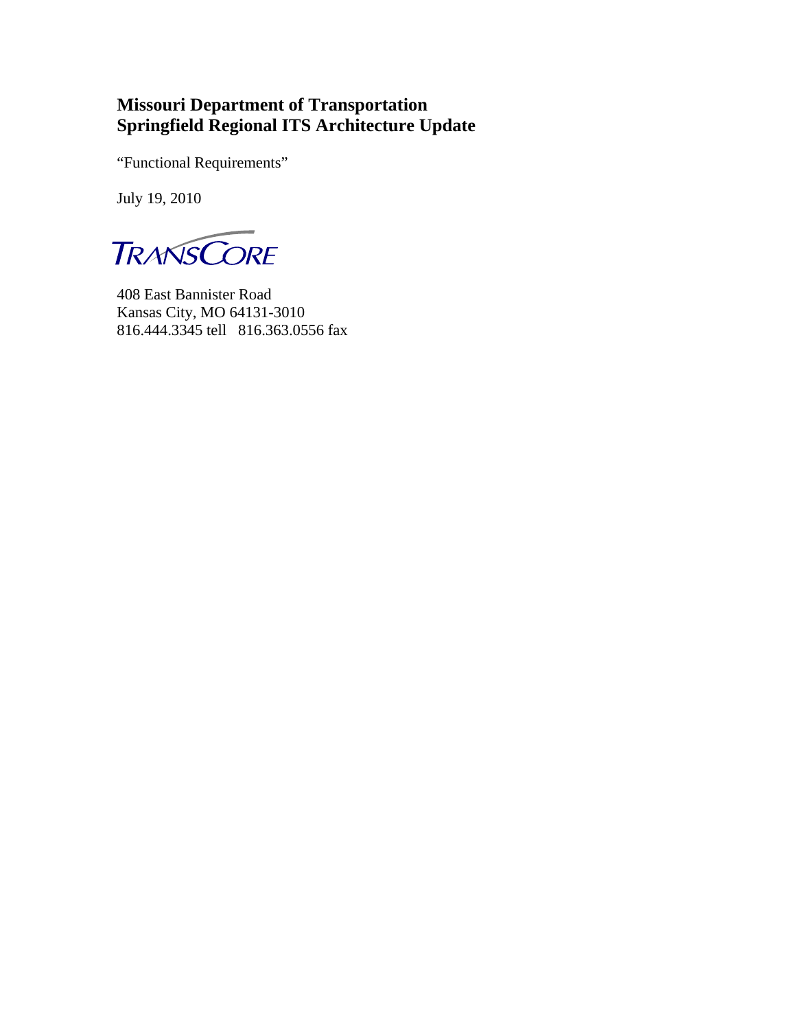# Missouri Department of Transportation
# Springfield Regional ITS Architecture Update

"Functional Requirements"

July 19, 2010

TRANSCORE

408 East Bannister Road
Kansas City, MO 64131-3010
816.444.3345 tell 816.363.0556 fax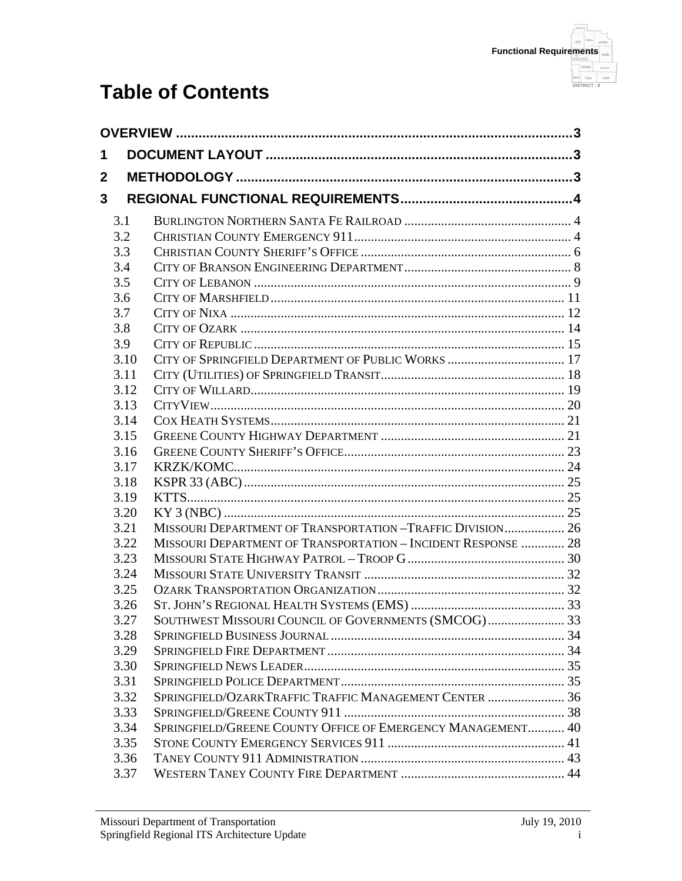# Table of Contents

**OVERVIEW** .......... 3

**1 DOCUMENT LAYOUT** .......... 3

**2 METHODOLOGY** .......... 3

**3 REGIONAL FUNCTIONAL REQUIREMENTS** .......... 4

- 3.1 BURLINGTON NORTHERN SANTA FE RAILROAD .......... 4
- 3.2 CHRISTIAN COUNTY EMERGENCY 911 .......... 4
- 3.3 CHRISTIAN COUNTY SHERIFF'S OFFICE .......... 6
- 3.4 CITY OF BRANSON ENGINEERING DEPARTMENT .......... 8
- 3.5 CITY OF LEBANON .......... 9
- 3.6 CITY OF MARSHFIELD .......... 11
- 3.7 CITY OF NIXA .......... 12
- 3.8 CITY OF OZARK .......... 14
- 3.9 CITY OF REPUBLIC .......... 15
- 3.10 CITY OF SPRINGFIELD DEPARTMENT OF PUBLIC WORKS .......... 17
- 3.11 CITY (UTILITIES) OF SPRINGFIELD TRANSIT .......... 18
- 3.12 CITY OF WILLARD .......... 19
- 3.13 CITYVIEW .......... 20
- 3.14 COX HEATH SYSTEMS .......... 21
- 3.15 GREENE COUNTY HIGHWAY DEPARTMENT .......... 21
- 3.16 GREENE COUNTY SHERIFF'S OFFICE .......... 23
- 3.17 KRZK/KOMC .......... 24
- 3.18 KSPR 33 (ABC) .......... 25
- 3.19 KTTS .......... 25
- 3.20 KY 3 (NBC) .......... 25
- 3.21 MISSOURI DEPARTMENT OF TRANSPORTATION –TRAFFIC DIVISION .......... 26
- 3.22 MISSOURI DEPARTMENT OF TRANSPORTATION – INCIDENT RESPONSE .......... 28
- 3.23 MISSOURI STATE HIGHWAY PATROL – TROOP G .......... 30
- 3.24 MISSOURI STATE UNIVERSITY TRANSIT .......... 32
- 3.25 OZARK TRANSPORTATION ORGANIZATION .......... 32
- 3.26 ST. JOHN'S REGIONAL HEALTH SYSTEMS (EMS) .......... 33
- 3.27 SOUTHWEST MISSOURI COUNCIL OF GOVERNMENTS (SMCOG) .......... 33
- 3.28 SPRINGFIELD BUSINESS JOURNAL .......... 34
- 3.29 SPRINGFIELD FIRE DEPARTMENT .......... 34
- 3.30 SPRINGFIELD NEWS LEADER .......... 35
- 3.31 SPRINGFIELD POLICE DEPARTMENT .......... 35
- 3.32 SPRINGFIELD/OZARKTRAFFIC TRAFFIC MANAGEMENT CENTER .......... 36
- 3.33 SPRINGFIELD/GREENE COUNTY 911 .......... 38
- 3.34 SPRINGFIELD/GREENE COUNTY OFFICE OF EMERGENCY MANAGEMENT .......... 40
- 3.35 STONE COUNTY EMERGENCY SERVICES 911 .......... 41
- 3.36 TANEY COUNTY 911 ADMINISTRATION .......... 43
- 3.37 WESTERN TANEY COUNTY FIRE DEPARTMENT .......... 44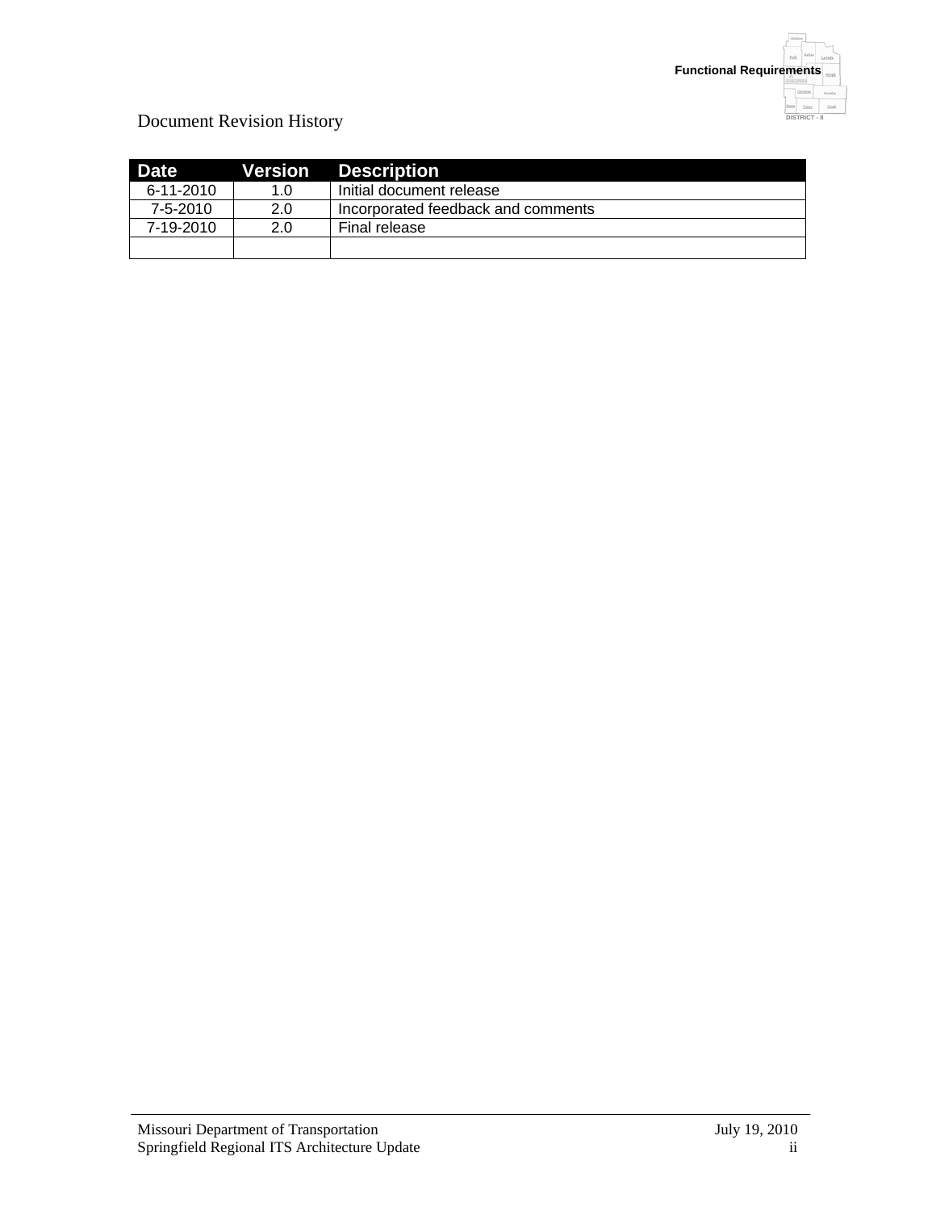Document Revision History

| Date | Version | Description |
| --- | --- | --- |
| 6-11-2010 | 1.0 | Initial document release |
| 7-5-2010 | 2.0 | Incorporated feedback and comments |
| 7-19-2010 | 2.0 | Final release |
| | | |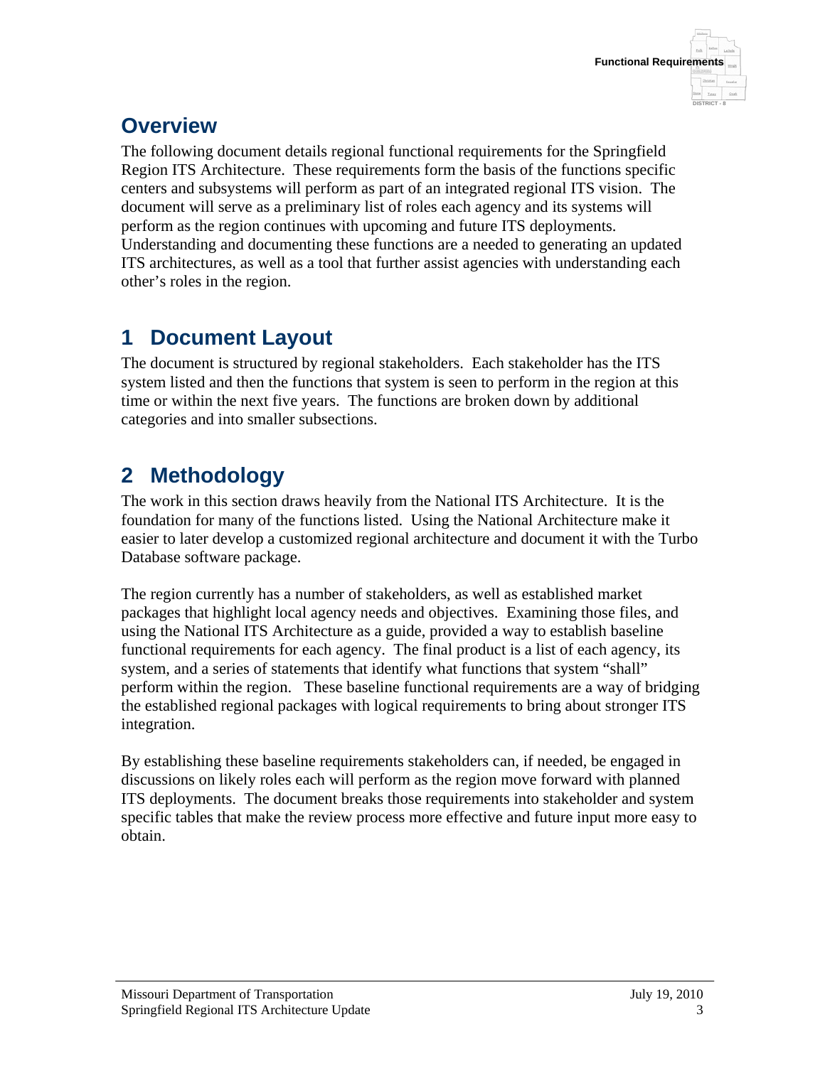# Overview

The following document details regional functional requirements for the Springfield Region ITS Architecture. These requirements form the basis of the functions specific centers and subsystems will perform as part of an integrated regional ITS vision. The document will serve as a preliminary list of roles each agency and its systems will perform as the region continues with upcoming and future ITS deployments. Understanding and documenting these functions are a needed to generating an updated ITS architectures, as well as a tool that further assist agencies with understanding each other's roles in the region.

# 1 Document Layout

The document is structured by regional stakeholders. Each stakeholder has the ITS system listed and then the functions that system is seen to perform in the region at this time or within the next five years. The functions are broken down by additional categories and into smaller subsections.

# 2 Methodology

The work in this section draws heavily from the National ITS Architecture. It is the foundation for many of the functions listed. Using the National Architecture make it easier to later develop a customized regional architecture and document it with the Turbo Database software package.

The region currently has a number of stakeholders, as well as established market packages that highlight local agency needs and objectives. Examining those files, and using the National ITS Architecture as a guide, provided a way to establish baseline functional requirements for each agency. The final product is a list of each agency, its system, and a series of statements that identify what functions that system "shall" perform within the region. These baseline functional requirements are a way of bridging the established regional packages with logical requirements to bring about stronger ITS integration.

By establishing these baseline requirements stakeholders can, if needed, be engaged in discussions on likely roles each will perform as the region move forward with planned ITS deployments. The document breaks those requirements into stakeholder and system specific tables that make the review process more effective and future input more easy to obtain.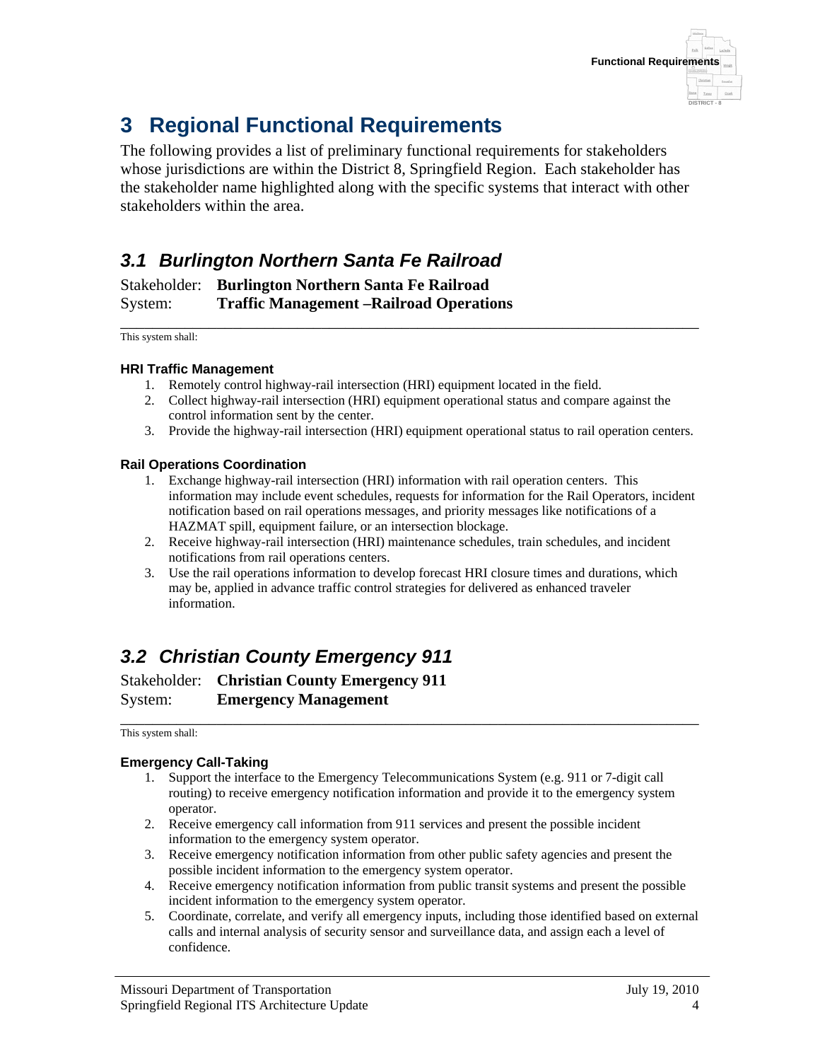# 3 Regional Functional Requirements

The following provides a list of preliminary functional requirements for stakeholders whose jurisdictions are within the District 8, Springfield Region. Each stakeholder has the stakeholder name highlighted along with the specific systems that interact with other stakeholders within the area.

## 3.1 Burlington Northern Santa Fe Railroad

Stakeholder: **Burlington Northern Santa Fe Railroad**
System: **Traffic Management –Railroad Operations**

---

This system shall:

**HRI Traffic Management**

1. Remotely control highway-rail intersection (HRI) equipment located in the field.
2. Collect highway-rail intersection (HRI) equipment operational status and compare against the control information sent by the center.
3. Provide the highway-rail intersection (HRI) equipment operational status to rail operation centers.

**Rail Operations Coordination**

1. Exchange highway-rail intersection (HRI) information with rail operation centers. This information may include event schedules, requests for information for the Rail Operators, incident notification based on rail operations messages, and priority messages like notifications of a HAZMAT spill, equipment failure, or an intersection blockage.
2. Receive highway-rail intersection (HRI) maintenance schedules, train schedules, and incident notifications from rail operations centers.
3. Use the rail operations information to develop forecast HRI closure times and durations, which may be, applied in advance traffic control strategies for delivered as enhanced traveler information.

## 3.2 Christian County Emergency 911

Stakeholder: **Christian County Emergency 911**
System: **Emergency Management**

---

This system shall:

**Emergency Call-Taking**

1. Support the interface to the Emergency Telecommunications System (e.g. 911 or 7-digit call routing) to receive emergency notification information and provide it to the emergency system operator.
2. Receive emergency call information from 911 services and present the possible incident information to the emergency system operator.
3. Receive emergency notification information from other public safety agencies and present the possible incident information to the emergency system operator.
4. Receive emergency notification information from public transit systems and present the possible incident information to the emergency system operator.
5. Coordinate, correlate, and verify all emergency inputs, including those identified based on external calls and internal analysis of security sensor and surveillance data, and assign each a level of confidence.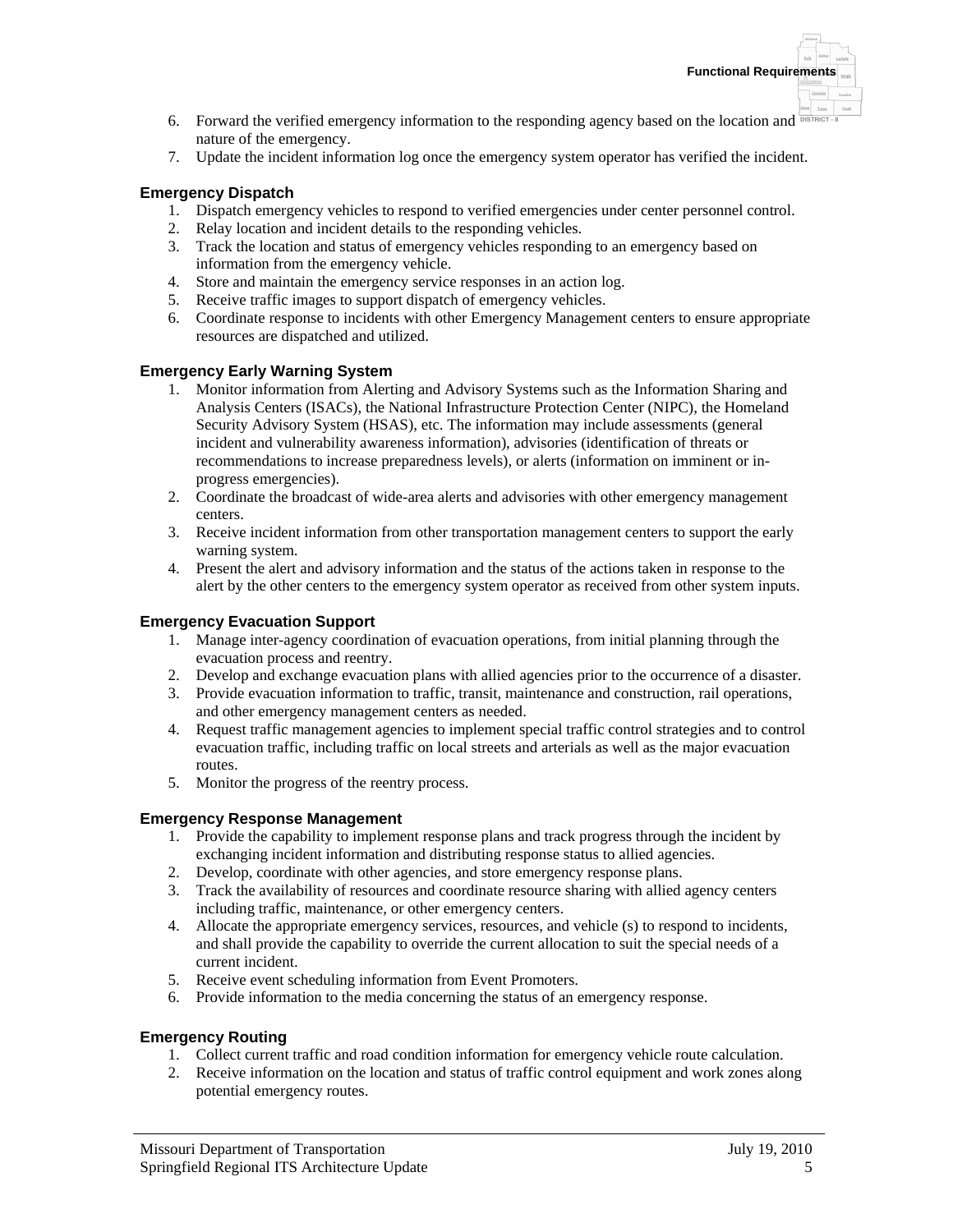6. Forward the verified emergency information to the responding agency based on the location and nature of the emergency.
7. Update the incident information log once the emergency system operator has verified the incident.

### Emergency Dispatch

1. Dispatch emergency vehicles to respond to verified emergencies under center personnel control.
2. Relay location and incident details to the responding vehicles.
3. Track the location and status of emergency vehicles responding to an emergency based on information from the emergency vehicle.
4. Store and maintain the emergency service responses in an action log.
5. Receive traffic images to support dispatch of emergency vehicles.
6. Coordinate response to incidents with other Emergency Management centers to ensure appropriate resources are dispatched and utilized.

### Emergency Early Warning System

1. Monitor information from Alerting and Advisory Systems such as the Information Sharing and Analysis Centers (ISACs), the National Infrastructure Protection Center (NIPC), the Homeland Security Advisory System (HSAS), etc. The information may include assessments (general incident and vulnerability awareness information), advisories (identification of threats or recommendations to increase preparedness levels), or alerts (information on imminent or in-progress emergencies).
2. Coordinate the broadcast of wide-area alerts and advisories with other emergency management centers.
3. Receive incident information from other transportation management centers to support the early warning system.
4. Present the alert and advisory information and the status of the actions taken in response to the alert by the other centers to the emergency system operator as received from other system inputs.

### Emergency Evacuation Support

1. Manage inter-agency coordination of evacuation operations, from initial planning through the evacuation process and reentry.
2. Develop and exchange evacuation plans with allied agencies prior to the occurrence of a disaster.
3. Provide evacuation information to traffic, transit, maintenance and construction, rail operations, and other emergency management centers as needed.
4. Request traffic management agencies to implement special traffic control strategies and to control evacuation traffic, including traffic on local streets and arterials as well as the major evacuation routes.
5. Monitor the progress of the reentry process.

### Emergency Response Management

1. Provide the capability to implement response plans and track progress through the incident by exchanging incident information and distributing response status to allied agencies.
2. Develop, coordinate with other agencies, and store emergency response plans.
3. Track the availability of resources and coordinate resource sharing with allied agency centers including traffic, maintenance, or other emergency centers.
4. Allocate the appropriate emergency services, resources, and vehicle (s) to respond to incidents, and shall provide the capability to override the current allocation to suit the special needs of a current incident.
5. Receive event scheduling information from Event Promoters.
6. Provide information to the media concerning the status of an emergency response.

### Emergency Routing

1. Collect current traffic and road condition information for emergency vehicle route calculation.
2. Receive information on the location and status of traffic control equipment and work zones along potential emergency routes.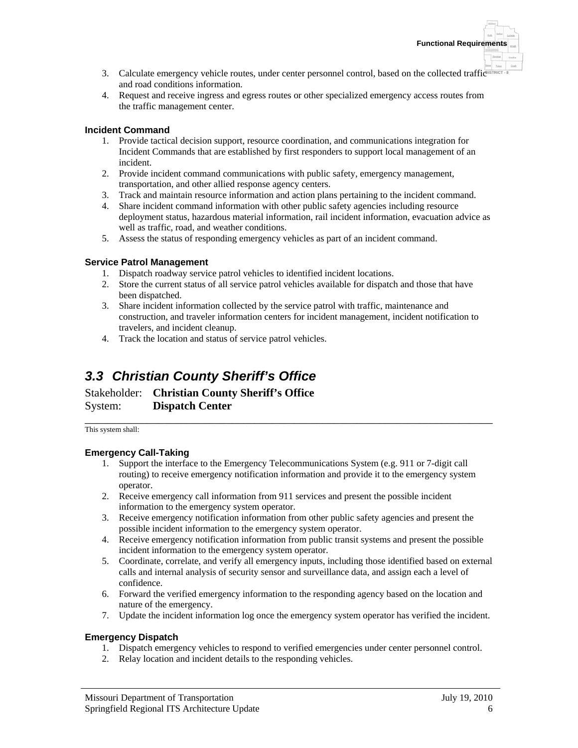3. Calculate emergency vehicle routes, under center personnel control, based on the collected traffic and road conditions information.
4. Request and receive ingress and egress routes or other specialized emergency access routes from the traffic management center.

**Incident Command**

1. Provide tactical decision support, resource coordination, and communications integration for Incident Commands that are established by first responders to support local management of an incident.
2. Provide incident command communications with public safety, emergency management, transportation, and other allied response agency centers.
3. Track and maintain resource information and action plans pertaining to the incident command.
4. Share incident command information with other public safety agencies including resource deployment status, hazardous material information, rail incident information, evacuation advice as well as traffic, road, and weather conditions.
5. Assess the status of responding emergency vehicles as part of an incident command.

**Service Patrol Management**

1. Dispatch roadway service patrol vehicles to identified incident locations.
2. Store the current status of all service patrol vehicles available for dispatch and those that have been dispatched.
3. Share incident information collected by the service patrol with traffic, maintenance and construction, and traveler information centers for incident management, incident notification to travelers, and incident cleanup.
4. Track the location and status of service patrol vehicles.

## *3.3 Christian County Sheriff's Office*

Stakeholder: **Christian County Sheriff's Office**
System: **Dispatch Center**

---

This system shall:

**Emergency Call-Taking**

1. Support the interface to the Emergency Telecommunications System (e.g. 911 or 7-digit call routing) to receive emergency notification information and provide it to the emergency system operator.
2. Receive emergency call information from 911 services and present the possible incident information to the emergency system operator.
3. Receive emergency notification information from other public safety agencies and present the possible incident information to the emergency system operator.
4. Receive emergency notification information from public transit systems and present the possible incident information to the emergency system operator.
5. Coordinate, correlate, and verify all emergency inputs, including those identified based on external calls and internal analysis of security sensor and surveillance data, and assign each a level of confidence.
6. Forward the verified emergency information to the responding agency based on the location and nature of the emergency.
7. Update the incident information log once the emergency system operator has verified the incident.

**Emergency Dispatch**

1. Dispatch emergency vehicles to respond to verified emergencies under center personnel control.
2. Relay location and incident details to the responding vehicles.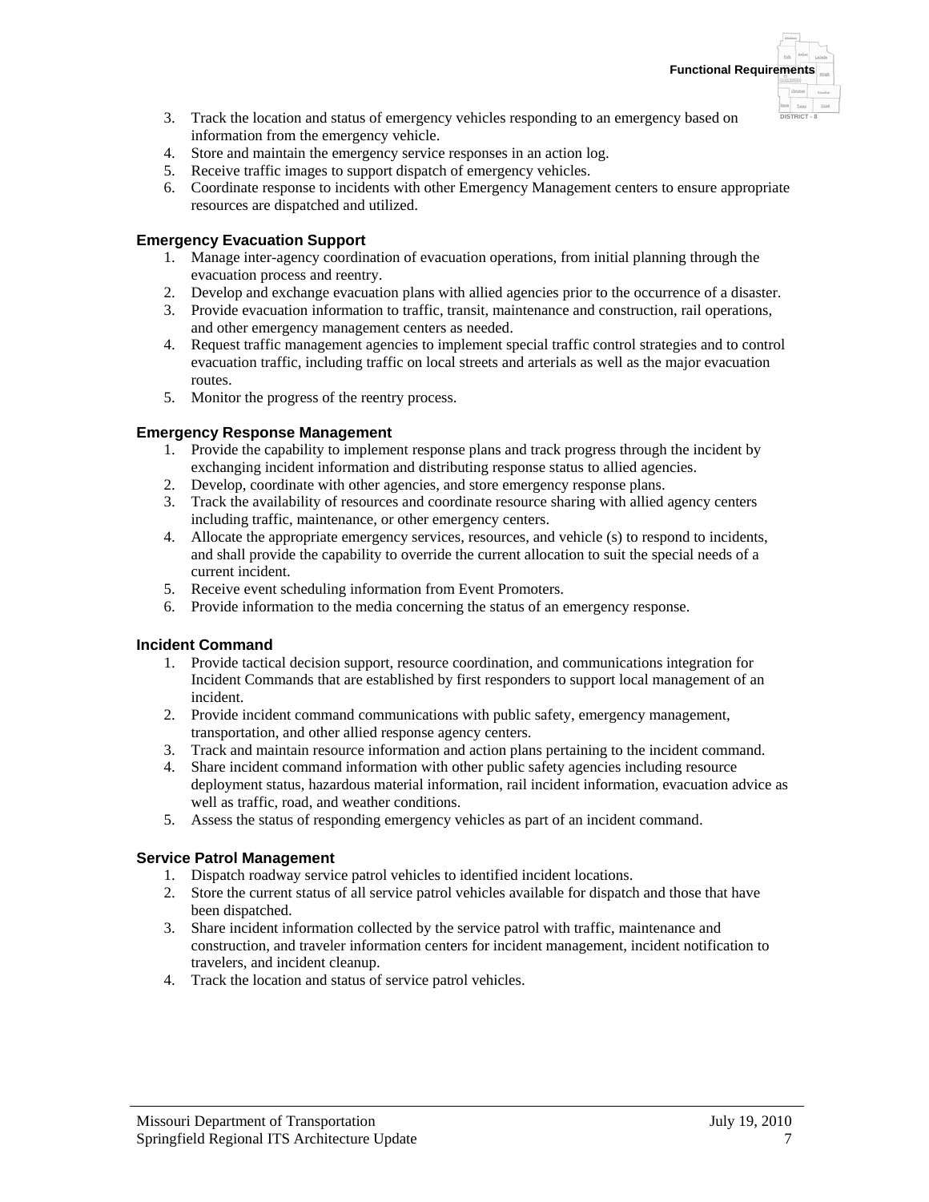3. Track the location and status of emergency vehicles responding to an emergency based on information from the emergency vehicle.
4. Store and maintain the emergency service responses in an action log.
5. Receive traffic images to support dispatch of emergency vehicles.
6. Coordinate response to incidents with other Emergency Management centers to ensure appropriate resources are dispatched and utilized.

### Emergency Evacuation Support

1. Manage inter-agency coordination of evacuation operations, from initial planning through the evacuation process and reentry.
2. Develop and exchange evacuation plans with allied agencies prior to the occurrence of a disaster.
3. Provide evacuation information to traffic, transit, maintenance and construction, rail operations, and other emergency management centers as needed.
4. Request traffic management agencies to implement special traffic control strategies and to control evacuation traffic, including traffic on local streets and arterials as well as the major evacuation routes.
5. Monitor the progress of the reentry process.

### Emergency Response Management

1. Provide the capability to implement response plans and track progress through the incident by exchanging incident information and distributing response status to allied agencies.
2. Develop, coordinate with other agencies, and store emergency response plans.
3. Track the availability of resources and coordinate resource sharing with allied agency centers including traffic, maintenance, or other emergency centers.
4. Allocate the appropriate emergency services, resources, and vehicle (s) to respond to incidents, and shall provide the capability to override the current allocation to suit the special needs of a current incident.
5. Receive event scheduling information from Event Promoters.
6. Provide information to the media concerning the status of an emergency response.

### Incident Command

1. Provide tactical decision support, resource coordination, and communications integration for Incident Commands that are established by first responders to support local management of an incident.
2. Provide incident command communications with public safety, emergency management, transportation, and other allied response agency centers.
3. Track and maintain resource information and action plans pertaining to the incident command.
4. Share incident command information with other public safety agencies including resource deployment status, hazardous material information, rail incident information, evacuation advice as well as traffic, road, and weather conditions.
5. Assess the status of responding emergency vehicles as part of an incident command.

### Service Patrol Management

1. Dispatch roadway service patrol vehicles to identified incident locations.
2. Store the current status of all service patrol vehicles available for dispatch and those that have been dispatched.
3. Share incident information collected by the service patrol with traffic, maintenance and construction, and traveler information centers for incident management, incident notification to travelers, and incident cleanup.
4. Track the location and status of service patrol vehicles.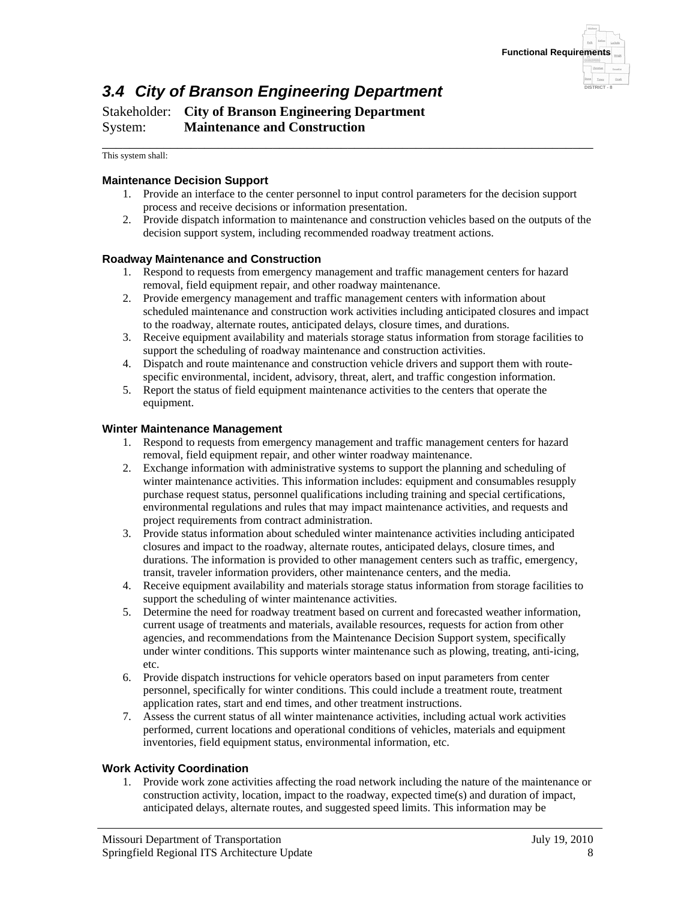## 3.4 City of Branson Engineering Department

Stakeholder: **City of Branson Engineering Department**
System: **Maintenance and Construction**

This system shall:

**Maintenance Decision Support**

1. Provide an interface to the center personnel to input control parameters for the decision support process and receive decisions or information presentation.
2. Provide dispatch information to maintenance and construction vehicles based on the outputs of the decision support system, including recommended roadway treatment actions.

**Roadway Maintenance and Construction**

1. Respond to requests from emergency management and traffic management centers for hazard removal, field equipment repair, and other roadway maintenance.
2. Provide emergency management and traffic management centers with information about scheduled maintenance and construction work activities including anticipated closures and impact to the roadway, alternate routes, anticipated delays, closure times, and durations.
3. Receive equipment availability and materials storage status information from storage facilities to support the scheduling of roadway maintenance and construction activities.
4. Dispatch and route maintenance and construction vehicle drivers and support them with route-specific environmental, incident, advisory, threat, alert, and traffic congestion information.
5. Report the status of field equipment maintenance activities to the centers that operate the equipment.

**Winter Maintenance Management**

1. Respond to requests from emergency management and traffic management centers for hazard removal, field equipment repair, and other winter roadway maintenance.
2. Exchange information with administrative systems to support the planning and scheduling of winter maintenance activities. This information includes: equipment and consumables resupply purchase request status, personnel qualifications including training and special certifications, environmental regulations and rules that may impact maintenance activities, and requests and project requirements from contract administration.
3. Provide status information about scheduled winter maintenance activities including anticipated closures and impact to the roadway, alternate routes, anticipated delays, closure times, and durations. The information is provided to other management centers such as traffic, emergency, transit, traveler information providers, other maintenance centers, and the media.
4. Receive equipment availability and materials storage status information from storage facilities to support the scheduling of winter maintenance activities.
5. Determine the need for roadway treatment based on current and forecasted weather information, current usage of treatments and materials, available resources, requests for action from other agencies, and recommendations from the Maintenance Decision Support system, specifically under winter conditions. This supports winter maintenance such as plowing, treating, anti-icing, etc.
6. Provide dispatch instructions for vehicle operators based on input parameters from center personnel, specifically for winter conditions. This could include a treatment route, treatment application rates, start and end times, and other treatment instructions.
7. Assess the current status of all winter maintenance activities, including actual work activities performed, current locations and operational conditions of vehicles, materials and equipment inventories, field equipment status, environmental information, etc.

**Work Activity Coordination**

1. Provide work zone activities affecting the road network including the nature of the maintenance or construction activity, location, impact to the roadway, expected time(s) and duration of impact, anticipated delays, alternate routes, and suggested speed limits. This information may be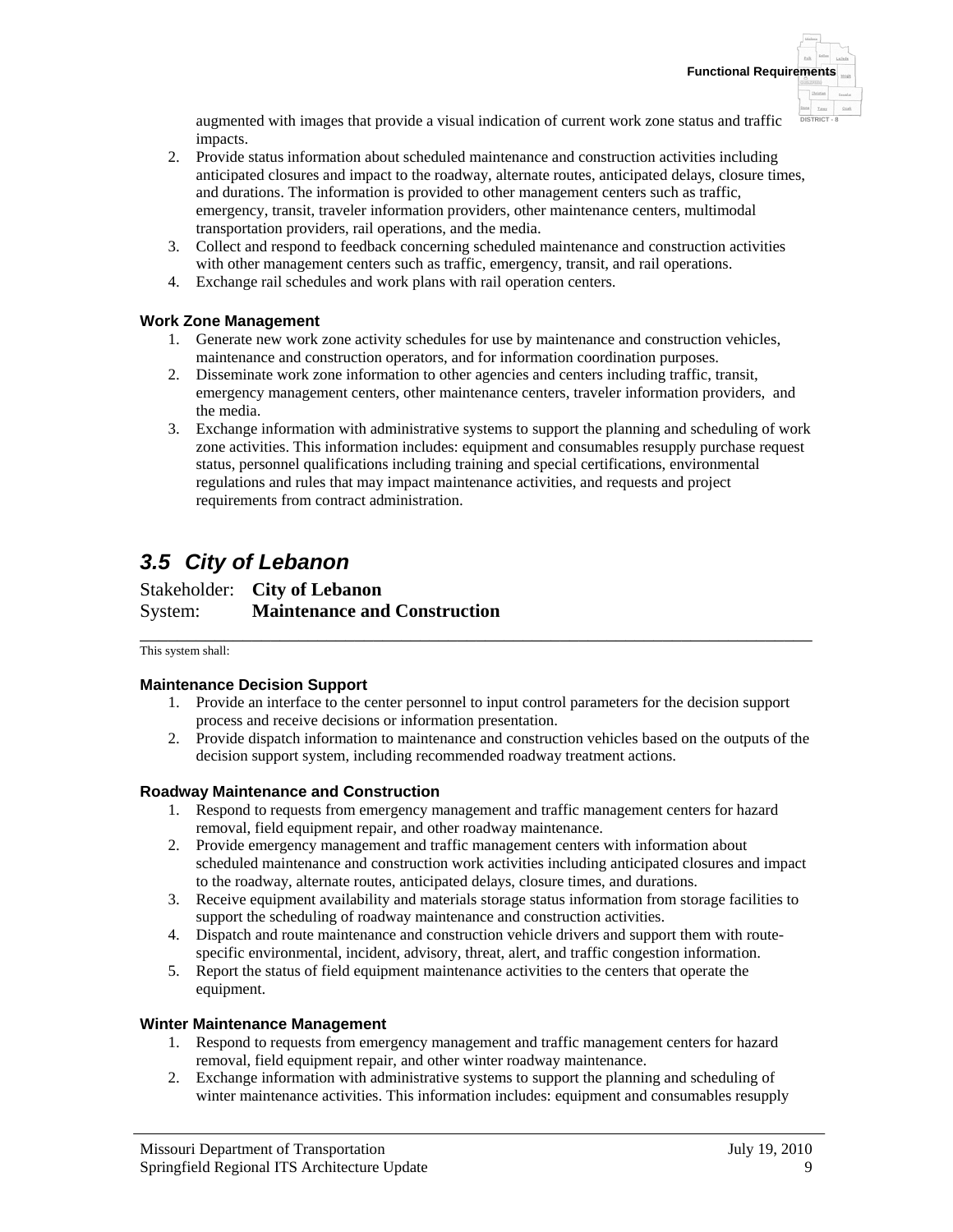augmented with images that provide a visual indication of current work zone status and traffic impacts.

2. Provide status information about scheduled maintenance and construction activities including anticipated closures and impact to the roadway, alternate routes, anticipated delays, closure times, and durations. The information is provided to other management centers such as traffic, emergency, transit, traveler information providers, other maintenance centers, multimodal transportation providers, rail operations, and the media.
3. Collect and respond to feedback concerning scheduled maintenance and construction activities with other management centers such as traffic, emergency, transit, and rail operations.
4. Exchange rail schedules and work plans with rail operation centers.

#### Work Zone Management

1. Generate new work zone activity schedules for use by maintenance and construction vehicles, maintenance and construction operators, and for information coordination purposes.
2. Disseminate work zone information to other agencies and centers including traffic, transit, emergency management centers, other maintenance centers, traveler information providers, and the media.
3. Exchange information with administrative systems to support the planning and scheduling of work zone activities. This information includes: equipment and consumables resupply purchase request status, personnel qualifications including training and special certifications, environmental regulations and rules that may impact maintenance activities, and requests and project requirements from contract administration.

## *3.5 City of Lebanon*

Stakeholder: **City of Lebanon**
System: **Maintenance and Construction**

This system shall:

#### Maintenance Decision Support

1. Provide an interface to the center personnel to input control parameters for the decision support process and receive decisions or information presentation.
2. Provide dispatch information to maintenance and construction vehicles based on the outputs of the decision support system, including recommended roadway treatment actions.

#### Roadway Maintenance and Construction

1. Respond to requests from emergency management and traffic management centers for hazard removal, field equipment repair, and other roadway maintenance.
2. Provide emergency management and traffic management centers with information about scheduled maintenance and construction work activities including anticipated closures and impact to the roadway, alternate routes, anticipated delays, closure times, and durations.
3. Receive equipment availability and materials storage status information from storage facilities to support the scheduling of roadway maintenance and construction activities.
4. Dispatch and route maintenance and construction vehicle drivers and support them with route-specific environmental, incident, advisory, threat, alert, and traffic congestion information.
5. Report the status of field equipment maintenance activities to the centers that operate the equipment.

#### Winter Maintenance Management

1. Respond to requests from emergency management and traffic management centers for hazard removal, field equipment repair, and other winter roadway maintenance.
2. Exchange information with administrative systems to support the planning and scheduling of winter maintenance activities. This information includes: equipment and consumables resupply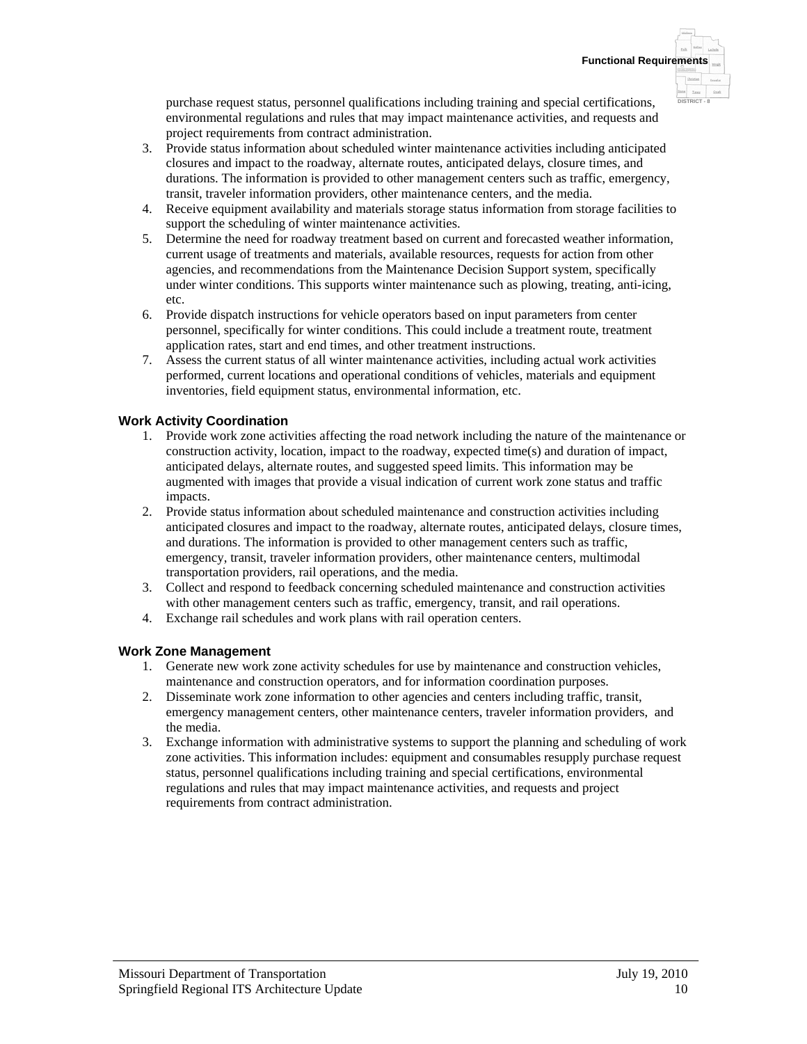purchase request status, personnel qualifications including training and special certifications, environmental regulations and rules that may impact maintenance activities, and requests and project requirements from contract administration.

3. Provide status information about scheduled winter maintenance activities including anticipated closures and impact to the roadway, alternate routes, anticipated delays, closure times, and durations. The information is provided to other management centers such as traffic, emergency, transit, traveler information providers, other maintenance centers, and the media.
4. Receive equipment availability and materials storage status information from storage facilities to support the scheduling of winter maintenance activities.
5. Determine the need for roadway treatment based on current and forecasted weather information, current usage of treatments and materials, available resources, requests for action from other agencies, and recommendations from the Maintenance Decision Support system, specifically under winter conditions. This supports winter maintenance such as plowing, treating, anti-icing, etc.
6. Provide dispatch instructions for vehicle operators based on input parameters from center personnel, specifically for winter conditions. This could include a treatment route, treatment application rates, start and end times, and other treatment instructions.
7. Assess the current status of all winter maintenance activities, including actual work activities performed, current locations and operational conditions of vehicles, materials and equipment inventories, field equipment status, environmental information, etc.

### Work Activity Coordination

1. Provide work zone activities affecting the road network including the nature of the maintenance or construction activity, location, impact to the roadway, expected time(s) and duration of impact, anticipated delays, alternate routes, and suggested speed limits. This information may be augmented with images that provide a visual indication of current work zone status and traffic impacts.
2. Provide status information about scheduled maintenance and construction activities including anticipated closures and impact to the roadway, alternate routes, anticipated delays, closure times, and durations. The information is provided to other management centers such as traffic, emergency, transit, traveler information providers, other maintenance centers, multimodal transportation providers, rail operations, and the media.
3. Collect and respond to feedback concerning scheduled maintenance and construction activities with other management centers such as traffic, emergency, transit, and rail operations.
4. Exchange rail schedules and work plans with rail operation centers.

### Work Zone Management

1. Generate new work zone activity schedules for use by maintenance and construction vehicles, maintenance and construction operators, and for information coordination purposes.
2. Disseminate work zone information to other agencies and centers including traffic, transit, emergency management centers, other maintenance centers, traveler information providers, and the media.
3. Exchange information with administrative systems to support the planning and scheduling of work zone activities. This information includes: equipment and consumables resupply purchase request status, personnel qualifications including training and special certifications, environmental regulations and rules that may impact maintenance activities, and requests and project requirements from contract administration.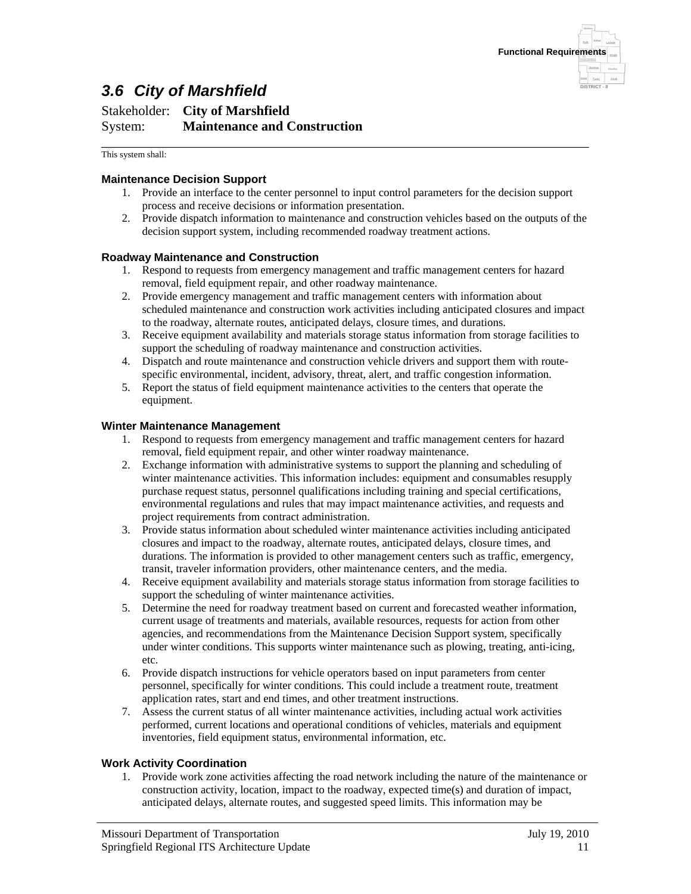## 3.6 City of Marshfield

Stakeholder: **City of Marshfield**
System: **Maintenance and Construction**

---

This system shall:

**Maintenance Decision Support**

1. Provide an interface to the center personnel to input control parameters for the decision support process and receive decisions or information presentation.
2. Provide dispatch information to maintenance and construction vehicles based on the outputs of the decision support system, including recommended roadway treatment actions.

**Roadway Maintenance and Construction**

1. Respond to requests from emergency management and traffic management centers for hazard removal, field equipment repair, and other roadway maintenance.
2. Provide emergency management and traffic management centers with information about scheduled maintenance and construction work activities including anticipated closures and impact to the roadway, alternate routes, anticipated delays, closure times, and durations.
3. Receive equipment availability and materials storage status information from storage facilities to support the scheduling of roadway maintenance and construction activities.
4. Dispatch and route maintenance and construction vehicle drivers and support them with route-specific environmental, incident, advisory, threat, alert, and traffic congestion information.
5. Report the status of field equipment maintenance activities to the centers that operate the equipment.

**Winter Maintenance Management**

1. Respond to requests from emergency management and traffic management centers for hazard removal, field equipment repair, and other winter roadway maintenance.
2. Exchange information with administrative systems to support the planning and scheduling of winter maintenance activities. This information includes: equipment and consumables resupply purchase request status, personnel qualifications including training and special certifications, environmental regulations and rules that may impact maintenance activities, and requests and project requirements from contract administration.
3. Provide status information about scheduled winter maintenance activities including anticipated closures and impact to the roadway, alternate routes, anticipated delays, closure times, and durations. The information is provided to other management centers such as traffic, emergency, transit, traveler information providers, other maintenance centers, and the media.
4. Receive equipment availability and materials storage status information from storage facilities to support the scheduling of winter maintenance activities.
5. Determine the need for roadway treatment based on current and forecasted weather information, current usage of treatments and materials, available resources, requests for action from other agencies, and recommendations from the Maintenance Decision Support system, specifically under winter conditions. This supports winter maintenance such as plowing, treating, anti-icing, etc.
6. Provide dispatch instructions for vehicle operators based on input parameters from center personnel, specifically for winter conditions. This could include a treatment route, treatment application rates, start and end times, and other treatment instructions.
7. Assess the current status of all winter maintenance activities, including actual work activities performed, current locations and operational conditions of vehicles, materials and equipment inventories, field equipment status, environmental information, etc.

**Work Activity Coordination**

1. Provide work zone activities affecting the road network including the nature of the maintenance or construction activity, location, impact to the roadway, expected time(s) and duration of impact, anticipated delays, alternate routes, and suggested speed limits. This information may be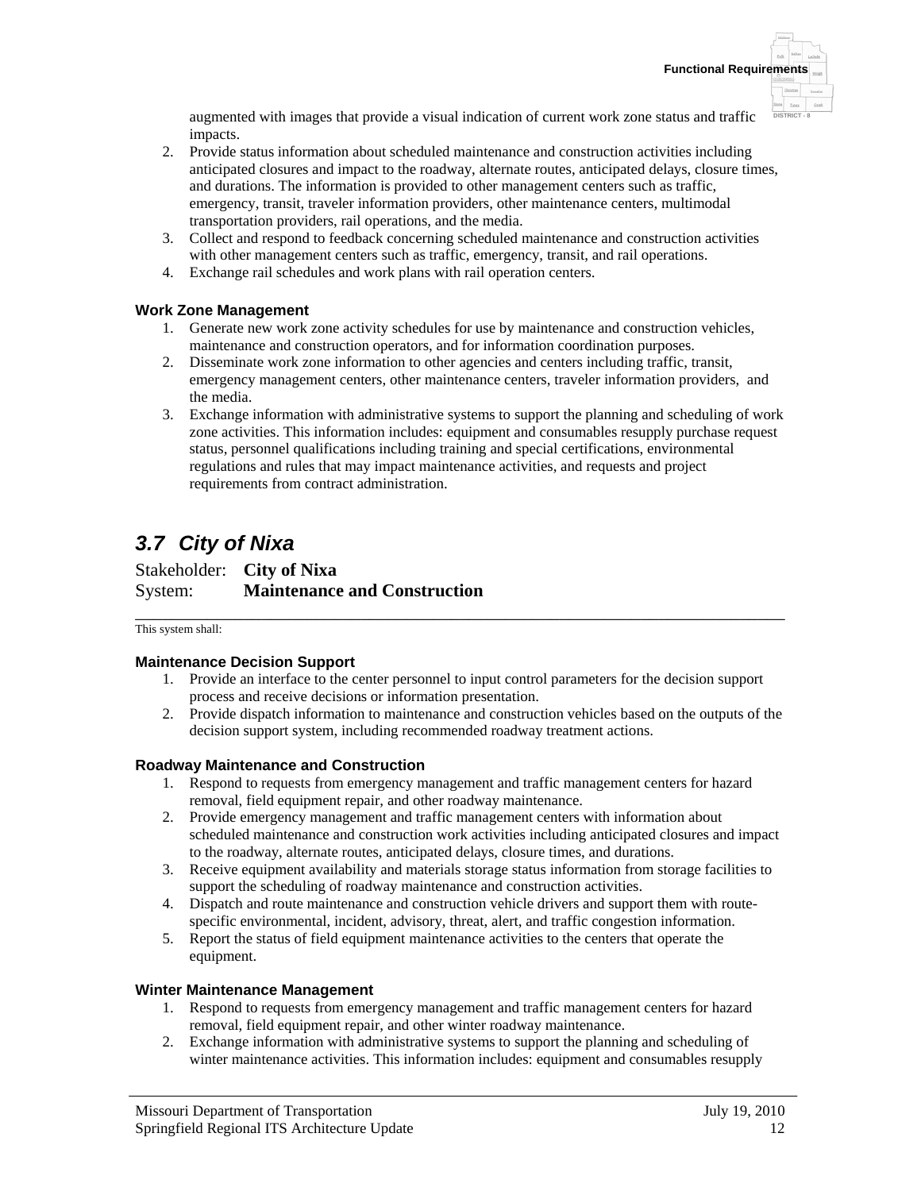augmented with images that provide a visual indication of current work zone status and traffic impacts.

2. Provide status information about scheduled maintenance and construction activities including anticipated closures and impact to the roadway, alternate routes, anticipated delays, closure times, and durations. The information is provided to other management centers such as traffic, emergency, transit, traveler information providers, other maintenance centers, multimodal transportation providers, rail operations, and the media.
3. Collect and respond to feedback concerning scheduled maintenance and construction activities with other management centers such as traffic, emergency, transit, and rail operations.
4. Exchange rail schedules and work plans with rail operation centers.

#### Work Zone Management

1. Generate new work zone activity schedules for use by maintenance and construction vehicles, maintenance and construction operators, and for information coordination purposes.
2. Disseminate work zone information to other agencies and centers including traffic, transit, emergency management centers, other maintenance centers, traveler information providers, and the media.
3. Exchange information with administrative systems to support the planning and scheduling of work zone activities. This information includes: equipment and consumables resupply purchase request status, personnel qualifications including training and special certifications, environmental regulations and rules that may impact maintenance activities, and requests and project requirements from contract administration.

## *3.7 City of Nixa*

Stakeholder: **City of Nixa**
System: **Maintenance and Construction**

---

This system shall:

#### Maintenance Decision Support

1. Provide an interface to the center personnel to input control parameters for the decision support process and receive decisions or information presentation.
2. Provide dispatch information to maintenance and construction vehicles based on the outputs of the decision support system, including recommended roadway treatment actions.

#### Roadway Maintenance and Construction

1. Respond to requests from emergency management and traffic management centers for hazard removal, field equipment repair, and other roadway maintenance.
2. Provide emergency management and traffic management centers with information about scheduled maintenance and construction work activities including anticipated closures and impact to the roadway, alternate routes, anticipated delays, closure times, and durations.
3. Receive equipment availability and materials storage status information from storage facilities to support the scheduling of roadway maintenance and construction activities.
4. Dispatch and route maintenance and construction vehicle drivers and support them with route-specific environmental, incident, advisory, threat, alert, and traffic congestion information.
5. Report the status of field equipment maintenance activities to the centers that operate the equipment.

#### Winter Maintenance Management

1. Respond to requests from emergency management and traffic management centers for hazard removal, field equipment repair, and other winter roadway maintenance.
2. Exchange information with administrative systems to support the planning and scheduling of winter maintenance activities. This information includes: equipment and consumables resupply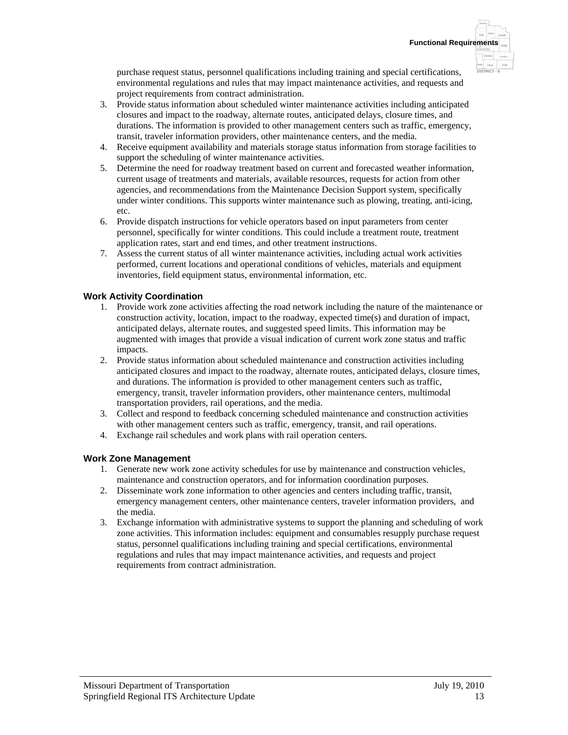purchase request status, personnel qualifications including training and special certifications, environmental regulations and rules that may impact maintenance activities, and requests and project requirements from contract administration.

3. Provide status information about scheduled winter maintenance activities including anticipated closures and impact to the roadway, alternate routes, anticipated delays, closure times, and durations. The information is provided to other management centers such as traffic, emergency, transit, traveler information providers, other maintenance centers, and the media.
4. Receive equipment availability and materials storage status information from storage facilities to support the scheduling of winter maintenance activities.
5. Determine the need for roadway treatment based on current and forecasted weather information, current usage of treatments and materials, available resources, requests for action from other agencies, and recommendations from the Maintenance Decision Support system, specifically under winter conditions. This supports winter maintenance such as plowing, treating, anti-icing, etc.
6. Provide dispatch instructions for vehicle operators based on input parameters from center personnel, specifically for winter conditions. This could include a treatment route, treatment application rates, start and end times, and other treatment instructions.
7. Assess the current status of all winter maintenance activities, including actual work activities performed, current locations and operational conditions of vehicles, materials and equipment inventories, field equipment status, environmental information, etc.

**Work Activity Coordination**

1. Provide work zone activities affecting the road network including the nature of the maintenance or construction activity, location, impact to the roadway, expected time(s) and duration of impact, anticipated delays, alternate routes, and suggested speed limits. This information may be augmented with images that provide a visual indication of current work zone status and traffic impacts.
2. Provide status information about scheduled maintenance and construction activities including anticipated closures and impact to the roadway, alternate routes, anticipated delays, closure times, and durations. The information is provided to other management centers such as traffic, emergency, transit, traveler information providers, other maintenance centers, multimodal transportation providers, rail operations, and the media.
3. Collect and respond to feedback concerning scheduled maintenance and construction activities with other management centers such as traffic, emergency, transit, and rail operations.
4. Exchange rail schedules and work plans with rail operation centers.

**Work Zone Management**

1. Generate new work zone activity schedules for use by maintenance and construction vehicles, maintenance and construction operators, and for information coordination purposes.
2. Disseminate work zone information to other agencies and centers including traffic, transit, emergency management centers, other maintenance centers, traveler information providers, and the media.
3. Exchange information with administrative systems to support the planning and scheduling of work zone activities. This information includes: equipment and consumables resupply purchase request status, personnel qualifications including training and special certifications, environmental regulations and rules that may impact maintenance activities, and requests and project requirements from contract administration.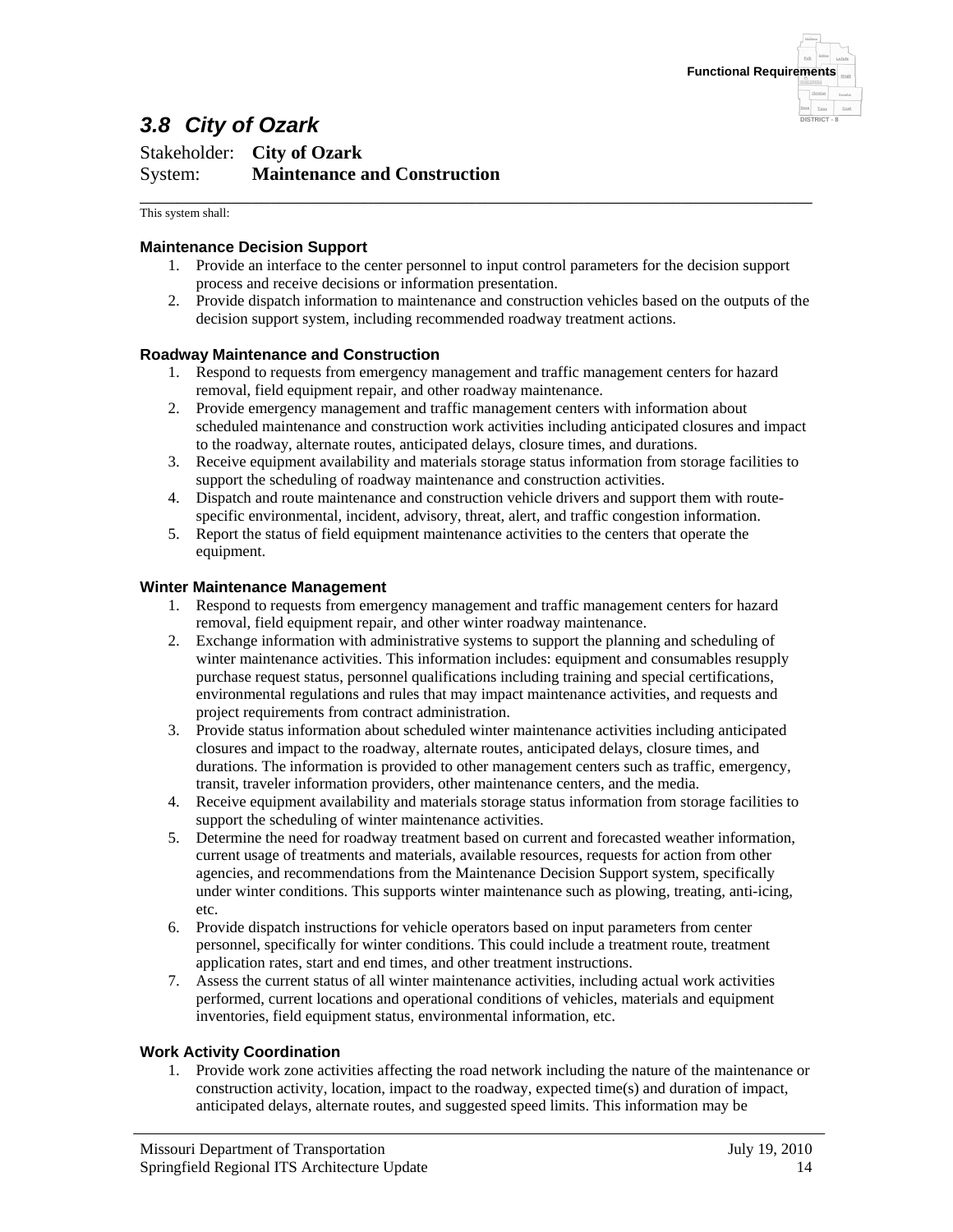## 3.8 City of Ozark

Stakeholder: **City of Ozark**
System: **Maintenance and Construction**

---

This system shall:

### Maintenance Decision Support

1. Provide an interface to the center personnel to input control parameters for the decision support process and receive decisions or information presentation.
2. Provide dispatch information to maintenance and construction vehicles based on the outputs of the decision support system, including recommended roadway treatment actions.

### Roadway Maintenance and Construction

1. Respond to requests from emergency management and traffic management centers for hazard removal, field equipment repair, and other roadway maintenance.
2. Provide emergency management and traffic management centers with information about scheduled maintenance and construction work activities including anticipated closures and impact to the roadway, alternate routes, anticipated delays, closure times, and durations.
3. Receive equipment availability and materials storage status information from storage facilities to support the scheduling of roadway maintenance and construction activities.
4. Dispatch and route maintenance and construction vehicle drivers and support them with route-specific environmental, incident, advisory, threat, alert, and traffic congestion information.
5. Report the status of field equipment maintenance activities to the centers that operate the equipment.

### Winter Maintenance Management

1. Respond to requests from emergency management and traffic management centers for hazard removal, field equipment repair, and other winter roadway maintenance.
2. Exchange information with administrative systems to support the planning and scheduling of winter maintenance activities. This information includes: equipment and consumables resupply purchase request status, personnel qualifications including training and special certifications, environmental regulations and rules that may impact maintenance activities, and requests and project requirements from contract administration.
3. Provide status information about scheduled winter maintenance activities including anticipated closures and impact to the roadway, alternate routes, anticipated delays, closure times, and durations. The information is provided to other management centers such as traffic, emergency, transit, traveler information providers, other maintenance centers, and the media.
4. Receive equipment availability and materials storage status information from storage facilities to support the scheduling of winter maintenance activities.
5. Determine the need for roadway treatment based on current and forecasted weather information, current usage of treatments and materials, available resources, requests for action from other agencies, and recommendations from the Maintenance Decision Support system, specifically under winter conditions. This supports winter maintenance such as plowing, treating, anti-icing, etc.
6. Provide dispatch instructions for vehicle operators based on input parameters from center personnel, specifically for winter conditions. This could include a treatment route, treatment application rates, start and end times, and other treatment instructions.
7. Assess the current status of all winter maintenance activities, including actual work activities performed, current locations and operational conditions of vehicles, materials and equipment inventories, field equipment status, environmental information, etc.

### Work Activity Coordination

1. Provide work zone activities affecting the road network including the nature of the maintenance or construction activity, location, impact to the roadway, expected time(s) and duration of impact, anticipated delays, alternate routes, and suggested speed limits. This information may be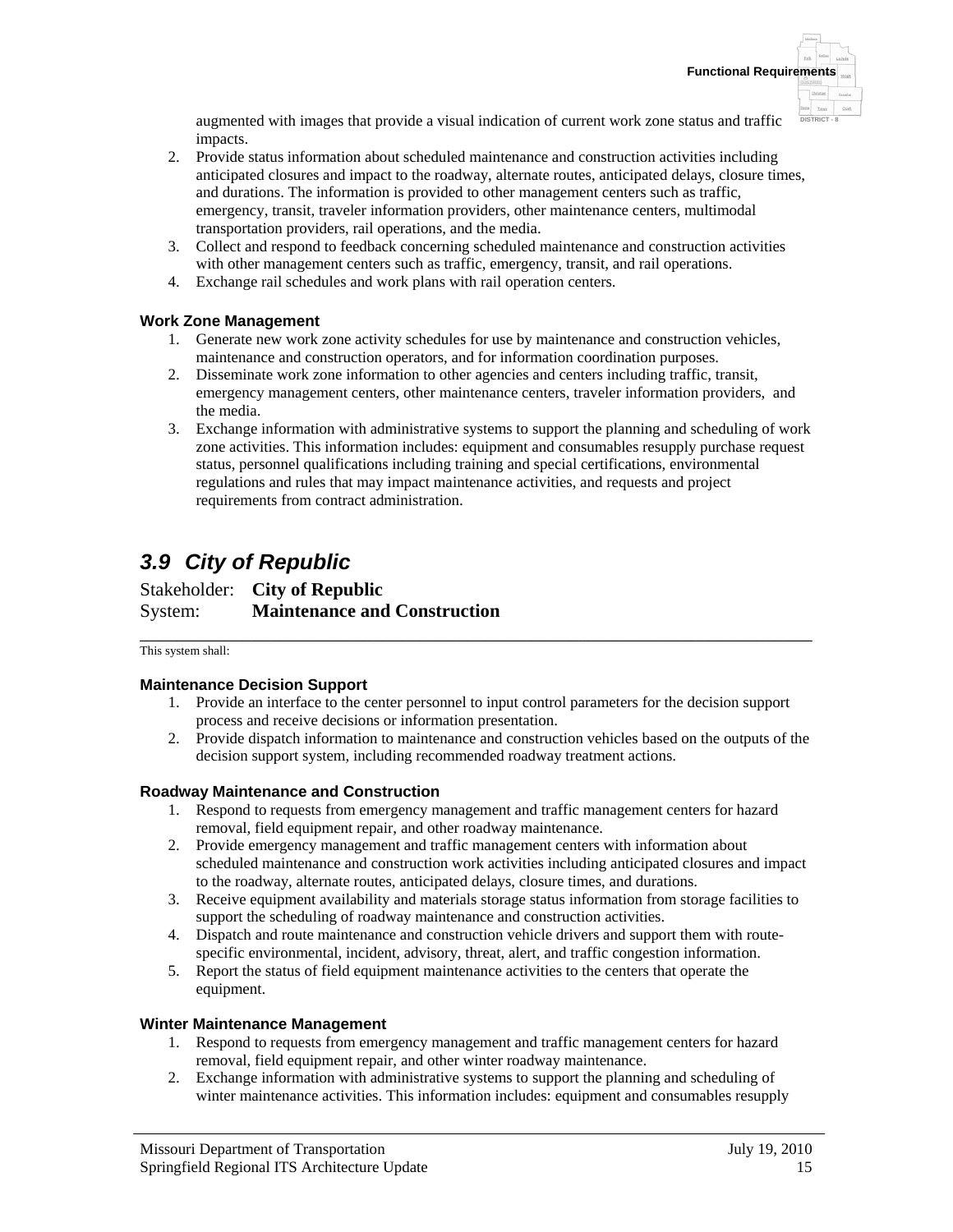augmented with images that provide a visual indication of current work zone status and traffic impacts.

2. Provide status information about scheduled maintenance and construction activities including anticipated closures and impact to the roadway, alternate routes, anticipated delays, closure times, and durations. The information is provided to other management centers such as traffic, emergency, transit, traveler information providers, other maintenance centers, multimodal transportation providers, rail operations, and the media.
3. Collect and respond to feedback concerning scheduled maintenance and construction activities with other management centers such as traffic, emergency, transit, and rail operations.
4. Exchange rail schedules and work plans with rail operation centers.

#### Work Zone Management

1. Generate new work zone activity schedules for use by maintenance and construction vehicles, maintenance and construction operators, and for information coordination purposes.
2. Disseminate work zone information to other agencies and centers including traffic, transit, emergency management centers, other maintenance centers, traveler information providers, and the media.
3. Exchange information with administrative systems to support the planning and scheduling of work zone activities. This information includes: equipment and consumables resupply purchase request status, personnel qualifications including training and special certifications, environmental regulations and rules that may impact maintenance activities, and requests and project requirements from contract administration.

## *3.9 City of Republic*

Stakeholder: **City of Republic**
System: **Maintenance and Construction**

---

This system shall:

#### Maintenance Decision Support

1. Provide an interface to the center personnel to input control parameters for the decision support process and receive decisions or information presentation.
2. Provide dispatch information to maintenance and construction vehicles based on the outputs of the decision support system, including recommended roadway treatment actions.

#### Roadway Maintenance and Construction

1. Respond to requests from emergency management and traffic management centers for hazard removal, field equipment repair, and other roadway maintenance.
2. Provide emergency management and traffic management centers with information about scheduled maintenance and construction work activities including anticipated closures and impact to the roadway, alternate routes, anticipated delays, closure times, and durations.
3. Receive equipment availability and materials storage status information from storage facilities to support the scheduling of roadway maintenance and construction activities.
4. Dispatch and route maintenance and construction vehicle drivers and support them with route-specific environmental, incident, advisory, threat, alert, and traffic congestion information.
5. Report the status of field equipment maintenance activities to the centers that operate the equipment.

#### Winter Maintenance Management

1. Respond to requests from emergency management and traffic management centers for hazard removal, field equipment repair, and other winter roadway maintenance.
2. Exchange information with administrative systems to support the planning and scheduling of winter maintenance activities. This information includes: equipment and consumables resupply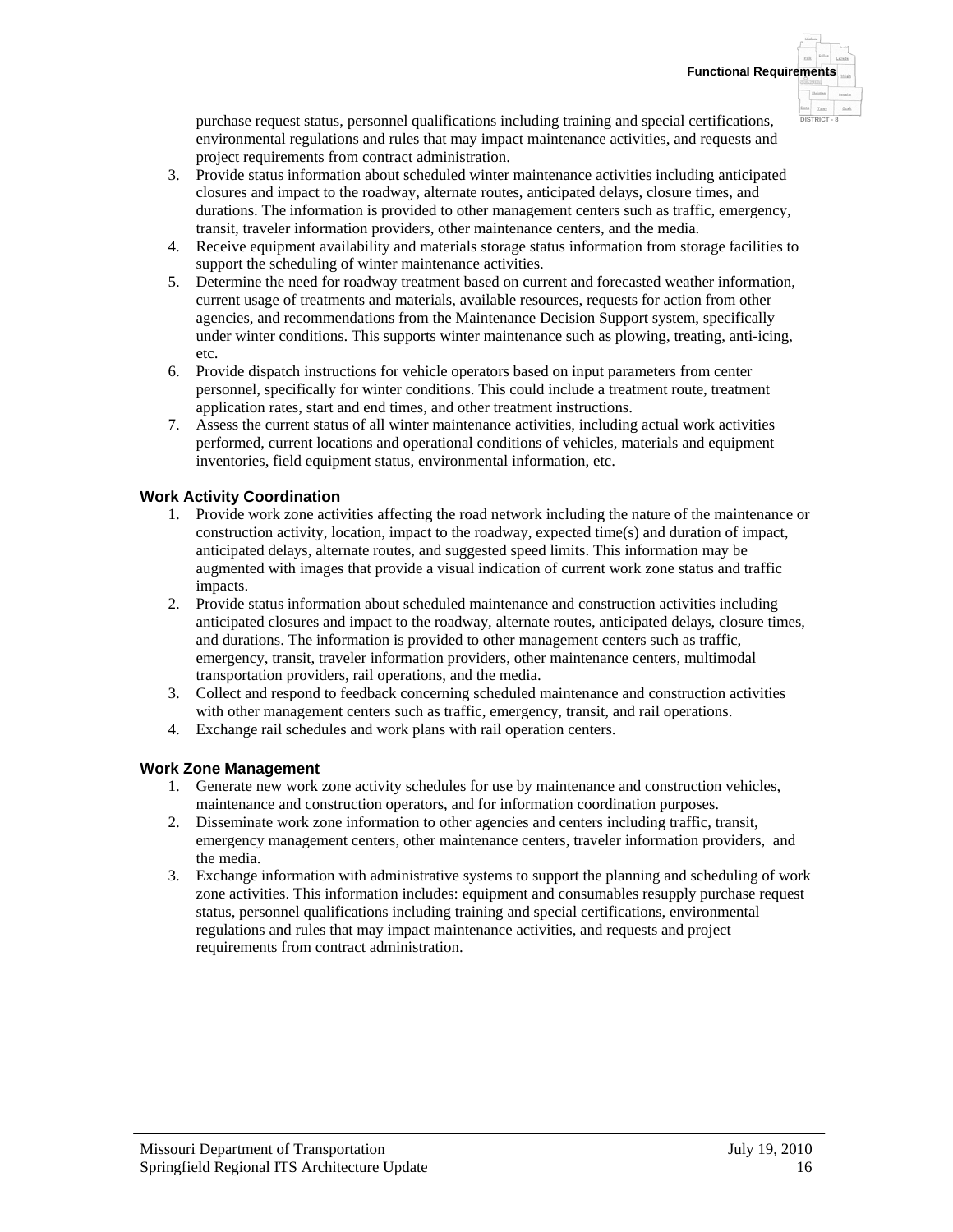purchase request status, personnel qualifications including training and special certifications, environmental regulations and rules that may impact maintenance activities, and requests and project requirements from contract administration.

3. Provide status information about scheduled winter maintenance activities including anticipated closures and impact to the roadway, alternate routes, anticipated delays, closure times, and durations. The information is provided to other management centers such as traffic, emergency, transit, traveler information providers, other maintenance centers, and the media.
4. Receive equipment availability and materials storage status information from storage facilities to support the scheduling of winter maintenance activities.
5. Determine the need for roadway treatment based on current and forecasted weather information, current usage of treatments and materials, available resources, requests for action from other agencies, and recommendations from the Maintenance Decision Support system, specifically under winter conditions. This supports winter maintenance such as plowing, treating, anti-icing, etc.
6. Provide dispatch instructions for vehicle operators based on input parameters from center personnel, specifically for winter conditions. This could include a treatment route, treatment application rates, start and end times, and other treatment instructions.
7. Assess the current status of all winter maintenance activities, including actual work activities performed, current locations and operational conditions of vehicles, materials and equipment inventories, field equipment status, environmental information, etc.

### Work Activity Coordination

1. Provide work zone activities affecting the road network including the nature of the maintenance or construction activity, location, impact to the roadway, expected time(s) and duration of impact, anticipated delays, alternate routes, and suggested speed limits. This information may be augmented with images that provide a visual indication of current work zone status and traffic impacts.
2. Provide status information about scheduled maintenance and construction activities including anticipated closures and impact to the roadway, alternate routes, anticipated delays, closure times, and durations. The information is provided to other management centers such as traffic, emergency, transit, traveler information providers, other maintenance centers, multimodal transportation providers, rail operations, and the media.
3. Collect and respond to feedback concerning scheduled maintenance and construction activities with other management centers such as traffic, emergency, transit, and rail operations.
4. Exchange rail schedules and work plans with rail operation centers.

### Work Zone Management

1. Generate new work zone activity schedules for use by maintenance and construction vehicles, maintenance and construction operators, and for information coordination purposes.
2. Disseminate work zone information to other agencies and centers including traffic, transit, emergency management centers, other maintenance centers, traveler information providers, and the media.
3. Exchange information with administrative systems to support the planning and scheduling of work zone activities. This information includes: equipment and consumables resupply purchase request status, personnel qualifications including training and special certifications, environmental regulations and rules that may impact maintenance activities, and requests and project requirements from contract administration.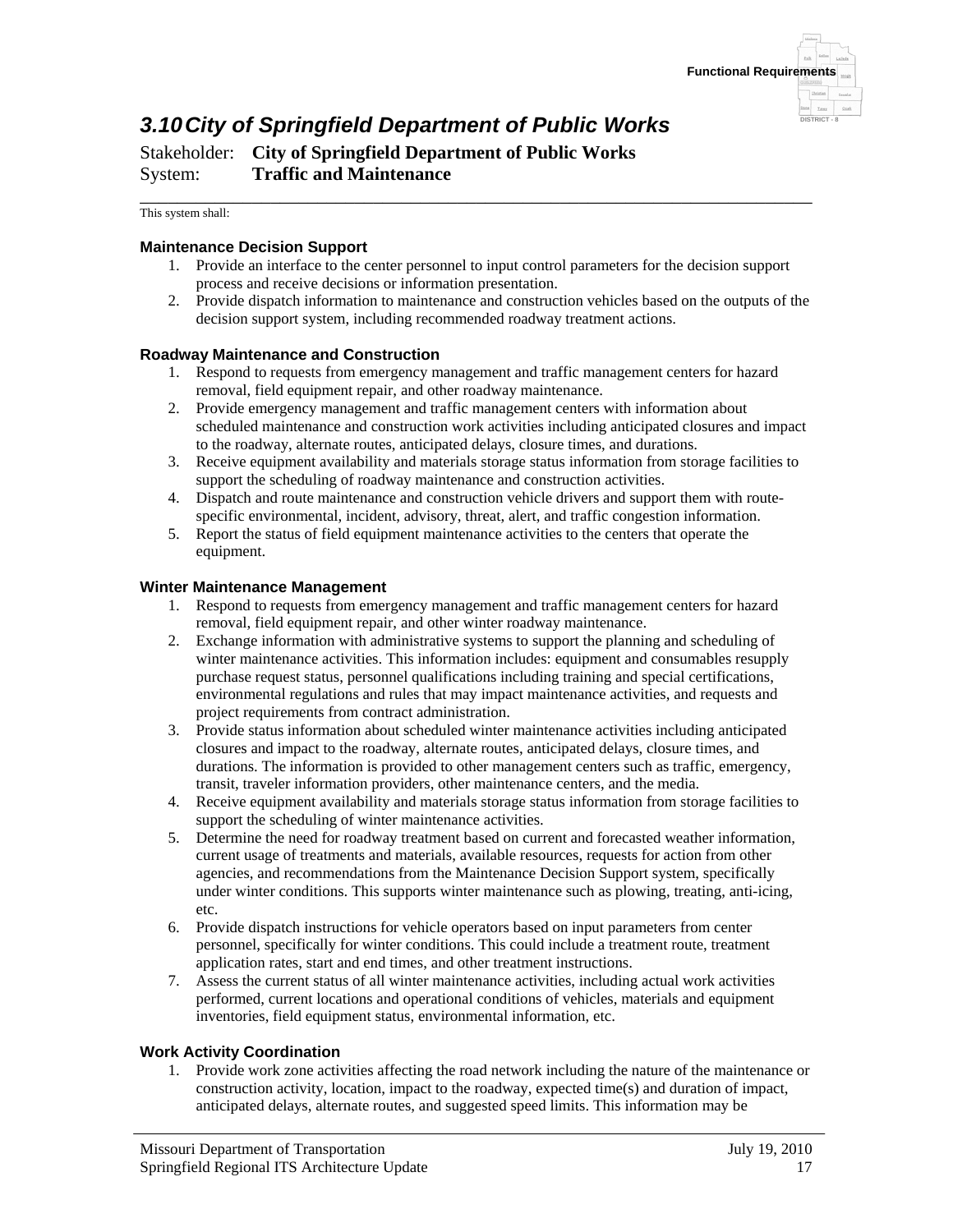## 3.10 City of Springfield Department of Public Works

Stakeholder: **City of Springfield Department of Public Works**
System: **Traffic and Maintenance**

This system shall:

**Maintenance Decision Support**

1. Provide an interface to the center personnel to input control parameters for the decision support process and receive decisions or information presentation.
2. Provide dispatch information to maintenance and construction vehicles based on the outputs of the decision support system, including recommended roadway treatment actions.

**Roadway Maintenance and Construction**

1. Respond to requests from emergency management and traffic management centers for hazard removal, field equipment repair, and other roadway maintenance.
2. Provide emergency management and traffic management centers with information about scheduled maintenance and construction work activities including anticipated closures and impact to the roadway, alternate routes, anticipated delays, closure times, and durations.
3. Receive equipment availability and materials storage status information from storage facilities to support the scheduling of roadway maintenance and construction activities.
4. Dispatch and route maintenance and construction vehicle drivers and support them with route-specific environmental, incident, advisory, threat, alert, and traffic congestion information.
5. Report the status of field equipment maintenance activities to the centers that operate the equipment.

**Winter Maintenance Management**

1. Respond to requests from emergency management and traffic management centers for hazard removal, field equipment repair, and other winter roadway maintenance.
2. Exchange information with administrative systems to support the planning and scheduling of winter maintenance activities. This information includes: equipment and consumables resupply purchase request status, personnel qualifications including training and special certifications, environmental regulations and rules that may impact maintenance activities, and requests and project requirements from contract administration.
3. Provide status information about scheduled winter maintenance activities including anticipated closures and impact to the roadway, alternate routes, anticipated delays, closure times, and durations. The information is provided to other management centers such as traffic, emergency, transit, traveler information providers, other maintenance centers, and the media.
4. Receive equipment availability and materials storage status information from storage facilities to support the scheduling of winter maintenance activities.
5. Determine the need for roadway treatment based on current and forecasted weather information, current usage of treatments and materials, available resources, requests for action from other agencies, and recommendations from the Maintenance Decision Support system, specifically under winter conditions. This supports winter maintenance such as plowing, treating, anti-icing, etc.
6. Provide dispatch instructions for vehicle operators based on input parameters from center personnel, specifically for winter conditions. This could include a treatment route, treatment application rates, start and end times, and other treatment instructions.
7. Assess the current status of all winter maintenance activities, including actual work activities performed, current locations and operational conditions of vehicles, materials and equipment inventories, field equipment status, environmental information, etc.

**Work Activity Coordination**

1. Provide work zone activities affecting the road network including the nature of the maintenance or construction activity, location, impact to the roadway, expected time(s) and duration of impact, anticipated delays, alternate routes, and suggested speed limits. This information may be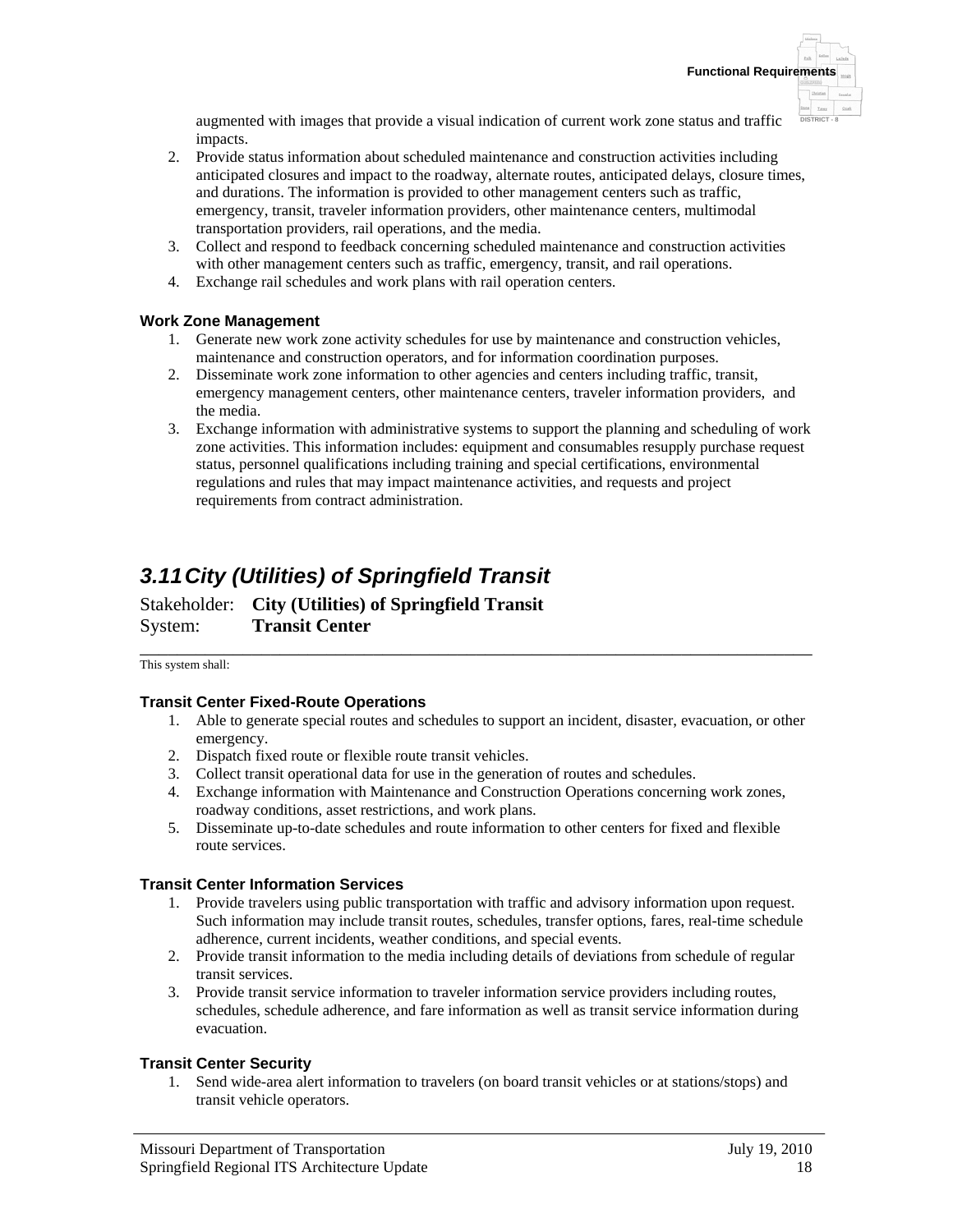augmented with images that provide a visual indication of current work zone status and traffic impacts.

2. Provide status information about scheduled maintenance and construction activities including anticipated closures and impact to the roadway, alternate routes, anticipated delays, closure times, and durations. The information is provided to other management centers such as traffic, emergency, transit, traveler information providers, other maintenance centers, multimodal transportation providers, rail operations, and the media.
3. Collect and respond to feedback concerning scheduled maintenance and construction activities with other management centers such as traffic, emergency, transit, and rail operations.
4. Exchange rail schedules and work plans with rail operation centers.

#### Work Zone Management

1. Generate new work zone activity schedules for use by maintenance and construction vehicles, maintenance and construction operators, and for information coordination purposes.
2. Disseminate work zone information to other agencies and centers including traffic, transit, emergency management centers, other maintenance centers, traveler information providers, and the media.
3. Exchange information with administrative systems to support the planning and scheduling of work zone activities. This information includes: equipment and consumables resupply purchase request status, personnel qualifications including training and special certifications, environmental regulations and rules that may impact maintenance activities, and requests and project requirements from contract administration.

## *3.11 City (Utilities) of Springfield Transit*

Stakeholder: **City (Utilities) of Springfield Transit**
System: **Transit Center**

---

This system shall:

#### Transit Center Fixed-Route Operations

1. Able to generate special routes and schedules to support an incident, disaster, evacuation, or other emergency.
2. Dispatch fixed route or flexible route transit vehicles.
3. Collect transit operational data for use in the generation of routes and schedules.
4. Exchange information with Maintenance and Construction Operations concerning work zones, roadway conditions, asset restrictions, and work plans.
5. Disseminate up-to-date schedules and route information to other centers for fixed and flexible route services.

#### Transit Center Information Services

1. Provide travelers using public transportation with traffic and advisory information upon request. Such information may include transit routes, schedules, transfer options, fares, real-time schedule adherence, current incidents, weather conditions, and special events.
2. Provide transit information to the media including details of deviations from schedule of regular transit services.
3. Provide transit service information to traveler information service providers including routes, schedules, schedule adherence, and fare information as well as transit service information during evacuation.

#### Transit Center Security

1. Send wide-area alert information to travelers (on board transit vehicles or at stations/stops) and transit vehicle operators.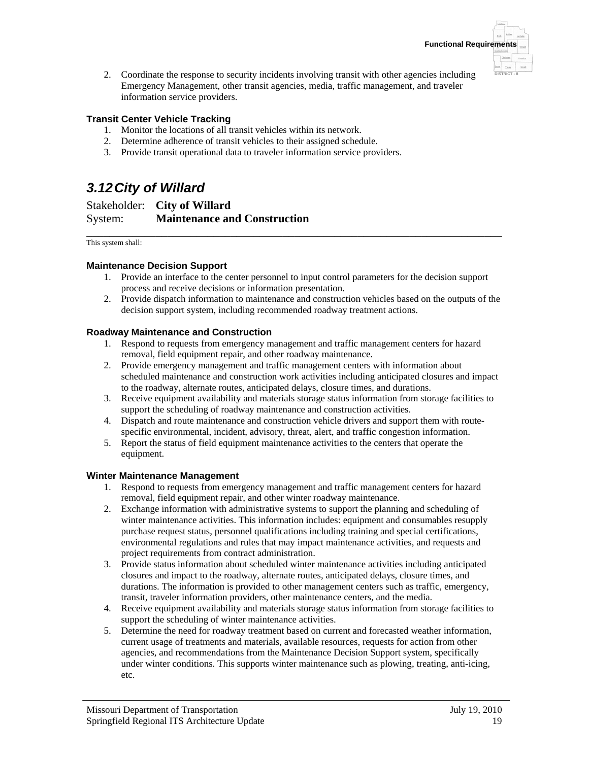2. Coordinate the response to security incidents involving transit with other agencies including Emergency Management, other transit agencies, media, traffic management, and traveler information service providers.

**Transit Center Vehicle Tracking**

1. Monitor the locations of all transit vehicles within its network.
2. Determine adherence of transit vehicles to their assigned schedule.
3. Provide transit operational data to traveler information service providers.

## *3.12 City of Willard*

Stakeholder: **City of Willard**
System: **Maintenance and Construction**

---

This system shall:

**Maintenance Decision Support**

1. Provide an interface to the center personnel to input control parameters for the decision support process and receive decisions or information presentation.
2. Provide dispatch information to maintenance and construction vehicles based on the outputs of the decision support system, including recommended roadway treatment actions.

**Roadway Maintenance and Construction**

1. Respond to requests from emergency management and traffic management centers for hazard removal, field equipment repair, and other roadway maintenance.
2. Provide emergency management and traffic management centers with information about scheduled maintenance and construction work activities including anticipated closures and impact to the roadway, alternate routes, anticipated delays, closure times, and durations.
3. Receive equipment availability and materials storage status information from storage facilities to support the scheduling of roadway maintenance and construction activities.
4. Dispatch and route maintenance and construction vehicle drivers and support them with route-specific environmental, incident, advisory, threat, alert, and traffic congestion information.
5. Report the status of field equipment maintenance activities to the centers that operate the equipment.

**Winter Maintenance Management**

1. Respond to requests from emergency management and traffic management centers for hazard removal, field equipment repair, and other winter roadway maintenance.
2. Exchange information with administrative systems to support the planning and scheduling of winter maintenance activities. This information includes: equipment and consumables resupply purchase request status, personnel qualifications including training and special certifications, environmental regulations and rules that may impact maintenance activities, and requests and project requirements from contract administration.
3. Provide status information about scheduled winter maintenance activities including anticipated closures and impact to the roadway, alternate routes, anticipated delays, closure times, and durations. The information is provided to other management centers such as traffic, emergency, transit, traveler information providers, other maintenance centers, and the media.
4. Receive equipment availability and materials storage status information from storage facilities to support the scheduling of winter maintenance activities.
5. Determine the need for roadway treatment based on current and forecasted weather information, current usage of treatments and materials, available resources, requests for action from other agencies, and recommendations from the Maintenance Decision Support system, specifically under winter conditions. This supports winter maintenance such as plowing, treating, anti-icing, etc.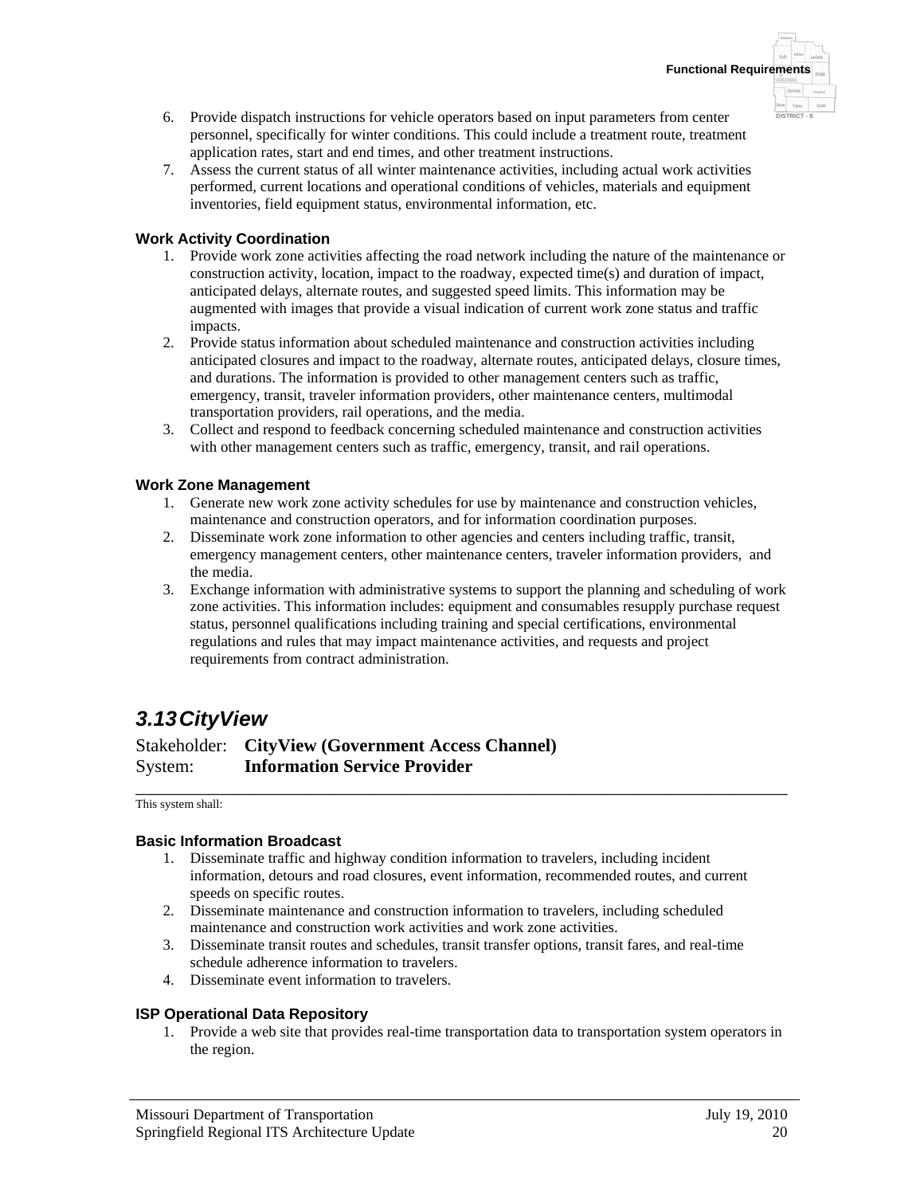6. Provide dispatch instructions for vehicle operators based on input parameters from center personnel, specifically for winter conditions. This could include a treatment route, treatment application rates, start and end times, and other treatment instructions.
7. Assess the current status of all winter maintenance activities, including actual work activities performed, current locations and operational conditions of vehicles, materials and equipment inventories, field equipment status, environmental information, etc.

#### Work Activity Coordination

1. Provide work zone activities affecting the road network including the nature of the maintenance or construction activity, location, impact to the roadway, expected time(s) and duration of impact, anticipated delays, alternate routes, and suggested speed limits. This information may be augmented with images that provide a visual indication of current work zone status and traffic impacts.
2. Provide status information about scheduled maintenance and construction activities including anticipated closures and impact to the roadway, alternate routes, anticipated delays, closure times, and durations. The information is provided to other management centers such as traffic, emergency, transit, traveler information providers, other maintenance centers, multimodal transportation providers, rail operations, and the media.
3. Collect and respond to feedback concerning scheduled maintenance and construction activities with other management centers such as traffic, emergency, transit, and rail operations.

#### Work Zone Management

1. Generate new work zone activity schedules for use by maintenance and construction vehicles, maintenance and construction operators, and for information coordination purposes.
2. Disseminate work zone information to other agencies and centers including traffic, transit, emergency management centers, other maintenance centers, traveler information providers, and the media.
3. Exchange information with administrative systems to support the planning and scheduling of work zone activities. This information includes: equipment and consumables resupply purchase request status, personnel qualifications including training and special certifications, environmental regulations and rules that may impact maintenance activities, and requests and project requirements from contract administration.

## 3.13 CityView

Stakeholder: **CityView (Government Access Channel)**
System: **Information Service Provider**

This system shall:

#### Basic Information Broadcast

1. Disseminate traffic and highway condition information to travelers, including incident information, detours and road closures, event information, recommended routes, and current speeds on specific routes.
2. Disseminate maintenance and construction information to travelers, including scheduled maintenance and construction work activities and work zone activities.
3. Disseminate transit routes and schedules, transit transfer options, transit fares, and real-time schedule adherence information to travelers.
4. Disseminate event information to travelers.

#### ISP Operational Data Repository

1. Provide a web site that provides real-time transportation data to transportation system operators in the region.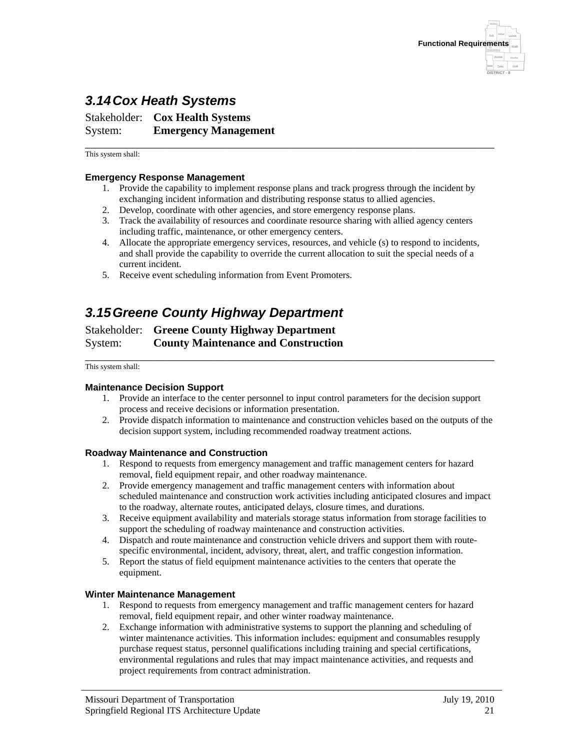## 3.14 Cox Heath Systems

Stakeholder: **Cox Health Systems**
System: **Emergency Management**

This system shall:

**Emergency Response Management**

1. Provide the capability to implement response plans and track progress through the incident by exchanging incident information and distributing response status to allied agencies.
2. Develop, coordinate with other agencies, and store emergency response plans.
3. Track the availability of resources and coordinate resource sharing with allied agency centers including traffic, maintenance, or other emergency centers.
4. Allocate the appropriate emergency services, resources, and vehicle (s) to respond to incidents, and shall provide the capability to override the current allocation to suit the special needs of a current incident.
5. Receive event scheduling information from Event Promoters.

## 3.15 Greene County Highway Department

Stakeholder: **Greene County Highway Department**
System: **County Maintenance and Construction**

This system shall:

**Maintenance Decision Support**

1. Provide an interface to the center personnel to input control parameters for the decision support process and receive decisions or information presentation.
2. Provide dispatch information to maintenance and construction vehicles based on the outputs of the decision support system, including recommended roadway treatment actions.

**Roadway Maintenance and Construction**

1. Respond to requests from emergency management and traffic management centers for hazard removal, field equipment repair, and other roadway maintenance.
2. Provide emergency management and traffic management centers with information about scheduled maintenance and construction work activities including anticipated closures and impact to the roadway, alternate routes, anticipated delays, closure times, and durations.
3. Receive equipment availability and materials storage status information from storage facilities to support the scheduling of roadway maintenance and construction activities.
4. Dispatch and route maintenance and construction vehicle drivers and support them with route-specific environmental, incident, advisory, threat, alert, and traffic congestion information.
5. Report the status of field equipment maintenance activities to the centers that operate the equipment.

**Winter Maintenance Management**

1. Respond to requests from emergency management and traffic management centers for hazard removal, field equipment repair, and other winter roadway maintenance.
2. Exchange information with administrative systems to support the planning and scheduling of winter maintenance activities. This information includes: equipment and consumables resupply purchase request status, personnel qualifications including training and special certifications, environmental regulations and rules that may impact maintenance activities, and requests and project requirements from contract administration.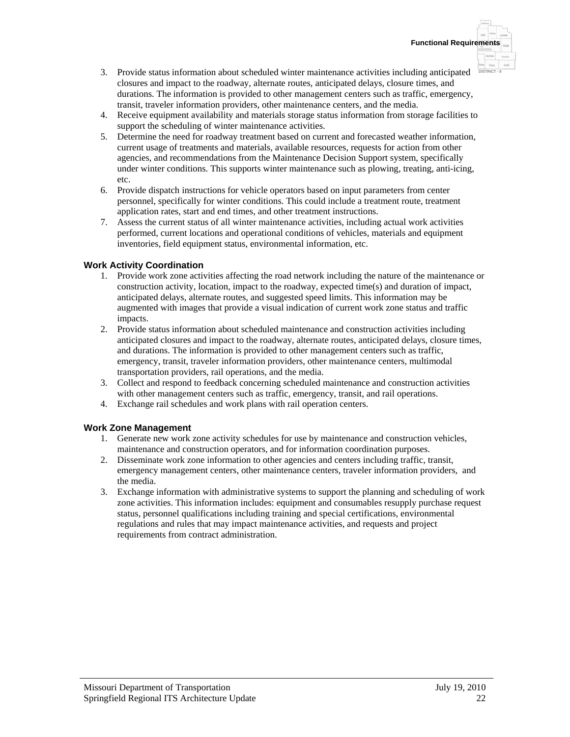3. Provide status information about scheduled winter maintenance activities including anticipated closures and impact to the roadway, alternate routes, anticipated delays, closure times, and durations. The information is provided to other management centers such as traffic, emergency, transit, traveler information providers, other maintenance centers, and the media.
4. Receive equipment availability and materials storage status information from storage facilities to support the scheduling of winter maintenance activities.
5. Determine the need for roadway treatment based on current and forecasted weather information, current usage of treatments and materials, available resources, requests for action from other agencies, and recommendations from the Maintenance Decision Support system, specifically under winter conditions. This supports winter maintenance such as plowing, treating, anti-icing, etc.
6. Provide dispatch instructions for vehicle operators based on input parameters from center personnel, specifically for winter conditions. This could include a treatment route, treatment application rates, start and end times, and other treatment instructions.
7. Assess the current status of all winter maintenance activities, including actual work activities performed, current locations and operational conditions of vehicles, materials and equipment inventories, field equipment status, environmental information, etc.

### Work Activity Coordination

1. Provide work zone activities affecting the road network including the nature of the maintenance or construction activity, location, impact to the roadway, expected time(s) and duration of impact, anticipated delays, alternate routes, and suggested speed limits. This information may be augmented with images that provide a visual indication of current work zone status and traffic impacts.
2. Provide status information about scheduled maintenance and construction activities including anticipated closures and impact to the roadway, alternate routes, anticipated delays, closure times, and durations. The information is provided to other management centers such as traffic, emergency, transit, traveler information providers, other maintenance centers, multimodal transportation providers, rail operations, and the media.
3. Collect and respond to feedback concerning scheduled maintenance and construction activities with other management centers such as traffic, emergency, transit, and rail operations.
4. Exchange rail schedules and work plans with rail operation centers.

### Work Zone Management

1. Generate new work zone activity schedules for use by maintenance and construction vehicles, maintenance and construction operators, and for information coordination purposes.
2. Disseminate work zone information to other agencies and centers including traffic, transit, emergency management centers, other maintenance centers, traveler information providers, and the media.
3. Exchange information with administrative systems to support the planning and scheduling of work zone activities. This information includes: equipment and consumables resupply purchase request status, personnel qualifications including training and special certifications, environmental regulations and rules that may impact maintenance activities, and requests and project requirements from contract administration.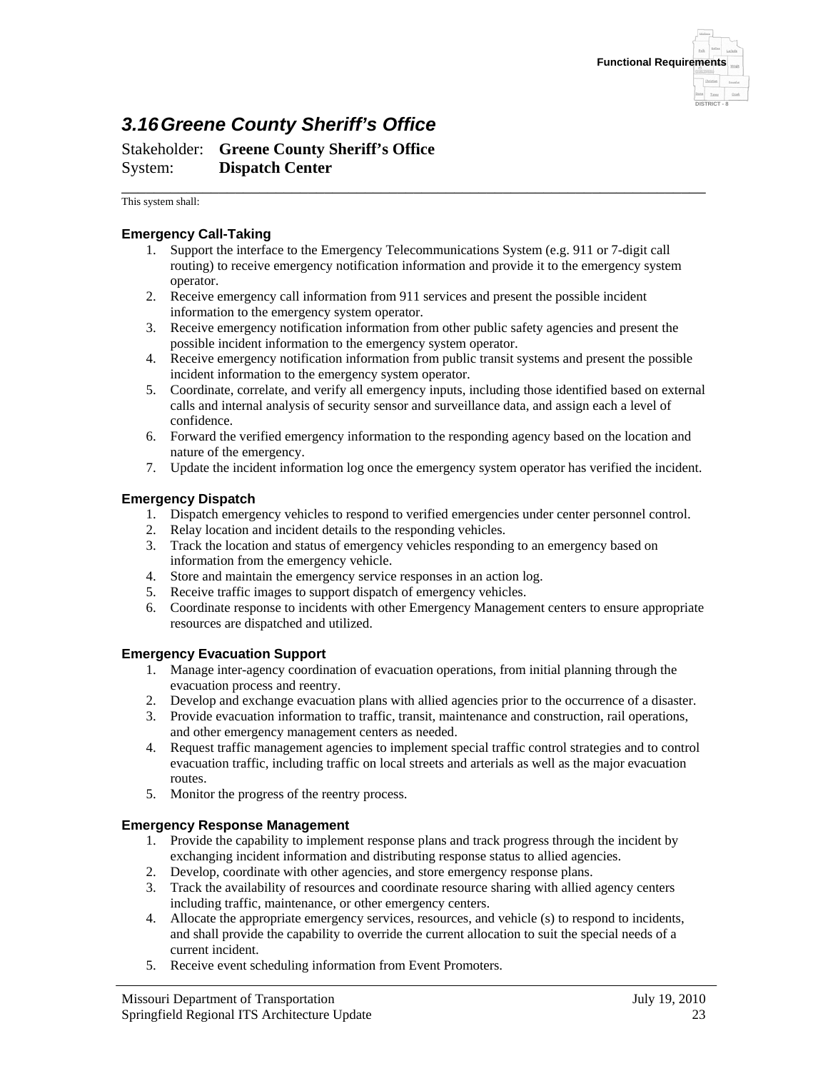## 3.16 Greene County Sheriff's Office

Stakeholder: **Greene County Sheriff's Office**
System: **Dispatch Center**

---

This system shall:

### Emergency Call-Taking

1. Support the interface to the Emergency Telecommunications System (e.g. 911 or 7-digit call routing) to receive emergency notification information and provide it to the emergency system operator.
2. Receive emergency call information from 911 services and present the possible incident information to the emergency system operator.
3. Receive emergency notification information from other public safety agencies and present the possible incident information to the emergency system operator.
4. Receive emergency notification information from public transit systems and present the possible incident information to the emergency system operator.
5. Coordinate, correlate, and verify all emergency inputs, including those identified based on external calls and internal analysis of security sensor and surveillance data, and assign each a level of confidence.
6. Forward the verified emergency information to the responding agency based on the location and nature of the emergency.
7. Update the incident information log once the emergency system operator has verified the incident.

### Emergency Dispatch

1. Dispatch emergency vehicles to respond to verified emergencies under center personnel control.
2. Relay location and incident details to the responding vehicles.
3. Track the location and status of emergency vehicles responding to an emergency based on information from the emergency vehicle.
4. Store and maintain the emergency service responses in an action log.
5. Receive traffic images to support dispatch of emergency vehicles.
6. Coordinate response to incidents with other Emergency Management centers to ensure appropriate resources are dispatched and utilized.

### Emergency Evacuation Support

1. Manage inter-agency coordination of evacuation operations, from initial planning through the evacuation process and reentry.
2. Develop and exchange evacuation plans with allied agencies prior to the occurrence of a disaster.
3. Provide evacuation information to traffic, transit, maintenance and construction, rail operations, and other emergency management centers as needed.
4. Request traffic management agencies to implement special traffic control strategies and to control evacuation traffic, including traffic on local streets and arterials as well as the major evacuation routes.
5. Monitor the progress of the reentry process.

### Emergency Response Management

1. Provide the capability to implement response plans and track progress through the incident by exchanging incident information and distributing response status to allied agencies.
2. Develop, coordinate with other agencies, and store emergency response plans.
3. Track the availability of resources and coordinate resource sharing with allied agency centers including traffic, maintenance, or other emergency centers.
4. Allocate the appropriate emergency services, resources, and vehicle (s) to respond to incidents, and shall provide the capability to override the current allocation to suit the special needs of a current incident.
5. Receive event scheduling information from Event Promoters.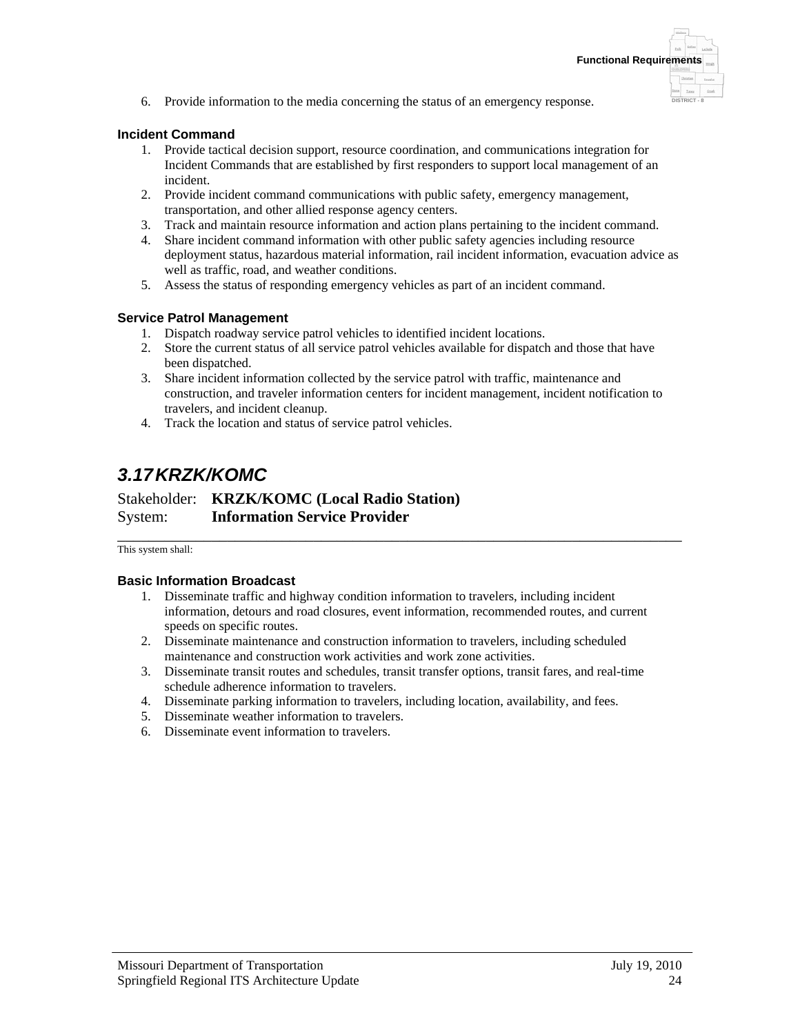6. Provide information to the media concerning the status of an emergency response.

**Incident Command**

1. Provide tactical decision support, resource coordination, and communications integration for Incident Commands that are established by first responders to support local management of an incident.
2. Provide incident command communications with public safety, emergency management, transportation, and other allied response agency centers.
3. Track and maintain resource information and action plans pertaining to the incident command.
4. Share incident command information with other public safety agencies including resource deployment status, hazardous material information, rail incident information, evacuation advice as well as traffic, road, and weather conditions.
5. Assess the status of responding emergency vehicles as part of an incident command.

**Service Patrol Management**

1. Dispatch roadway service patrol vehicles to identified incident locations.
2. Store the current status of all service patrol vehicles available for dispatch and those that have been dispatched.
3. Share incident information collected by the service patrol with traffic, maintenance and construction, and traveler information centers for incident management, incident notification to travelers, and incident cleanup.
4. Track the location and status of service patrol vehicles.

## 3.17 KRZK/KOMC

Stakeholder: **KRZK/KOMC (Local Radio Station)**
System: **Information Service Provider**

This system shall:

**Basic Information Broadcast**

1. Disseminate traffic and highway condition information to travelers, including incident information, detours and road closures, event information, recommended routes, and current speeds on specific routes.
2. Disseminate maintenance and construction information to travelers, including scheduled maintenance and construction work activities and work zone activities.
3. Disseminate transit routes and schedules, transit transfer options, transit fares, and real-time schedule adherence information to travelers.
4. Disseminate parking information to travelers, including location, availability, and fees.
5. Disseminate weather information to travelers.
6. Disseminate event information to travelers.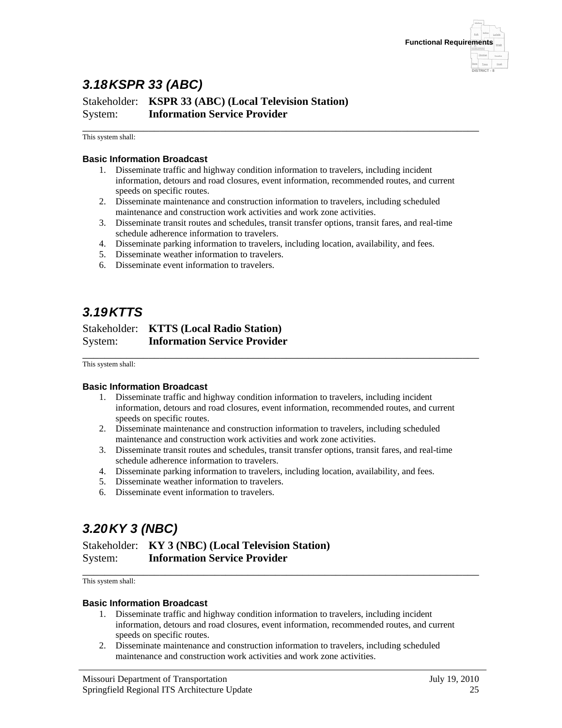## 3.18 KSPR 33 (ABC)

Stakeholder: **KSPR 33 (ABC) (Local Television Station)**
System: **Information Service Provider**

This system shall:

**Basic Information Broadcast**

1. Disseminate traffic and highway condition information to travelers, including incident information, detours and road closures, event information, recommended routes, and current speeds on specific routes.
2. Disseminate maintenance and construction information to travelers, including scheduled maintenance and construction work activities and work zone activities.
3. Disseminate transit routes and schedules, transit transfer options, transit fares, and real-time schedule adherence information to travelers.
4. Disseminate parking information to travelers, including location, availability, and fees.
5. Disseminate weather information to travelers.
6. Disseminate event information to travelers.

## 3.19 KTTS

Stakeholder: **KTTS (Local Radio Station)**
System: **Information Service Provider**

This system shall:

**Basic Information Broadcast**

1. Disseminate traffic and highway condition information to travelers, including incident information, detours and road closures, event information, recommended routes, and current speeds on specific routes.
2. Disseminate maintenance and construction information to travelers, including scheduled maintenance and construction work activities and work zone activities.
3. Disseminate transit routes and schedules, transit transfer options, transit fares, and real-time schedule adherence information to travelers.
4. Disseminate parking information to travelers, including location, availability, and fees.
5. Disseminate weather information to travelers.
6. Disseminate event information to travelers.

## 3.20 KY 3 (NBC)

Stakeholder: **KY 3 (NBC) (Local Television Station)**
System: **Information Service Provider**

This system shall:

**Basic Information Broadcast**

1. Disseminate traffic and highway condition information to travelers, including incident information, detours and road closures, event information, recommended routes, and current speeds on specific routes.
2. Disseminate maintenance and construction information to travelers, including scheduled maintenance and construction work activities and work zone activities.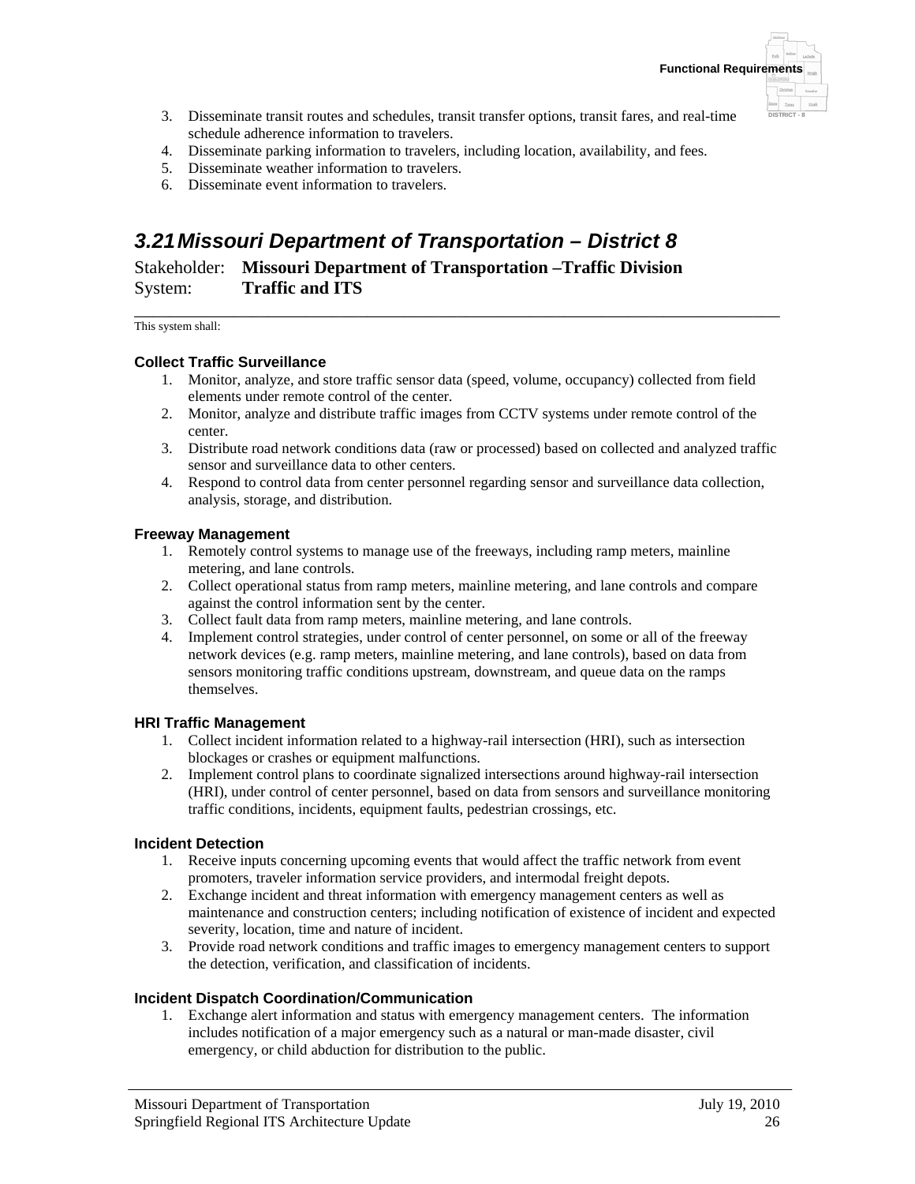3. Disseminate transit routes and schedules, transit transfer options, transit fares, and real-time schedule adherence information to travelers.
4. Disseminate parking information to travelers, including location, availability, and fees.
5. Disseminate weather information to travelers.
6. Disseminate event information to travelers.

## *3.21 Missouri Department of Transportation – District 8*

Stakeholder: **Missouri Department of Transportation –Traffic Division**
System: **Traffic and ITS**

This system shall:

**Collect Traffic Surveillance**

1. Monitor, analyze, and store traffic sensor data (speed, volume, occupancy) collected from field elements under remote control of the center.
2. Monitor, analyze and distribute traffic images from CCTV systems under remote control of the center.
3. Distribute road network conditions data (raw or processed) based on collected and analyzed traffic sensor and surveillance data to other centers.
4. Respond to control data from center personnel regarding sensor and surveillance data collection, analysis, storage, and distribution.

**Freeway Management**

1. Remotely control systems to manage use of the freeways, including ramp meters, mainline metering, and lane controls.
2. Collect operational status from ramp meters, mainline metering, and lane controls and compare against the control information sent by the center.
3. Collect fault data from ramp meters, mainline metering, and lane controls.
4. Implement control strategies, under control of center personnel, on some or all of the freeway network devices (e.g. ramp meters, mainline metering, and lane controls), based on data from sensors monitoring traffic conditions upstream, downstream, and queue data on the ramps themselves.

**HRI Traffic Management**

1. Collect incident information related to a highway-rail intersection (HRI), such as intersection blockages or crashes or equipment malfunctions.
2. Implement control plans to coordinate signalized intersections around highway-rail intersection (HRI), under control of center personnel, based on data from sensors and surveillance monitoring traffic conditions, incidents, equipment faults, pedestrian crossings, etc.

**Incident Detection**

1. Receive inputs concerning upcoming events that would affect the traffic network from event promoters, traveler information service providers, and intermodal freight depots.
2. Exchange incident and threat information with emergency management centers as well as maintenance and construction centers; including notification of existence of incident and expected severity, location, time and nature of incident.
3. Provide road network conditions and traffic images to emergency management centers to support the detection, verification, and classification of incidents.

**Incident Dispatch Coordination/Communication**

1. Exchange alert information and status with emergency management centers. The information includes notification of a major emergency such as a natural or man-made disaster, civil emergency, or child abduction for distribution to the public.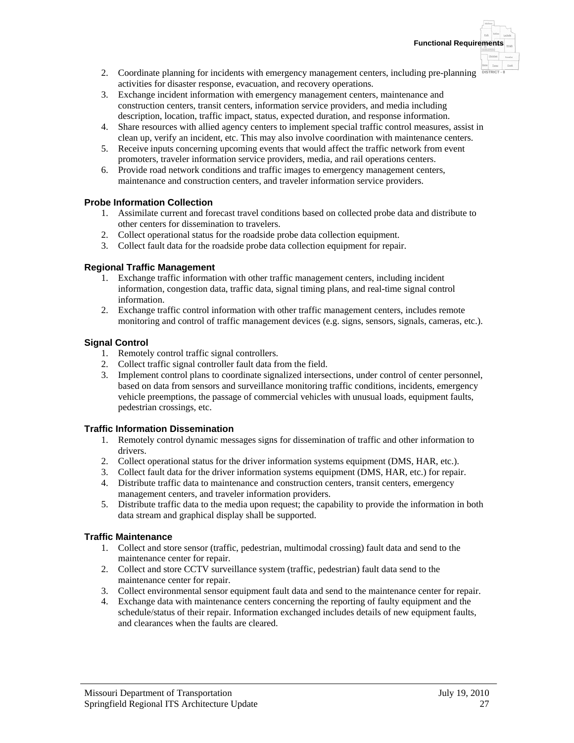2. Coordinate planning for incidents with emergency management centers, including pre-planning activities for disaster response, evacuation, and recovery operations.
3. Exchange incident information with emergency management centers, maintenance and construction centers, transit centers, information service providers, and media including description, location, traffic impact, status, expected duration, and response information.
4. Share resources with allied agency centers to implement special traffic control measures, assist in clean up, verify an incident, etc. This may also involve coordination with maintenance centers.
5. Receive inputs concerning upcoming events that would affect the traffic network from event promoters, traveler information service providers, media, and rail operations centers.
6. Provide road network conditions and traffic images to emergency management centers, maintenance and construction centers, and traveler information service providers.

### Probe Information Collection

1. Assimilate current and forecast travel conditions based on collected probe data and distribute to other centers for dissemination to travelers.
2. Collect operational status for the roadside probe data collection equipment.
3. Collect fault data for the roadside probe data collection equipment for repair.

### Regional Traffic Management

1. Exchange traffic information with other traffic management centers, including incident information, congestion data, traffic data, signal timing plans, and real-time signal control information.
2. Exchange traffic control information with other traffic management centers, includes remote monitoring and control of traffic management devices (e.g. signs, sensors, signals, cameras, etc.).

### Signal Control

1. Remotely control traffic signal controllers.
2. Collect traffic signal controller fault data from the field.
3. Implement control plans to coordinate signalized intersections, under control of center personnel, based on data from sensors and surveillance monitoring traffic conditions, incidents, emergency vehicle preemptions, the passage of commercial vehicles with unusual loads, equipment faults, pedestrian crossings, etc.

### Traffic Information Dissemination

1. Remotely control dynamic messages signs for dissemination of traffic and other information to drivers.
2. Collect operational status for the driver information systems equipment (DMS, HAR, etc.).
3. Collect fault data for the driver information systems equipment (DMS, HAR, etc.) for repair.
4. Distribute traffic data to maintenance and construction centers, transit centers, emergency management centers, and traveler information providers.
5. Distribute traffic data to the media upon request; the capability to provide the information in both data stream and graphical display shall be supported.

### Traffic Maintenance

1. Collect and store sensor (traffic, pedestrian, multimodal crossing) fault data and send to the maintenance center for repair.
2. Collect and store CCTV surveillance system (traffic, pedestrian) fault data send to the maintenance center for repair.
3. Collect environmental sensor equipment fault data and send to the maintenance center for repair.
4. Exchange data with maintenance centers concerning the reporting of faulty equipment and the schedule/status of their repair. Information exchanged includes details of new equipment faults, and clearances when the faults are cleared.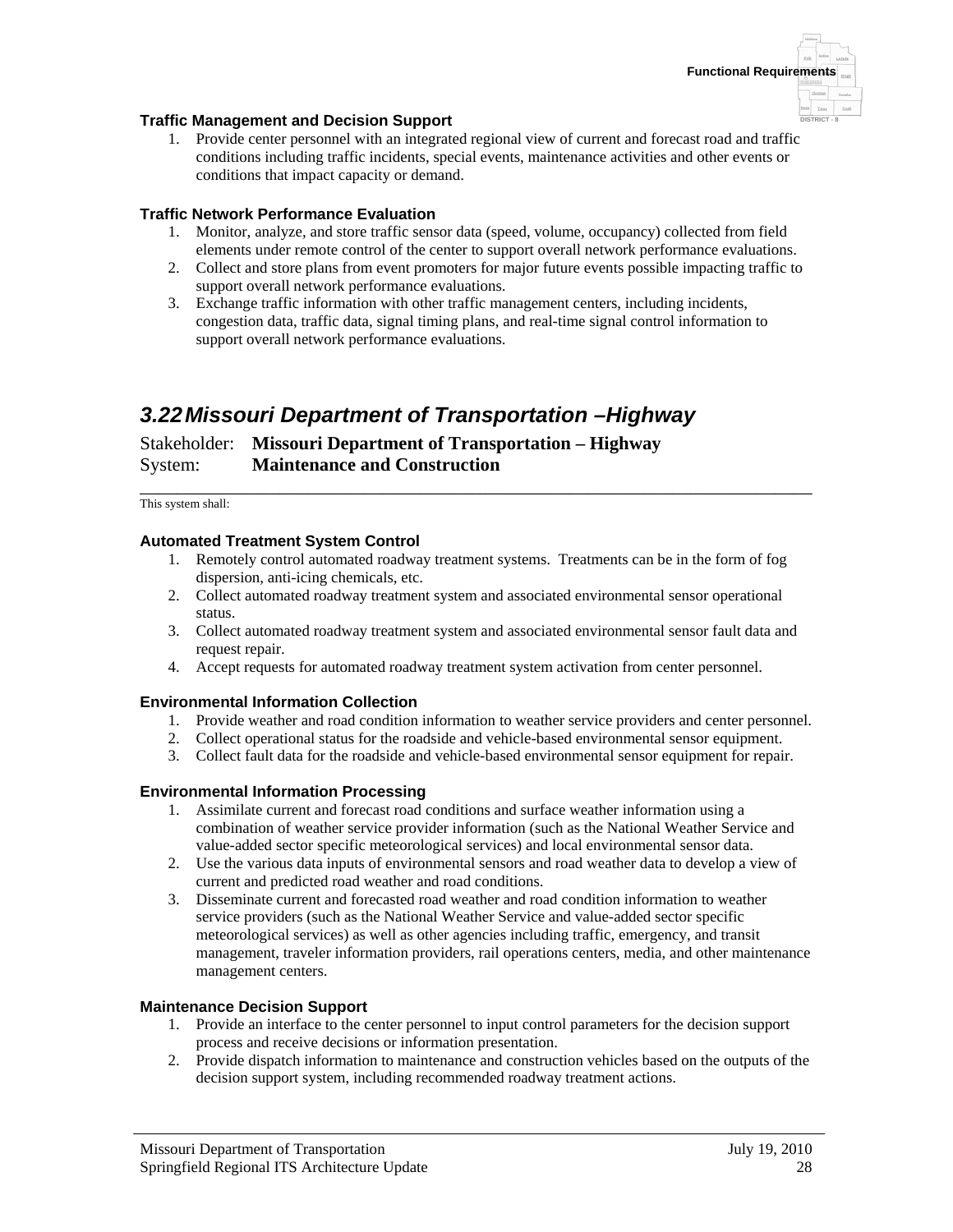#### Traffic Management and Decision Support

1. Provide center personnel with an integrated regional view of current and forecast road and traffic conditions including traffic incidents, special events, maintenance activities and other events or conditions that impact capacity or demand.

#### Traffic Network Performance Evaluation

1. Monitor, analyze, and store traffic sensor data (speed, volume, occupancy) collected from field elements under remote control of the center to support overall network performance evaluations.
2. Collect and store plans from event promoters for major future events possible impacting traffic to support overall network performance evaluations.
3. Exchange traffic information with other traffic management centers, including incidents, congestion data, traffic data, signal timing plans, and real-time signal control information to support overall network performance evaluations.

## *3.22 Missouri Department of Transportation –Highway*

Stakeholder: **Missouri Department of Transportation – Highway**
System: **Maintenance and Construction**

---

This system shall:

#### Automated Treatment System Control

1. Remotely control automated roadway treatment systems. Treatments can be in the form of fog dispersion, anti-icing chemicals, etc.
2. Collect automated roadway treatment system and associated environmental sensor operational status.
3. Collect automated roadway treatment system and associated environmental sensor fault data and request repair.
4. Accept requests for automated roadway treatment system activation from center personnel.

#### Environmental Information Collection

1. Provide weather and road condition information to weather service providers and center personnel.
2. Collect operational status for the roadside and vehicle-based environmental sensor equipment.
3. Collect fault data for the roadside and vehicle-based environmental sensor equipment for repair.

#### Environmental Information Processing

1. Assimilate current and forecast road conditions and surface weather information using a combination of weather service provider information (such as the National Weather Service and value-added sector specific meteorological services) and local environmental sensor data.
2. Use the various data inputs of environmental sensors and road weather data to develop a view of current and predicted road weather and road conditions.
3. Disseminate current and forecasted road weather and road condition information to weather service providers (such as the National Weather Service and value-added sector specific meteorological services) as well as other agencies including traffic, emergency, and transit management, traveler information providers, rail operations centers, media, and other maintenance management centers.

#### Maintenance Decision Support

1. Provide an interface to the center personnel to input control parameters for the decision support process and receive decisions or information presentation.
2. Provide dispatch information to maintenance and construction vehicles based on the outputs of the decision support system, including recommended roadway treatment actions.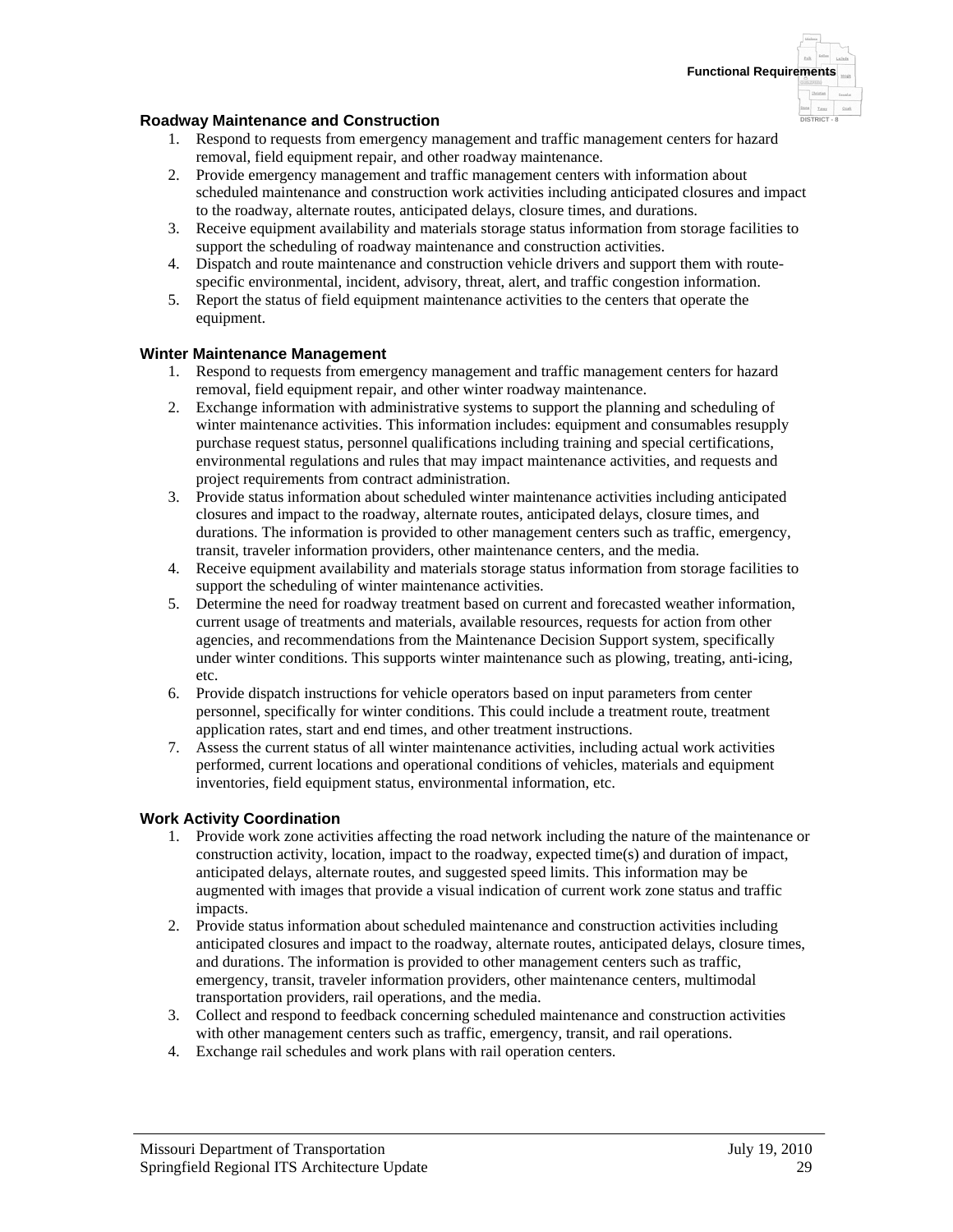### Roadway Maintenance and Construction

1. Respond to requests from emergency management and traffic management centers for hazard removal, field equipment repair, and other roadway maintenance.
2. Provide emergency management and traffic management centers with information about scheduled maintenance and construction work activities including anticipated closures and impact to the roadway, alternate routes, anticipated delays, closure times, and durations.
3. Receive equipment availability and materials storage status information from storage facilities to support the scheduling of roadway maintenance and construction activities.
4. Dispatch and route maintenance and construction vehicle drivers and support them with route-specific environmental, incident, advisory, threat, alert, and traffic congestion information.
5. Report the status of field equipment maintenance activities to the centers that operate the equipment.

### Winter Maintenance Management

1. Respond to requests from emergency management and traffic management centers for hazard removal, field equipment repair, and other winter roadway maintenance.
2. Exchange information with administrative systems to support the planning and scheduling of winter maintenance activities. This information includes: equipment and consumables resupply purchase request status, personnel qualifications including training and special certifications, environmental regulations and rules that may impact maintenance activities, and requests and project requirements from contract administration.
3. Provide status information about scheduled winter maintenance activities including anticipated closures and impact to the roadway, alternate routes, anticipated delays, closure times, and durations. The information is provided to other management centers such as traffic, emergency, transit, traveler information providers, other maintenance centers, and the media.
4. Receive equipment availability and materials storage status information from storage facilities to support the scheduling of winter maintenance activities.
5. Determine the need for roadway treatment based on current and forecasted weather information, current usage of treatments and materials, available resources, requests for action from other agencies, and recommendations from the Maintenance Decision Support system, specifically under winter conditions. This supports winter maintenance such as plowing, treating, anti-icing, etc.
6. Provide dispatch instructions for vehicle operators based on input parameters from center personnel, specifically for winter conditions. This could include a treatment route, treatment application rates, start and end times, and other treatment instructions.
7. Assess the current status of all winter maintenance activities, including actual work activities performed, current locations and operational conditions of vehicles, materials and equipment inventories, field equipment status, environmental information, etc.

### Work Activity Coordination

1. Provide work zone activities affecting the road network including the nature of the maintenance or construction activity, location, impact to the roadway, expected time(s) and duration of impact, anticipated delays, alternate routes, and suggested speed limits. This information may be augmented with images that provide a visual indication of current work zone status and traffic impacts.
2. Provide status information about scheduled maintenance and construction activities including anticipated closures and impact to the roadway, alternate routes, anticipated delays, closure times, and durations. The information is provided to other management centers such as traffic, emergency, transit, traveler information providers, other maintenance centers, multimodal transportation providers, rail operations, and the media.
3. Collect and respond to feedback concerning scheduled maintenance and construction activities with other management centers such as traffic, emergency, transit, and rail operations.
4. Exchange rail schedules and work plans with rail operation centers.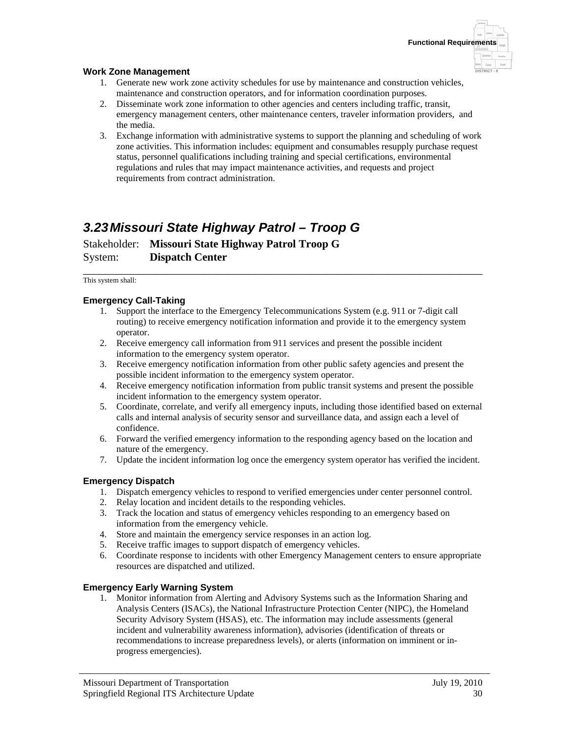#### Work Zone Management

1. Generate new work zone activity schedules for use by maintenance and construction vehicles, maintenance and construction operators, and for information coordination purposes.
2. Disseminate work zone information to other agencies and centers including traffic, transit, emergency management centers, other maintenance centers, traveler information providers, and the media.
3. Exchange information with administrative systems to support the planning and scheduling of work zone activities. This information includes: equipment and consumables resupply purchase request status, personnel qualifications including training and special certifications, environmental regulations and rules that may impact maintenance activities, and requests and project requirements from contract administration.

## 3.23 Missouri State Highway Patrol – Troop G

Stakeholder: **Missouri State Highway Patrol Troop G**
System: **Dispatch Center**

---

This system shall:

#### Emergency Call-Taking

1. Support the interface to the Emergency Telecommunications System (e.g. 911 or 7-digit call routing) to receive emergency notification information and provide it to the emergency system operator.
2. Receive emergency call information from 911 services and present the possible incident information to the emergency system operator.
3. Receive emergency notification information from other public safety agencies and present the possible incident information to the emergency system operator.
4. Receive emergency notification information from public transit systems and present the possible incident information to the emergency system operator.
5. Coordinate, correlate, and verify all emergency inputs, including those identified based on external calls and internal analysis of security sensor and surveillance data, and assign each a level of confidence.
6. Forward the verified emergency information to the responding agency based on the location and nature of the emergency.
7. Update the incident information log once the emergency system operator has verified the incident.

#### Emergency Dispatch

1. Dispatch emergency vehicles to respond to verified emergencies under center personnel control.
2. Relay location and incident details to the responding vehicles.
3. Track the location and status of emergency vehicles responding to an emergency based on information from the emergency vehicle.
4. Store and maintain the emergency service responses in an action log.
5. Receive traffic images to support dispatch of emergency vehicles.
6. Coordinate response to incidents with other Emergency Management centers to ensure appropriate resources are dispatched and utilized.

#### Emergency Early Warning System

1. Monitor information from Alerting and Advisory Systems such as the Information Sharing and Analysis Centers (ISACs), the National Infrastructure Protection Center (NIPC), the Homeland Security Advisory System (HSAS), etc. The information may include assessments (general incident and vulnerability awareness information), advisories (identification of threats or recommendations to increase preparedness levels), or alerts (information on imminent or in-progress emergencies).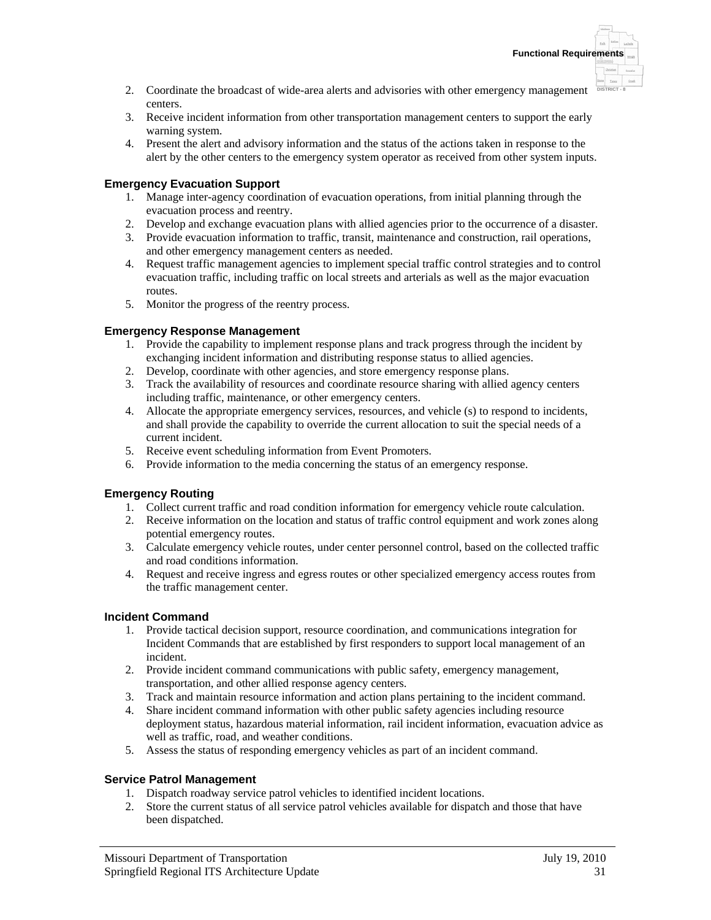2. Coordinate the broadcast of wide-area alerts and advisories with other emergency management centers.
3. Receive incident information from other transportation management centers to support the early warning system.
4. Present the alert and advisory information and the status of the actions taken in response to the alert by the other centers to the emergency system operator as received from other system inputs.

### Emergency Evacuation Support

1. Manage inter-agency coordination of evacuation operations, from initial planning through the evacuation process and reentry.
2. Develop and exchange evacuation plans with allied agencies prior to the occurrence of a disaster.
3. Provide evacuation information to traffic, transit, maintenance and construction, rail operations, and other emergency management centers as needed.
4. Request traffic management agencies to implement special traffic control strategies and to control evacuation traffic, including traffic on local streets and arterials as well as the major evacuation routes.
5. Monitor the progress of the reentry process.

### Emergency Response Management

1. Provide the capability to implement response plans and track progress through the incident by exchanging incident information and distributing response status to allied agencies.
2. Develop, coordinate with other agencies, and store emergency response plans.
3. Track the availability of resources and coordinate resource sharing with allied agency centers including traffic, maintenance, or other emergency centers.
4. Allocate the appropriate emergency services, resources, and vehicle (s) to respond to incidents, and shall provide the capability to override the current allocation to suit the special needs of a current incident.
5. Receive event scheduling information from Event Promoters.
6. Provide information to the media concerning the status of an emergency response.

### Emergency Routing

1. Collect current traffic and road condition information for emergency vehicle route calculation.
2. Receive information on the location and status of traffic control equipment and work zones along potential emergency routes.
3. Calculate emergency vehicle routes, under center personnel control, based on the collected traffic and road conditions information.
4. Request and receive ingress and egress routes or other specialized emergency access routes from the traffic management center.

### Incident Command

1. Provide tactical decision support, resource coordination, and communications integration for Incident Commands that are established by first responders to support local management of an incident.
2. Provide incident command communications with public safety, emergency management, transportation, and other allied response agency centers.
3. Track and maintain resource information and action plans pertaining to the incident command.
4. Share incident command information with other public safety agencies including resource deployment status, hazardous material information, rail incident information, evacuation advice as well as traffic, road, and weather conditions.
5. Assess the status of responding emergency vehicles as part of an incident command.

### Service Patrol Management

1. Dispatch roadway service patrol vehicles to identified incident locations.
2. Store the current status of all service patrol vehicles available for dispatch and those that have been dispatched.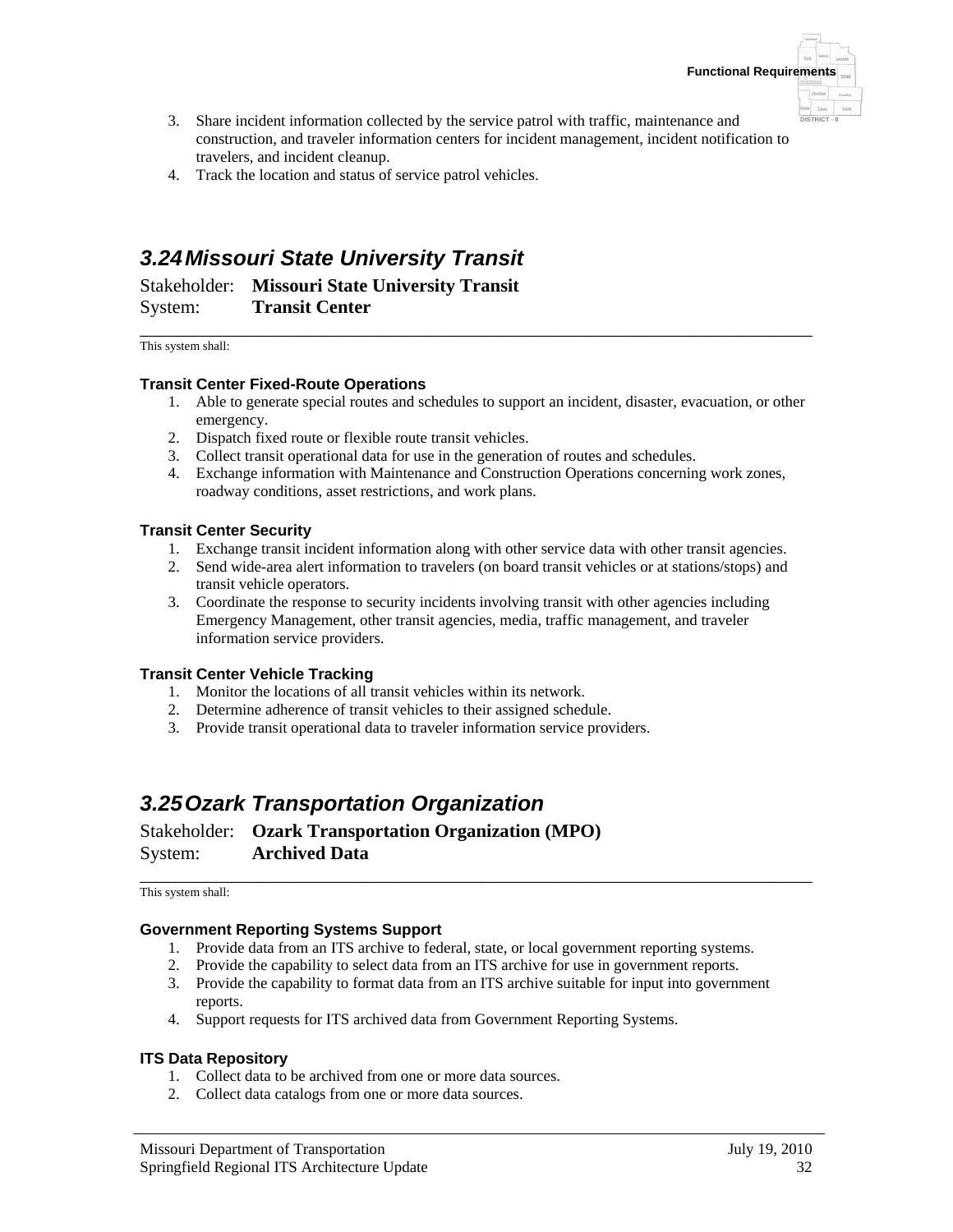3. Share incident information collected by the service patrol with traffic, maintenance and construction, and traveler information centers for incident management, incident notification to travelers, and incident cleanup.
4. Track the location and status of service patrol vehicles.

## 3.24 Missouri State University Transit

Stakeholder: **Missouri State University Transit**
System: **Transit Center**

This system shall:

**Transit Center Fixed-Route Operations**

1. Able to generate special routes and schedules to support an incident, disaster, evacuation, or other emergency.
2. Dispatch fixed route or flexible route transit vehicles.
3. Collect transit operational data for use in the generation of routes and schedules.
4. Exchange information with Maintenance and Construction Operations concerning work zones, roadway conditions, asset restrictions, and work plans.

**Transit Center Security**

1. Exchange transit incident information along with other service data with other transit agencies.
2. Send wide-area alert information to travelers (on board transit vehicles or at stations/stops) and transit vehicle operators.
3. Coordinate the response to security incidents involving transit with other agencies including Emergency Management, other transit agencies, media, traffic management, and traveler information service providers.

**Transit Center Vehicle Tracking**

1. Monitor the locations of all transit vehicles within its network.
2. Determine adherence of transit vehicles to their assigned schedule.
3. Provide transit operational data to traveler information service providers.

## 3.25 Ozark Transportation Organization

Stakeholder: **Ozark Transportation Organization (MPO)**
System: **Archived Data**

This system shall:

**Government Reporting Systems Support**

1. Provide data from an ITS archive to federal, state, or local government reporting systems.
2. Provide the capability to select data from an ITS archive for use in government reports.
3. Provide the capability to format data from an ITS archive suitable for input into government reports.
4. Support requests for ITS archived data from Government Reporting Systems.

**ITS Data Repository**

1. Collect data to be archived from one or more data sources.
2. Collect data catalogs from one or more data sources.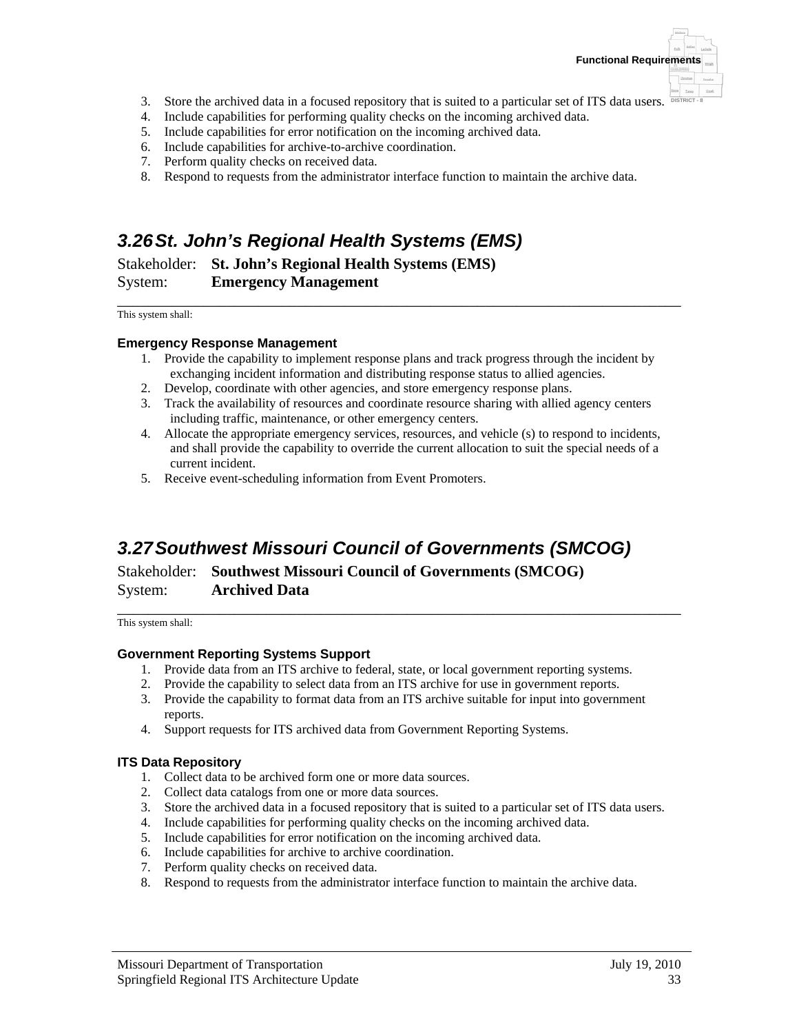3. Store the archived data in a focused repository that is suited to a particular set of ITS data users.
4. Include capabilities for performing quality checks on the incoming archived data.
5. Include capabilities for error notification on the incoming archived data.
6. Include capabilities for archive-to-archive coordination.
7. Perform quality checks on received data.
8. Respond to requests from the administrator interface function to maintain the archive data.

## 3.26 St. John's Regional Health Systems (EMS)

Stakeholder: **St. John's Regional Health Systems (EMS)**
System: **Emergency Management**

This system shall:

#### Emergency Response Management

1. Provide the capability to implement response plans and track progress through the incident by exchanging incident information and distributing response status to allied agencies.
2. Develop, coordinate with other agencies, and store emergency response plans.
3. Track the availability of resources and coordinate resource sharing with allied agency centers including traffic, maintenance, or other emergency centers.
4. Allocate the appropriate emergency services, resources, and vehicle (s) to respond to incidents, and shall provide the capability to override the current allocation to suit the special needs of a current incident.
5. Receive event-scheduling information from Event Promoters.

## 3.27 Southwest Missouri Council of Governments (SMCOG)

Stakeholder: **Southwest Missouri Council of Governments (SMCOG)**
System: **Archived Data**

This system shall:

#### Government Reporting Systems Support

1. Provide data from an ITS archive to federal, state, or local government reporting systems.
2. Provide the capability to select data from an ITS archive for use in government reports.
3. Provide the capability to format data from an ITS archive suitable for input into government reports.
4. Support requests for ITS archived data from Government Reporting Systems.

#### ITS Data Repository

1. Collect data to be archived form one or more data sources.
2. Collect data catalogs from one or more data sources.
3. Store the archived data in a focused repository that is suited to a particular set of ITS data users.
4. Include capabilities for performing quality checks on the incoming archived data.
5. Include capabilities for error notification on the incoming archived data.
6. Include capabilities for archive to archive coordination.
7. Perform quality checks on received data.
8. Respond to requests from the administrator interface function to maintain the archive data.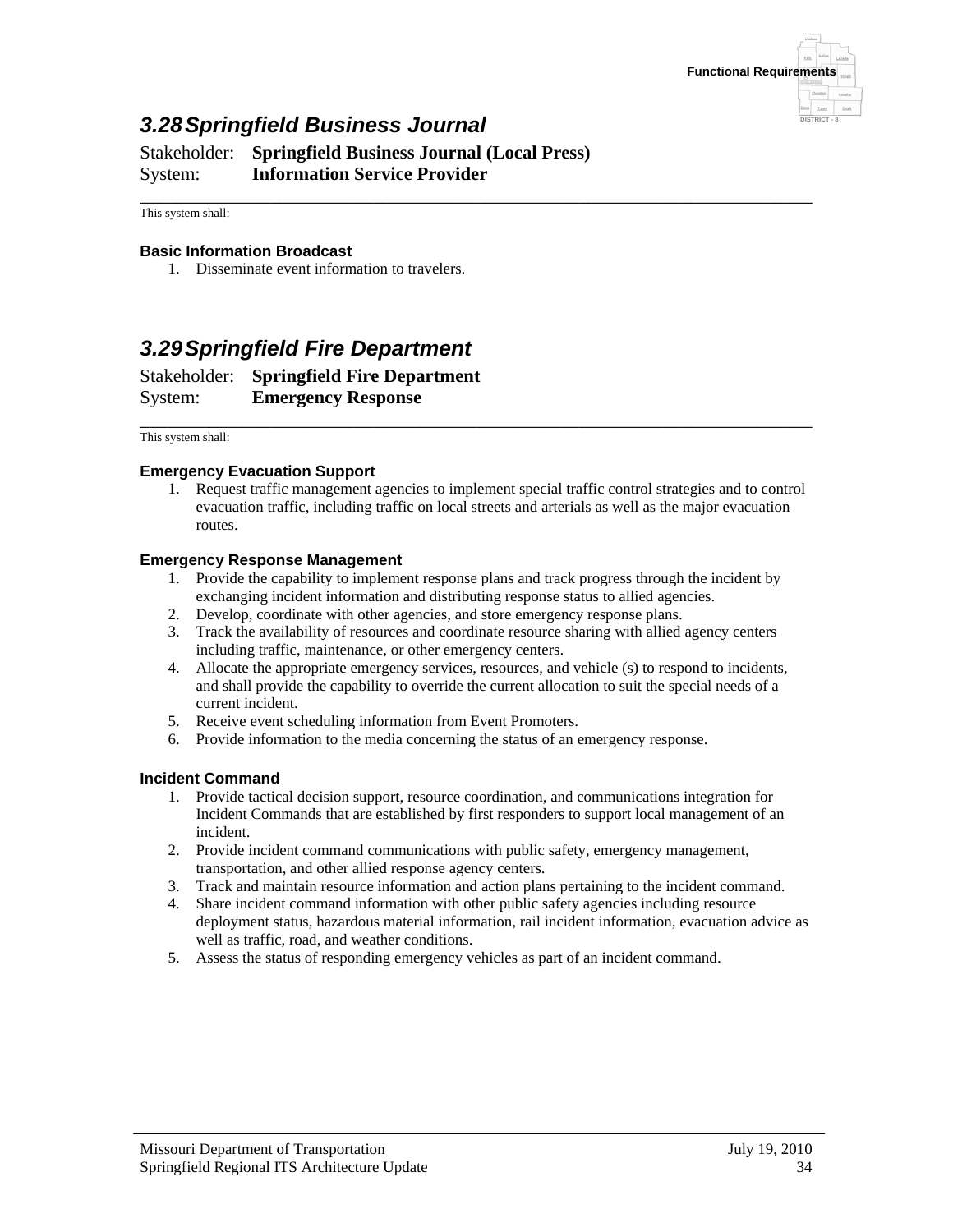## 3.28 Springfield Business Journal

Stakeholder: **Springfield Business Journal (Local Press)**
System: **Information Service Provider**

This system shall:

#### Basic Information Broadcast

1. Disseminate event information to travelers.

## 3.29 Springfield Fire Department

Stakeholder: **Springfield Fire Department**
System: **Emergency Response**

This system shall:

#### Emergency Evacuation Support

1. Request traffic management agencies to implement special traffic control strategies and to control evacuation traffic, including traffic on local streets and arterials as well as the major evacuation routes.

#### Emergency Response Management

1. Provide the capability to implement response plans and track progress through the incident by exchanging incident information and distributing response status to allied agencies.
2. Develop, coordinate with other agencies, and store emergency response plans.
3. Track the availability of resources and coordinate resource sharing with allied agency centers including traffic, maintenance, or other emergency centers.
4. Allocate the appropriate emergency services, resources, and vehicle (s) to respond to incidents, and shall provide the capability to override the current allocation to suit the special needs of a current incident.
5. Receive event scheduling information from Event Promoters.
6. Provide information to the media concerning the status of an emergency response.

#### Incident Command

1. Provide tactical decision support, resource coordination, and communications integration for Incident Commands that are established by first responders to support local management of an incident.
2. Provide incident command communications with public safety, emergency management, transportation, and other allied response agency centers.
3. Track and maintain resource information and action plans pertaining to the incident command.
4. Share incident command information with other public safety agencies including resource deployment status, hazardous material information, rail incident information, evacuation advice as well as traffic, road, and weather conditions.
5. Assess the status of responding emergency vehicles as part of an incident command.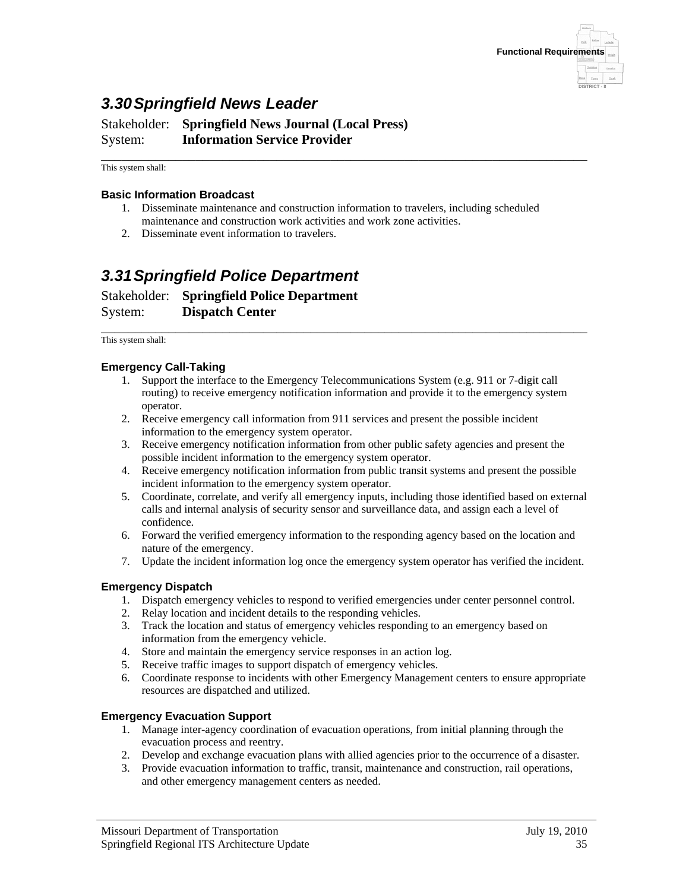## 3.30 Springfield News Leader

Stakeholder: **Springfield News Journal (Local Press)**
System: **Information Service Provider**

---

This system shall:

#### Basic Information Broadcast

1. Disseminate maintenance and construction information to travelers, including scheduled maintenance and construction work activities and work zone activities.
2. Disseminate event information to travelers.

## 3.31 Springfield Police Department

Stakeholder: **Springfield Police Department**
System: **Dispatch Center**

---

This system shall:

#### Emergency Call-Taking

1. Support the interface to the Emergency Telecommunications System (e.g. 911 or 7-digit call routing) to receive emergency notification information and provide it to the emergency system operator.
2. Receive emergency call information from 911 services and present the possible incident information to the emergency system operator.
3. Receive emergency notification information from other public safety agencies and present the possible incident information to the emergency system operator.
4. Receive emergency notification information from public transit systems and present the possible incident information to the emergency system operator.
5. Coordinate, correlate, and verify all emergency inputs, including those identified based on external calls and internal analysis of security sensor and surveillance data, and assign each a level of confidence.
6. Forward the verified emergency information to the responding agency based on the location and nature of the emergency.
7. Update the incident information log once the emergency system operator has verified the incident.

#### Emergency Dispatch

1. Dispatch emergency vehicles to respond to verified emergencies under center personnel control.
2. Relay location and incident details to the responding vehicles.
3. Track the location and status of emergency vehicles responding to an emergency based on information from the emergency vehicle.
4. Store and maintain the emergency service responses in an action log.
5. Receive traffic images to support dispatch of emergency vehicles.
6. Coordinate response to incidents with other Emergency Management centers to ensure appropriate resources are dispatched and utilized.

#### Emergency Evacuation Support

1. Manage inter-agency coordination of evacuation operations, from initial planning through the evacuation process and reentry.
2. Develop and exchange evacuation plans with allied agencies prior to the occurrence of a disaster.
3. Provide evacuation information to traffic, transit, maintenance and construction, rail operations, and other emergency management centers as needed.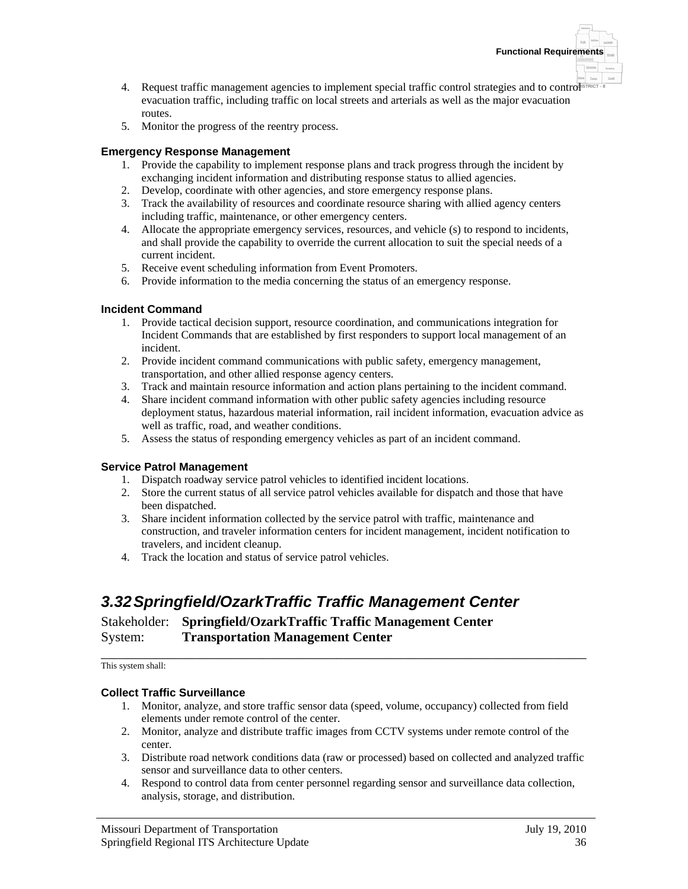4. Request traffic management agencies to implement special traffic control strategies and to control evacuation traffic, including traffic on local streets and arterials as well as the major evacuation routes.
5. Monitor the progress of the reentry process.

**Emergency Response Management**

1. Provide the capability to implement response plans and track progress through the incident by exchanging incident information and distributing response status to allied agencies.
2. Develop, coordinate with other agencies, and store emergency response plans.
3. Track the availability of resources and coordinate resource sharing with allied agency centers including traffic, maintenance, or other emergency centers.
4. Allocate the appropriate emergency services, resources, and vehicle (s) to respond to incidents, and shall provide the capability to override the current allocation to suit the special needs of a current incident.
5. Receive event scheduling information from Event Promoters.
6. Provide information to the media concerning the status of an emergency response.

**Incident Command**

1. Provide tactical decision support, resource coordination, and communications integration for Incident Commands that are established by first responders to support local management of an incident.
2. Provide incident command communications with public safety, emergency management, transportation, and other allied response agency centers.
3. Track and maintain resource information and action plans pertaining to the incident command.
4. Share incident command information with other public safety agencies including resource deployment status, hazardous material information, rail incident information, evacuation advice as well as traffic, road, and weather conditions.
5. Assess the status of responding emergency vehicles as part of an incident command.

**Service Patrol Management**

1. Dispatch roadway service patrol vehicles to identified incident locations.
2. Store the current status of all service patrol vehicles available for dispatch and those that have been dispatched.
3. Share incident information collected by the service patrol with traffic, maintenance and construction, and traveler information centers for incident management, incident notification to travelers, and incident cleanup.
4. Track the location and status of service patrol vehicles.

## *3.32 Springfield/OzarkTraffic Traffic Management Center*

Stakeholder: **Springfield/OzarkTraffic Traffic Management Center**
System: **Transportation Management Center**

This system shall:

**Collect Traffic Surveillance**

1. Monitor, analyze, and store traffic sensor data (speed, volume, occupancy) collected from field elements under remote control of the center.
2. Monitor, analyze and distribute traffic images from CCTV systems under remote control of the center.
3. Distribute road network conditions data (raw or processed) based on collected and analyzed traffic sensor and surveillance data to other centers.
4. Respond to control data from center personnel regarding sensor and surveillance data collection, analysis, storage, and distribution.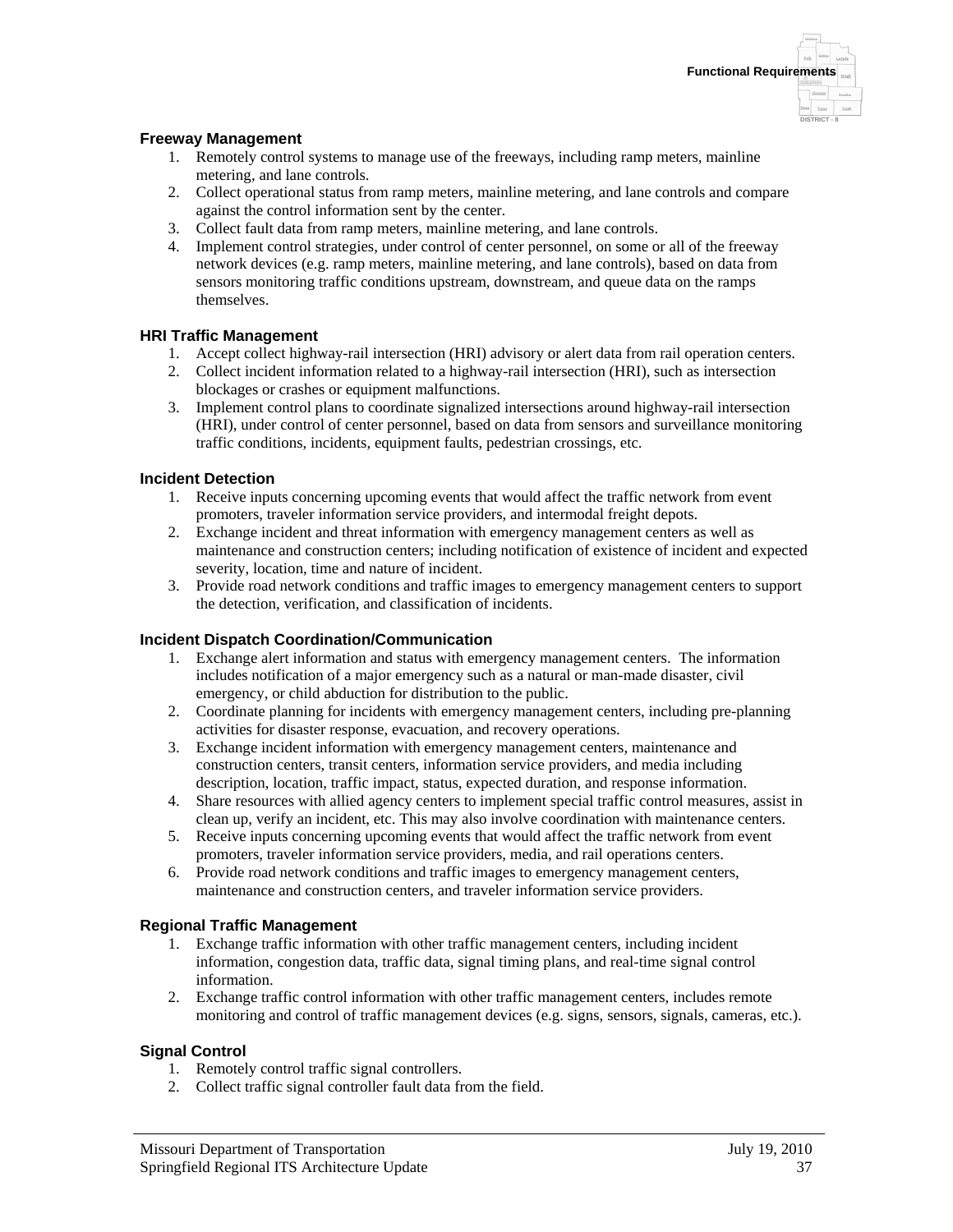### Freeway Management

1. Remotely control systems to manage use of the freeways, including ramp meters, mainline metering, and lane controls.
2. Collect operational status from ramp meters, mainline metering, and lane controls and compare against the control information sent by the center.
3. Collect fault data from ramp meters, mainline metering, and lane controls.
4. Implement control strategies, under control of center personnel, on some or all of the freeway network devices (e.g. ramp meters, mainline metering, and lane controls), based on data from sensors monitoring traffic conditions upstream, downstream, and queue data on the ramps themselves.

### HRI Traffic Management

1. Accept collect highway-rail intersection (HRI) advisory or alert data from rail operation centers.
2. Collect incident information related to a highway-rail intersection (HRI), such as intersection blockages or crashes or equipment malfunctions.
3. Implement control plans to coordinate signalized intersections around highway-rail intersection (HRI), under control of center personnel, based on data from sensors and surveillance monitoring traffic conditions, incidents, equipment faults, pedestrian crossings, etc.

### Incident Detection

1. Receive inputs concerning upcoming events that would affect the traffic network from event promoters, traveler information service providers, and intermodal freight depots.
2. Exchange incident and threat information with emergency management centers as well as maintenance and construction centers; including notification of existence of incident and expected severity, location, time and nature of incident.
3. Provide road network conditions and traffic images to emergency management centers to support the detection, verification, and classification of incidents.

### Incident Dispatch Coordination/Communication

1. Exchange alert information and status with emergency management centers. The information includes notification of a major emergency such as a natural or man-made disaster, civil emergency, or child abduction for distribution to the public.
2. Coordinate planning for incidents with emergency management centers, including pre-planning activities for disaster response, evacuation, and recovery operations.
3. Exchange incident information with emergency management centers, maintenance and construction centers, transit centers, information service providers, and media including description, location, traffic impact, status, expected duration, and response information.
4. Share resources with allied agency centers to implement special traffic control measures, assist in clean up, verify an incident, etc. This may also involve coordination with maintenance centers.
5. Receive inputs concerning upcoming events that would affect the traffic network from event promoters, traveler information service providers, media, and rail operations centers.
6. Provide road network conditions and traffic images to emergency management centers, maintenance and construction centers, and traveler information service providers.

### Regional Traffic Management

1. Exchange traffic information with other traffic management centers, including incident information, congestion data, traffic data, signal timing plans, and real-time signal control information.
2. Exchange traffic control information with other traffic management centers, includes remote monitoring and control of traffic management devices (e.g. signs, sensors, signals, cameras, etc.).

### Signal Control

1. Remotely control traffic signal controllers.
2. Collect traffic signal controller fault data from the field.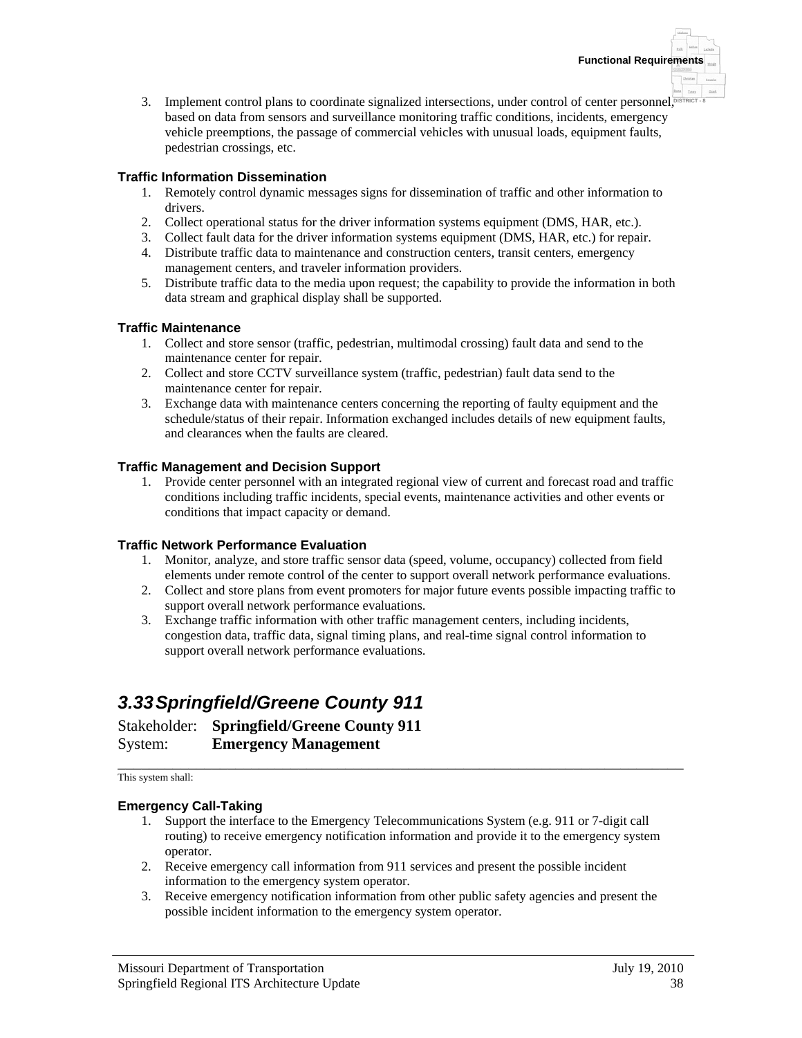3. Implement control plans to coordinate signalized intersections, under control of center personnel, based on data from sensors and surveillance monitoring traffic conditions, incidents, emergency vehicle preemptions, the passage of commercial vehicles with unusual loads, equipment faults, pedestrian crossings, etc.

**Traffic Information Dissemination**

1. Remotely control dynamic messages signs for dissemination of traffic and other information to drivers.
2. Collect operational status for the driver information systems equipment (DMS, HAR, etc.).
3. Collect fault data for the driver information systems equipment (DMS, HAR, etc.) for repair.
4. Distribute traffic data to maintenance and construction centers, transit centers, emergency management centers, and traveler information providers.
5. Distribute traffic data to the media upon request; the capability to provide the information in both data stream and graphical display shall be supported.

**Traffic Maintenance**

1. Collect and store sensor (traffic, pedestrian, multimodal crossing) fault data and send to the maintenance center for repair.
2. Collect and store CCTV surveillance system (traffic, pedestrian) fault data send to the maintenance center for repair.
3. Exchange data with maintenance centers concerning the reporting of faulty equipment and the schedule/status of their repair. Information exchanged includes details of new equipment faults, and clearances when the faults are cleared.

**Traffic Management and Decision Support**

1. Provide center personnel with an integrated regional view of current and forecast road and traffic conditions including traffic incidents, special events, maintenance activities and other events or conditions that impact capacity or demand.

**Traffic Network Performance Evaluation**

1. Monitor, analyze, and store traffic sensor data (speed, volume, occupancy) collected from field elements under remote control of the center to support overall network performance evaluations.
2. Collect and store plans from event promoters for major future events possible impacting traffic to support overall network performance evaluations.
3. Exchange traffic information with other traffic management centers, including incidents, congestion data, traffic data, signal timing plans, and real-time signal control information to support overall network performance evaluations.

## *3.33 Springfield/Greene County 911*

Stakeholder: **Springfield/Greene County 911**
System: **Emergency Management**

---

This system shall:

**Emergency Call-Taking**

1. Support the interface to the Emergency Telecommunications System (e.g. 911 or 7-digit call routing) to receive emergency notification information and provide it to the emergency system operator.
2. Receive emergency call information from 911 services and present the possible incident information to the emergency system operator.
3. Receive emergency notification information from other public safety agencies and present the possible incident information to the emergency system operator.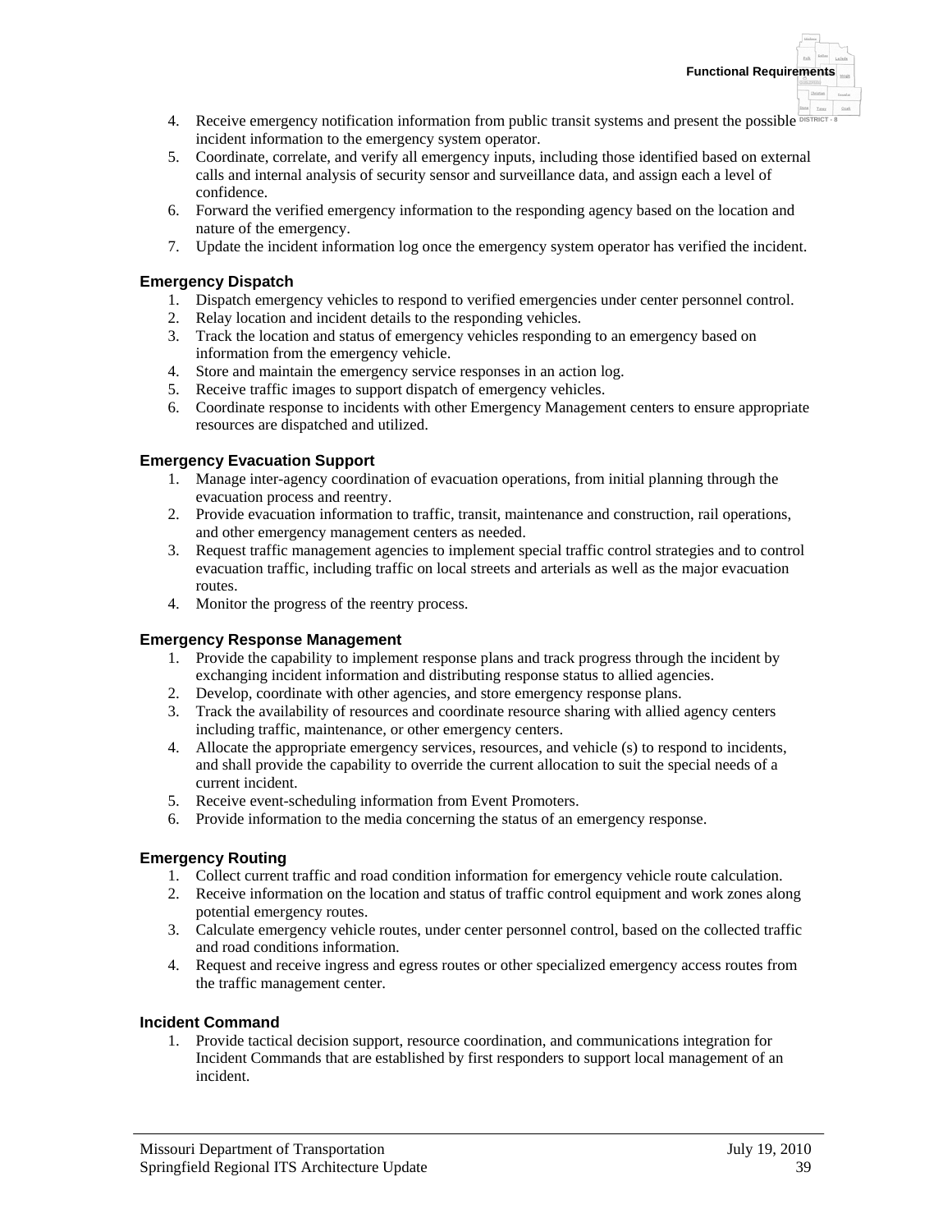4. Receive emergency notification information from public transit systems and present the possible incident information to the emergency system operator.
5. Coordinate, correlate, and verify all emergency inputs, including those identified based on external calls and internal analysis of security sensor and surveillance data, and assign each a level of confidence.
6. Forward the verified emergency information to the responding agency based on the location and nature of the emergency.
7. Update the incident information log once the emergency system operator has verified the incident.

### Emergency Dispatch

1. Dispatch emergency vehicles to respond to verified emergencies under center personnel control.
2. Relay location and incident details to the responding vehicles.
3. Track the location and status of emergency vehicles responding to an emergency based on information from the emergency vehicle.
4. Store and maintain the emergency service responses in an action log.
5. Receive traffic images to support dispatch of emergency vehicles.
6. Coordinate response to incidents with other Emergency Management centers to ensure appropriate resources are dispatched and utilized.

### Emergency Evacuation Support

1. Manage inter-agency coordination of evacuation operations, from initial planning through the evacuation process and reentry.
2. Provide evacuation information to traffic, transit, maintenance and construction, rail operations, and other emergency management centers as needed.
3. Request traffic management agencies to implement special traffic control strategies and to control evacuation traffic, including traffic on local streets and arterials as well as the major evacuation routes.
4. Monitor the progress of the reentry process.

### Emergency Response Management

1. Provide the capability to implement response plans and track progress through the incident by exchanging incident information and distributing response status to allied agencies.
2. Develop, coordinate with other agencies, and store emergency response plans.
3. Track the availability of resources and coordinate resource sharing with allied agency centers including traffic, maintenance, or other emergency centers.
4. Allocate the appropriate emergency services, resources, and vehicle (s) to respond to incidents, and shall provide the capability to override the current allocation to suit the special needs of a current incident.
5. Receive event-scheduling information from Event Promoters.
6. Provide information to the media concerning the status of an emergency response.

### Emergency Routing

1. Collect current traffic and road condition information for emergency vehicle route calculation.
2. Receive information on the location and status of traffic control equipment and work zones along potential emergency routes.
3. Calculate emergency vehicle routes, under center personnel control, based on the collected traffic and road conditions information.
4. Request and receive ingress and egress routes or other specialized emergency access routes from the traffic management center.

### Incident Command

1. Provide tactical decision support, resource coordination, and communications integration for Incident Commands that are established by first responders to support local management of an incident.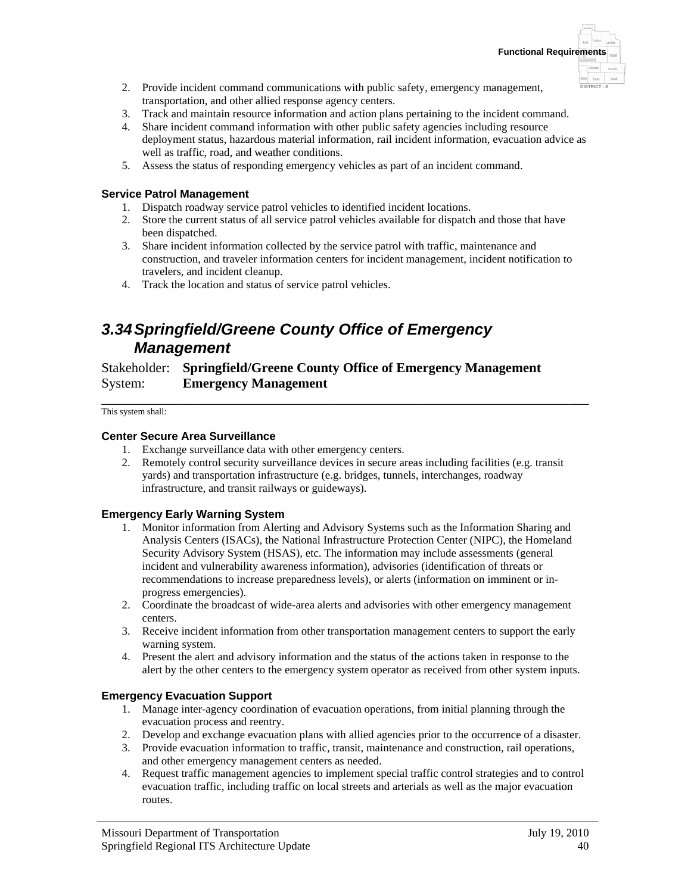2. Provide incident command communications with public safety, emergency management, transportation, and other allied response agency centers.
3. Track and maintain resource information and action plans pertaining to the incident command.
4. Share incident command information with other public safety agencies including resource deployment status, hazardous material information, rail incident information, evacuation advice as well as traffic, road, and weather conditions.
5. Assess the status of responding emergency vehicles as part of an incident command.

**Service Patrol Management**

1. Dispatch roadway service patrol vehicles to identified incident locations.
2. Store the current status of all service patrol vehicles available for dispatch and those that have been dispatched.
3. Share incident information collected by the service patrol with traffic, maintenance and construction, and traveler information centers for incident management, incident notification to travelers, and incident cleanup.
4. Track the location and status of service patrol vehicles.

## *3.34 Springfield/Greene County Office of Emergency Management*

Stakeholder: **Springfield/Greene County Office of Emergency Management**
System: **Emergency Management**

This system shall:

**Center Secure Area Surveillance**

1. Exchange surveillance data with other emergency centers.
2. Remotely control security surveillance devices in secure areas including facilities (e.g. transit yards) and transportation infrastructure (e.g. bridges, tunnels, interchanges, roadway infrastructure, and transit railways or guideways).

**Emergency Early Warning System**

1. Monitor information from Alerting and Advisory Systems such as the Information Sharing and Analysis Centers (ISACs), the National Infrastructure Protection Center (NIPC), the Homeland Security Advisory System (HSAS), etc. The information may include assessments (general incident and vulnerability awareness information), advisories (identification of threats or recommendations to increase preparedness levels), or alerts (information on imminent or in-progress emergencies).
2. Coordinate the broadcast of wide-area alerts and advisories with other emergency management centers.
3. Receive incident information from other transportation management centers to support the early warning system.
4. Present the alert and advisory information and the status of the actions taken in response to the alert by the other centers to the emergency system operator as received from other system inputs.

**Emergency Evacuation Support**

1. Manage inter-agency coordination of evacuation operations, from initial planning through the evacuation process and reentry.
2. Develop and exchange evacuation plans with allied agencies prior to the occurrence of a disaster.
3. Provide evacuation information to traffic, transit, maintenance and construction, rail operations, and other emergency management centers as needed.
4. Request traffic management agencies to implement special traffic control strategies and to control evacuation traffic, including traffic on local streets and arterials as well as the major evacuation routes.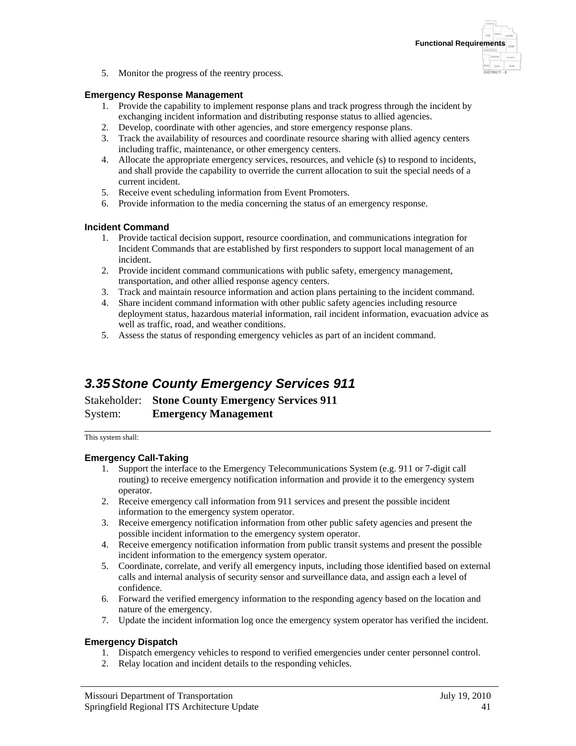5. Monitor the progress of the reentry process.

**Emergency Response Management**

1. Provide the capability to implement response plans and track progress through the incident by exchanging incident information and distributing response status to allied agencies.
2. Develop, coordinate with other agencies, and store emergency response plans.
3. Track the availability of resources and coordinate resource sharing with allied agency centers including traffic, maintenance, or other emergency centers.
4. Allocate the appropriate emergency services, resources, and vehicle (s) to respond to incidents, and shall provide the capability to override the current allocation to suit the special needs of a current incident.
5. Receive event scheduling information from Event Promoters.
6. Provide information to the media concerning the status of an emergency response.

**Incident Command**

1. Provide tactical decision support, resource coordination, and communications integration for Incident Commands that are established by first responders to support local management of an incident.
2. Provide incident command communications with public safety, emergency management, transportation, and other allied response agency centers.
3. Track and maintain resource information and action plans pertaining to the incident command.
4. Share incident command information with other public safety agencies including resource deployment status, hazardous material information, rail incident information, evacuation advice as well as traffic, road, and weather conditions.
5. Assess the status of responding emergency vehicles as part of an incident command.

## 3.35 Stone County Emergency Services 911

Stakeholder: **Stone County Emergency Services 911**
System: **Emergency Management**

This system shall:

**Emergency Call-Taking**

1. Support the interface to the Emergency Telecommunications System (e.g. 911 or 7-digit call routing) to receive emergency notification information and provide it to the emergency system operator.
2. Receive emergency call information from 911 services and present the possible incident information to the emergency system operator.
3. Receive emergency notification information from other public safety agencies and present the possible incident information to the emergency system operator.
4. Receive emergency notification information from public transit systems and present the possible incident information to the emergency system operator.
5. Coordinate, correlate, and verify all emergency inputs, including those identified based on external calls and internal analysis of security sensor and surveillance data, and assign each a level of confidence.
6. Forward the verified emergency information to the responding agency based on the location and nature of the emergency.
7. Update the incident information log once the emergency system operator has verified the incident.

**Emergency Dispatch**

1. Dispatch emergency vehicles to respond to verified emergencies under center personnel control.
2. Relay location and incident details to the responding vehicles.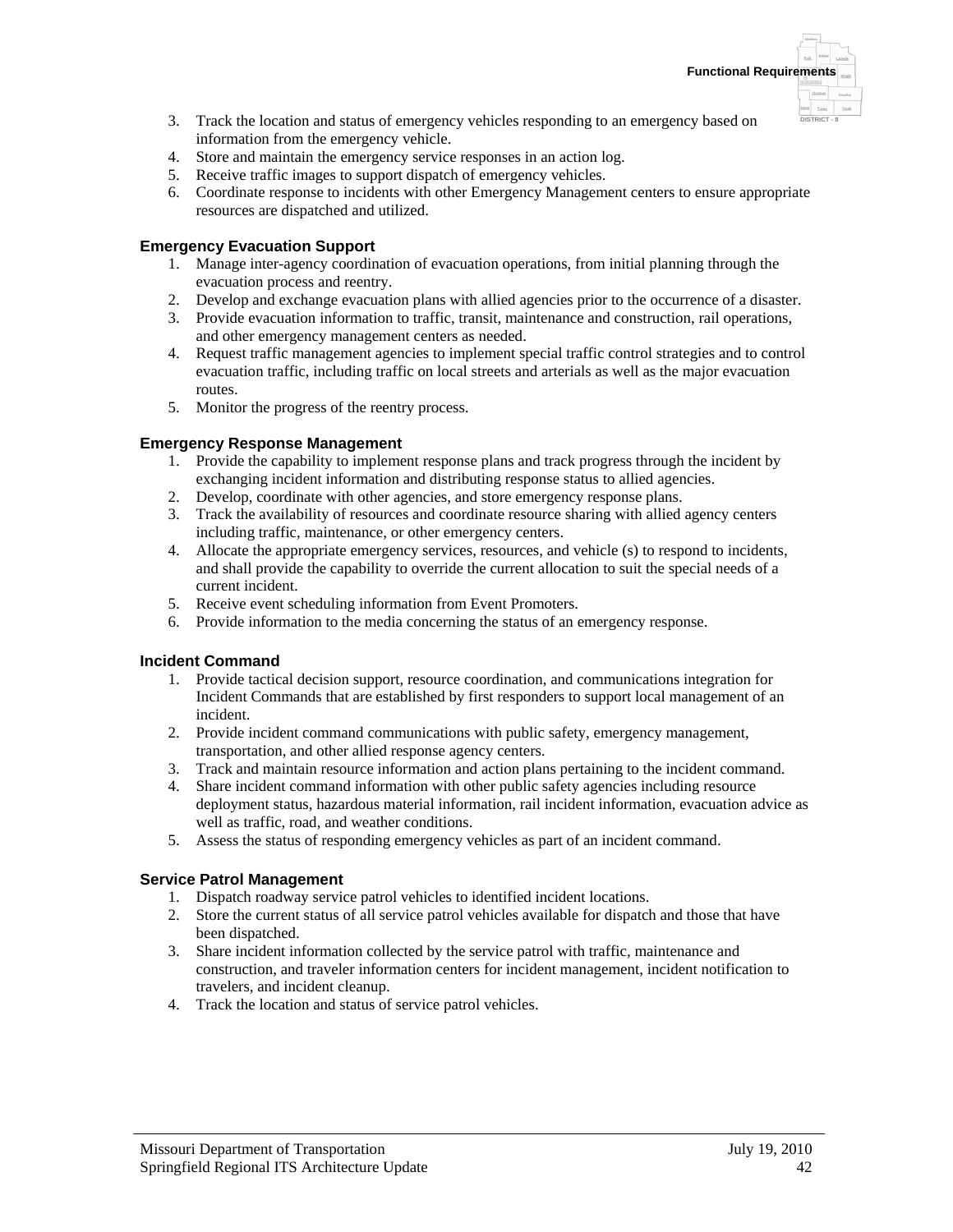3. Track the location and status of emergency vehicles responding to an emergency based on information from the emergency vehicle.
4. Store and maintain the emergency service responses in an action log.
5. Receive traffic images to support dispatch of emergency vehicles.
6. Coordinate response to incidents with other Emergency Management centers to ensure appropriate resources are dispatched and utilized.

### Emergency Evacuation Support

1. Manage inter-agency coordination of evacuation operations, from initial planning through the evacuation process and reentry.
2. Develop and exchange evacuation plans with allied agencies prior to the occurrence of a disaster.
3. Provide evacuation information to traffic, transit, maintenance and construction, rail operations, and other emergency management centers as needed.
4. Request traffic management agencies to implement special traffic control strategies and to control evacuation traffic, including traffic on local streets and arterials as well as the major evacuation routes.
5. Monitor the progress of the reentry process.

### Emergency Response Management

1. Provide the capability to implement response plans and track progress through the incident by exchanging incident information and distributing response status to allied agencies.
2. Develop, coordinate with other agencies, and store emergency response plans.
3. Track the availability of resources and coordinate resource sharing with allied agency centers including traffic, maintenance, or other emergency centers.
4. Allocate the appropriate emergency services, resources, and vehicle (s) to respond to incidents, and shall provide the capability to override the current allocation to suit the special needs of a current incident.
5. Receive event scheduling information from Event Promoters.
6. Provide information to the media concerning the status of an emergency response.

### Incident Command

1. Provide tactical decision support, resource coordination, and communications integration for Incident Commands that are established by first responders to support local management of an incident.
2. Provide incident command communications with public safety, emergency management, transportation, and other allied response agency centers.
3. Track and maintain resource information and action plans pertaining to the incident command.
4. Share incident command information with other public safety agencies including resource deployment status, hazardous material information, rail incident information, evacuation advice as well as traffic, road, and weather conditions.
5. Assess the status of responding emergency vehicles as part of an incident command.

### Service Patrol Management

1. Dispatch roadway service patrol vehicles to identified incident locations.
2. Store the current status of all service patrol vehicles available for dispatch and those that have been dispatched.
3. Share incident information collected by the service patrol with traffic, maintenance and construction, and traveler information centers for incident management, incident notification to travelers, and incident cleanup.
4. Track the location and status of service patrol vehicles.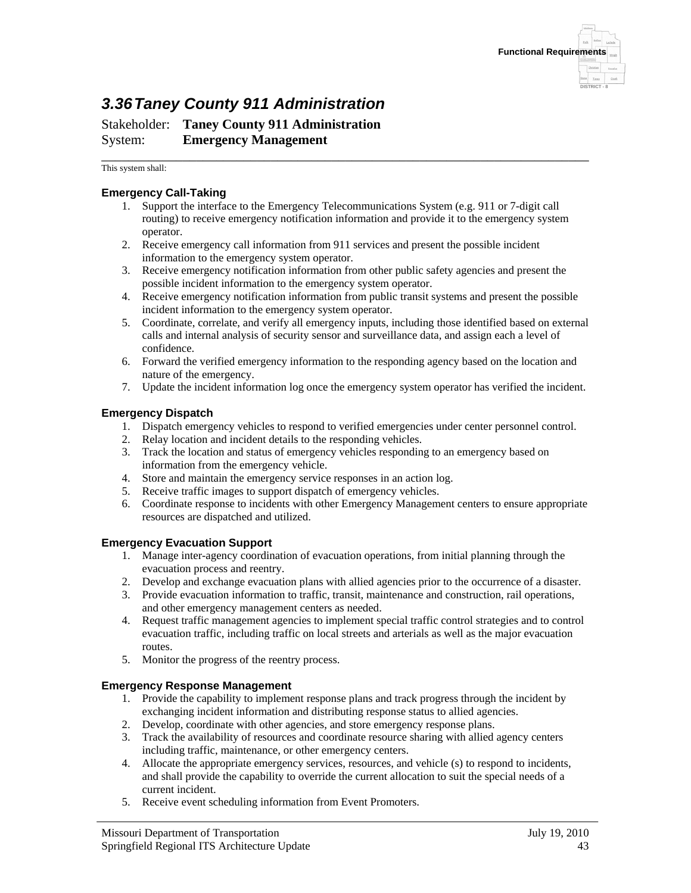## *3.36 Taney County 911 Administration*

Stakeholder: **Taney County 911 Administration**
System: **Emergency Management**

This system shall:

#### Emergency Call-Taking

1. Support the interface to the Emergency Telecommunications System (e.g. 911 or 7-digit call routing) to receive emergency notification information and provide it to the emergency system operator.
2. Receive emergency call information from 911 services and present the possible incident information to the emergency system operator.
3. Receive emergency notification information from other public safety agencies and present the possible incident information to the emergency system operator.
4. Receive emergency notification information from public transit systems and present the possible incident information to the emergency system operator.
5. Coordinate, correlate, and verify all emergency inputs, including those identified based on external calls and internal analysis of security sensor and surveillance data, and assign each a level of confidence.
6. Forward the verified emergency information to the responding agency based on the location and nature of the emergency.
7. Update the incident information log once the emergency system operator has verified the incident.

#### Emergency Dispatch

1. Dispatch emergency vehicles to respond to verified emergencies under center personnel control.
2. Relay location and incident details to the responding vehicles.
3. Track the location and status of emergency vehicles responding to an emergency based on information from the emergency vehicle.
4. Store and maintain the emergency service responses in an action log.
5. Receive traffic images to support dispatch of emergency vehicles.
6. Coordinate response to incidents with other Emergency Management centers to ensure appropriate resources are dispatched and utilized.

#### Emergency Evacuation Support

1. Manage inter-agency coordination of evacuation operations, from initial planning through the evacuation process and reentry.
2. Develop and exchange evacuation plans with allied agencies prior to the occurrence of a disaster.
3. Provide evacuation information to traffic, transit, maintenance and construction, rail operations, and other emergency management centers as needed.
4. Request traffic management agencies to implement special traffic control strategies and to control evacuation traffic, including traffic on local streets and arterials as well as the major evacuation routes.
5. Monitor the progress of the reentry process.

#### Emergency Response Management

1. Provide the capability to implement response plans and track progress through the incident by exchanging incident information and distributing response status to allied agencies.
2. Develop, coordinate with other agencies, and store emergency response plans.
3. Track the availability of resources and coordinate resource sharing with allied agency centers including traffic, maintenance, or other emergency centers.
4. Allocate the appropriate emergency services, resources, and vehicle (s) to respond to incidents, and shall provide the capability to override the current allocation to suit the special needs of a current incident.
5. Receive event scheduling information from Event Promoters.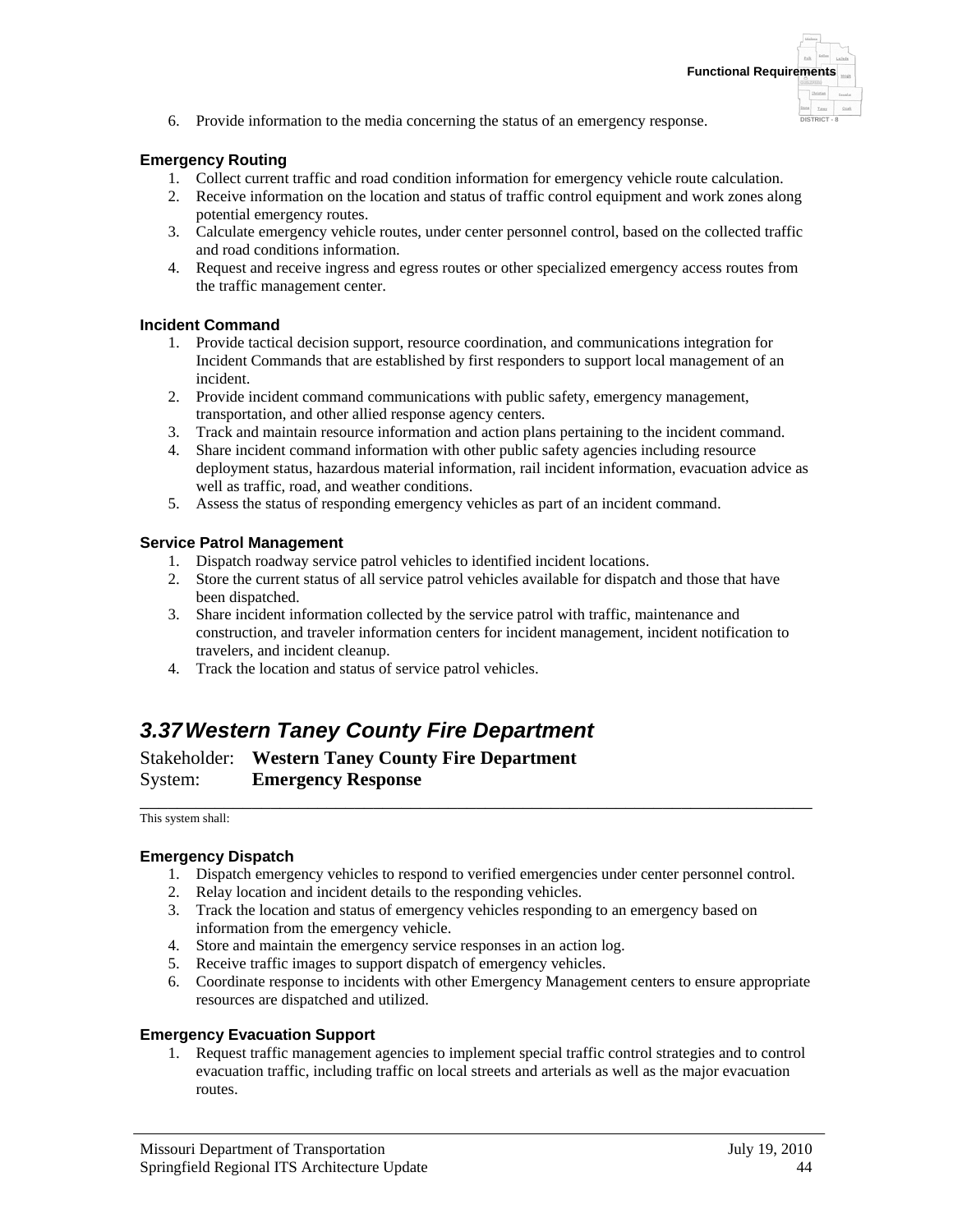6. Provide information to the media concerning the status of an emergency response.

#### Emergency Routing

1. Collect current traffic and road condition information for emergency vehicle route calculation.
2. Receive information on the location and status of traffic control equipment and work zones along potential emergency routes.
3. Calculate emergency vehicle routes, under center personnel control, based on the collected traffic and road conditions information.
4. Request and receive ingress and egress routes or other specialized emergency access routes from the traffic management center.

#### Incident Command

1. Provide tactical decision support, resource coordination, and communications integration for Incident Commands that are established by first responders to support local management of an incident.
2. Provide incident command communications with public safety, emergency management, transportation, and other allied response agency centers.
3. Track and maintain resource information and action plans pertaining to the incident command.
4. Share incident command information with other public safety agencies including resource deployment status, hazardous material information, rail incident information, evacuation advice as well as traffic, road, and weather conditions.
5. Assess the status of responding emergency vehicles as part of an incident command.

#### Service Patrol Management

1. Dispatch roadway service patrol vehicles to identified incident locations.
2. Store the current status of all service patrol vehicles available for dispatch and those that have been dispatched.
3. Share incident information collected by the service patrol with traffic, maintenance and construction, and traveler information centers for incident management, incident notification to travelers, and incident cleanup.
4. Track the location and status of service patrol vehicles.

## *3.37 Western Taney County Fire Department*

Stakeholder: **Western Taney County Fire Department**
System: **Emergency Response**

This system shall:

#### Emergency Dispatch

1. Dispatch emergency vehicles to respond to verified emergencies under center personnel control.
2. Relay location and incident details to the responding vehicles.
3. Track the location and status of emergency vehicles responding to an emergency based on information from the emergency vehicle.
4. Store and maintain the emergency service responses in an action log.
5. Receive traffic images to support dispatch of emergency vehicles.
6. Coordinate response to incidents with other Emergency Management centers to ensure appropriate resources are dispatched and utilized.

#### Emergency Evacuation Support

1. Request traffic management agencies to implement special traffic control strategies and to control evacuation traffic, including traffic on local streets and arterials as well as the major evacuation routes.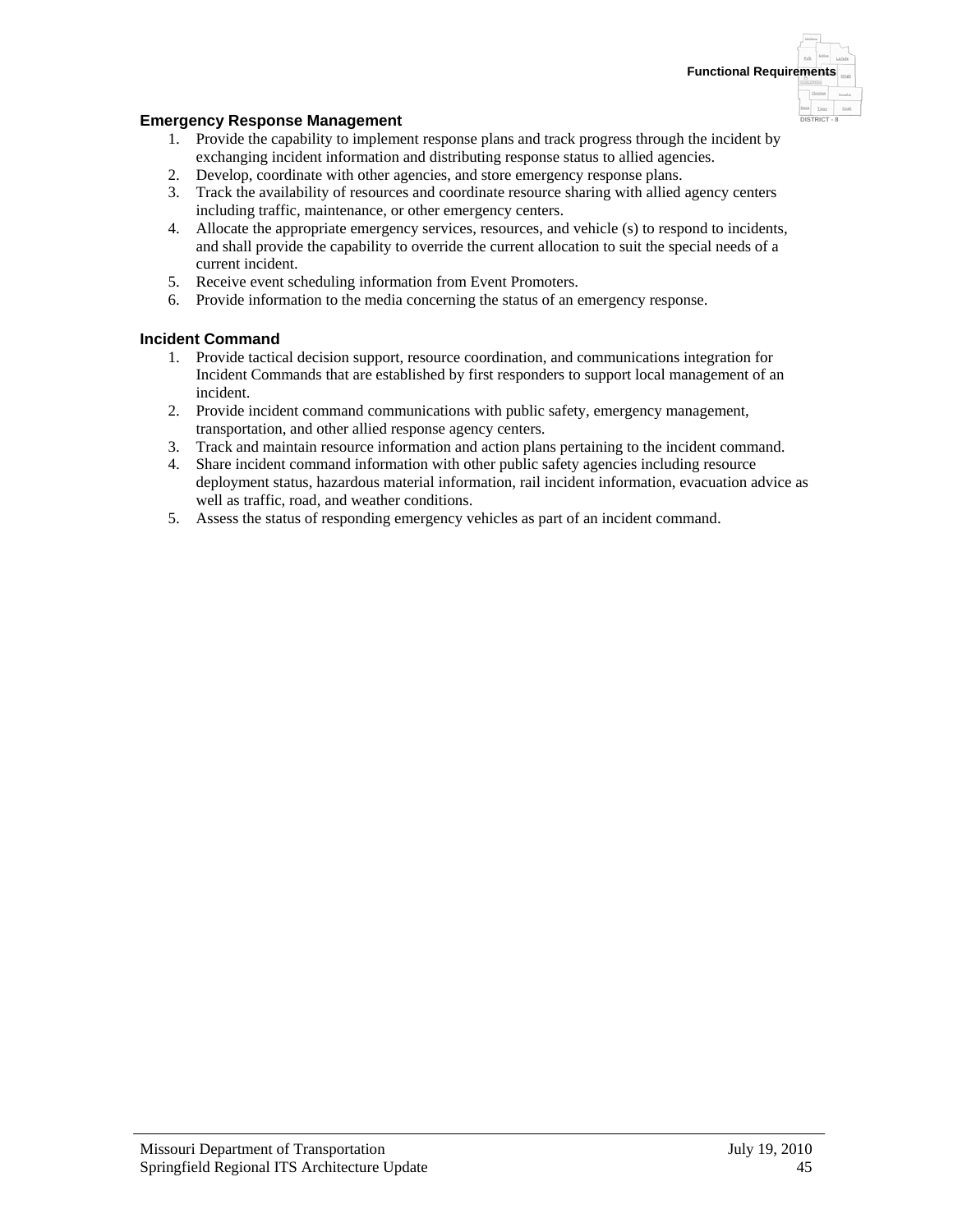### Emergency Response Management

1. Provide the capability to implement response plans and track progress through the incident by exchanging incident information and distributing response status to allied agencies.
2. Develop, coordinate with other agencies, and store emergency response plans.
3. Track the availability of resources and coordinate resource sharing with allied agency centers including traffic, maintenance, or other emergency centers.
4. Allocate the appropriate emergency services, resources, and vehicle (s) to respond to incidents, and shall provide the capability to override the current allocation to suit the special needs of a current incident.
5. Receive event scheduling information from Event Promoters.
6. Provide information to the media concerning the status of an emergency response.

### Incident Command

1. Provide tactical decision support, resource coordination, and communications integration for Incident Commands that are established by first responders to support local management of an incident.
2. Provide incident command communications with public safety, emergency management, transportation, and other allied response agency centers.
3. Track and maintain resource information and action plans pertaining to the incident command.
4. Share incident command information with other public safety agencies including resource deployment status, hazardous material information, rail incident information, evacuation advice as well as traffic, road, and weather conditions.
5. Assess the status of responding emergency vehicles as part of an incident command.